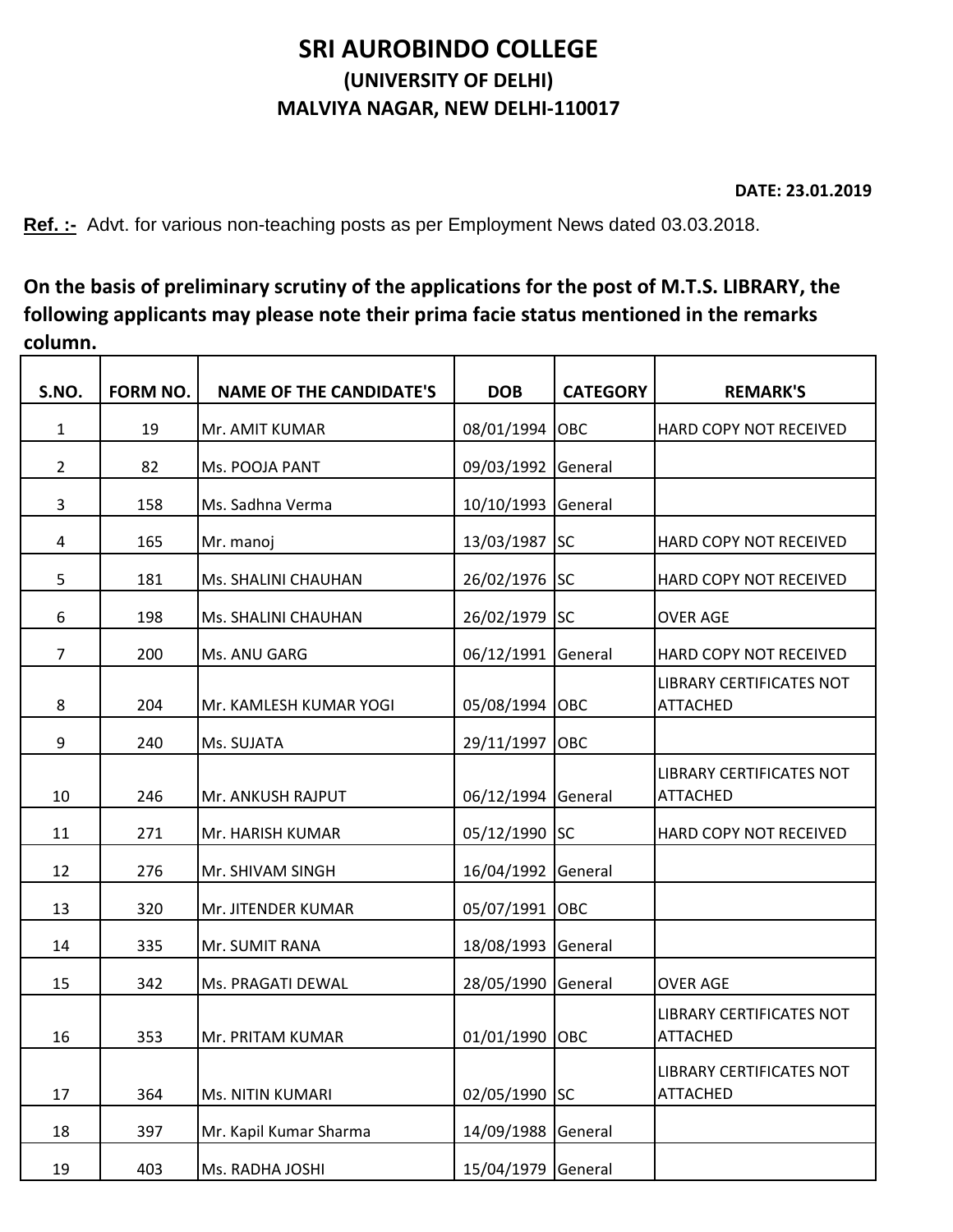# SRI AUROBINDO COLLEGE

## (UNIVERSITY OF DELHI)

## MALVIYA NAGAR, NEW DELHI-110017

**DATE: 23.01.2019**

**Ref. :-** Advt. for various non-teaching posts as per Employment News dated 03.03.2018.

**On the basis of preliminary scrutiny of the applications for the post of M.T.S. LIBRARY, the following applicants may please note their prima facie status mentioned in the remarks column.**

| S.NO. | FORM NO. | NAME OF THE CANDIDATE'S | DOB | CATEGORY | REMARK'S |
|---|---|---|---|---|---|
| 1 | 19 | Mr. AMIT KUMAR | 08/01/1994 | OBC | HARD COPY NOT RECEIVED |
| 2 | 82 | Ms. POOJA PANT | 09/03/1992 | General | |
| 3 | 158 | Ms. Sadhna Verma | 10/10/1993 | General | |
| 4 | 165 | Mr. manoj | 13/03/1987 | SC | HARD COPY NOT RECEIVED |
| 5 | 181 | Ms. SHALINI CHAUHAN | 26/02/1976 | SC | HARD COPY NOT RECEIVED |
| 6 | 198 | Ms. SHALINI CHAUHAN | 26/02/1979 | SC | OVER AGE |
| 7 | 200 | Ms. ANU GARG | 06/12/1991 | General | HARD COPY NOT RECEIVED |
| 8 | 204 | Mr. KAMLESH KUMAR YOGI | 05/08/1994 | OBC | LIBRARY CERTIFICATES NOT ATTACHED |
| 9 | 240 | Ms. SUJATA | 29/11/1997 | OBC | |
| 10 | 246 | Mr. ANKUSH RAJPUT | 06/12/1994 | General | LIBRARY CERTIFICATES NOT ATTACHED |
| 11 | 271 | Mr. HARISH KUMAR | 05/12/1990 | SC | HARD COPY NOT RECEIVED |
| 12 | 276 | Mr. SHIVAM SINGH | 16/04/1992 | General | |
| 13 | 320 | Mr. JITENDER KUMAR | 05/07/1991 | OBC | |
| 14 | 335 | Mr. SUMIT RANA | 18/08/1993 | General | |
| 15 | 342 | Ms. PRAGATI DEWAL | 28/05/1990 | General | OVER AGE |
| 16 | 353 | Mr. PRITAM KUMAR | 01/01/1990 | OBC | LIBRARY CERTIFICATES NOT ATTACHED |
| 17 | 364 | Ms. NITIN KUMARI | 02/05/1990 | SC | LIBRARY CERTIFICATES NOT ATTACHED |
| 18 | 397 | Mr. Kapil Kumar Sharma | 14/09/1988 | General | |
| 19 | 403 | Ms. RADHA JOSHI | 15/04/1979 | General | |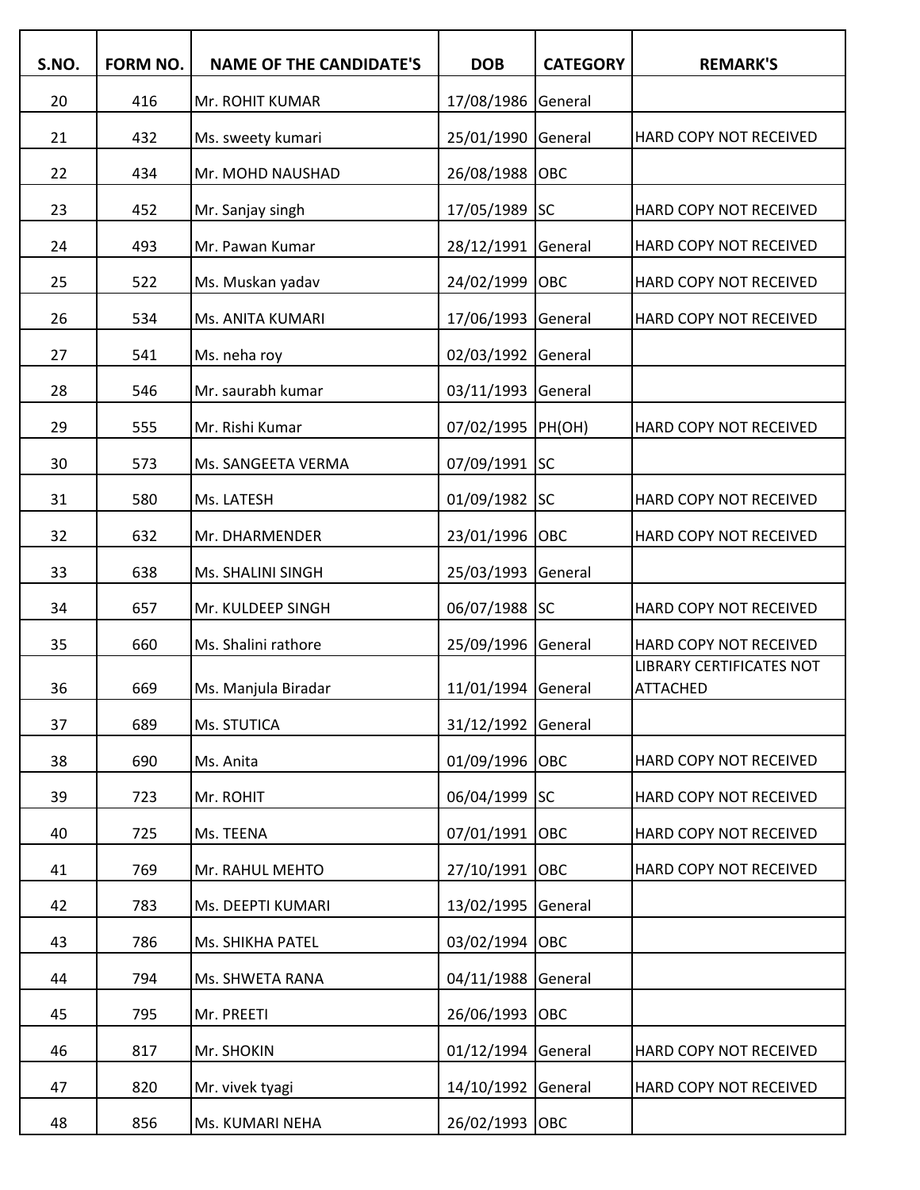| S.NO. | FORM NO. | NAME OF THE CANDIDATE'S | DOB | CATEGORY | REMARK'S |
|---|---|---|---|---|---|
| 20 | 416 | Mr. ROHIT KUMAR | 17/08/1986 | General | |
| 21 | 432 | Ms. sweety kumari | 25/01/1990 | General | HARD COPY NOT RECEIVED |
| 22 | 434 | Mr. MOHD NAUSHAD | 26/08/1988 | OBC | |
| 23 | 452 | Mr. Sanjay singh | 17/05/1989 | SC | HARD COPY NOT RECEIVED |
| 24 | 493 | Mr. Pawan Kumar | 28/12/1991 | General | HARD COPY NOT RECEIVED |
| 25 | 522 | Ms. Muskan yadav | 24/02/1999 | OBC | HARD COPY NOT RECEIVED |
| 26 | 534 | Ms. ANITA KUMARI | 17/06/1993 | General | HARD COPY NOT RECEIVED |
| 27 | 541 | Ms. neha roy | 02/03/1992 | General | |
| 28 | 546 | Mr. saurabh kumar | 03/11/1993 | General | |
| 29 | 555 | Mr. Rishi Kumar | 07/02/1995 | PH(OH) | HARD COPY NOT RECEIVED |
| 30 | 573 | Ms. SANGEETA VERMA | 07/09/1991 | SC | |
| 31 | 580 | Ms. LATESH | 01/09/1982 | SC | HARD COPY NOT RECEIVED |
| 32 | 632 | Mr. DHARMENDER | 23/01/1996 | OBC | HARD COPY NOT RECEIVED |
| 33 | 638 | Ms. SHALINI SINGH | 25/03/1993 | General | |
| 34 | 657 | Mr. KULDEEP SINGH | 06/07/1988 | SC | HARD COPY NOT RECEIVED |
| 35 | 660 | Ms. Shalini rathore | 25/09/1996 | General | HARD COPY NOT RECEIVED |
| 36 | 669 | Ms. Manjula Biradar | 11/01/1994 | General | LIBRARY CERTIFICATES NOT ATTACHED |
| 37 | 689 | Ms. STUTICA | 31/12/1992 | General | |
| 38 | 690 | Ms. Anita | 01/09/1996 | OBC | HARD COPY NOT RECEIVED |
| 39 | 723 | Mr. ROHIT | 06/04/1999 | SC | HARD COPY NOT RECEIVED |
| 40 | 725 | Ms. TEENA | 07/01/1991 | OBC | HARD COPY NOT RECEIVED |
| 41 | 769 | Mr. RAHUL MEHTO | 27/10/1991 | OBC | HARD COPY NOT RECEIVED |
| 42 | 783 | Ms. DEEPTI KUMARI | 13/02/1995 | General | |
| 43 | 786 | Ms. SHIKHA PATEL | 03/02/1994 | OBC | |
| 44 | 794 | Ms. SHWETA RANA | 04/11/1988 | General | |
| 45 | 795 | Mr. PREETI | 26/06/1993 | OBC | |
| 46 | 817 | Mr. SHOKIN | 01/12/1994 | General | HARD COPY NOT RECEIVED |
| 47 | 820 | Mr. vivek tyagi | 14/10/1992 | General | HARD COPY NOT RECEIVED |
| 48 | 856 | Ms. KUMARI NEHA | 26/02/1993 | OBC | |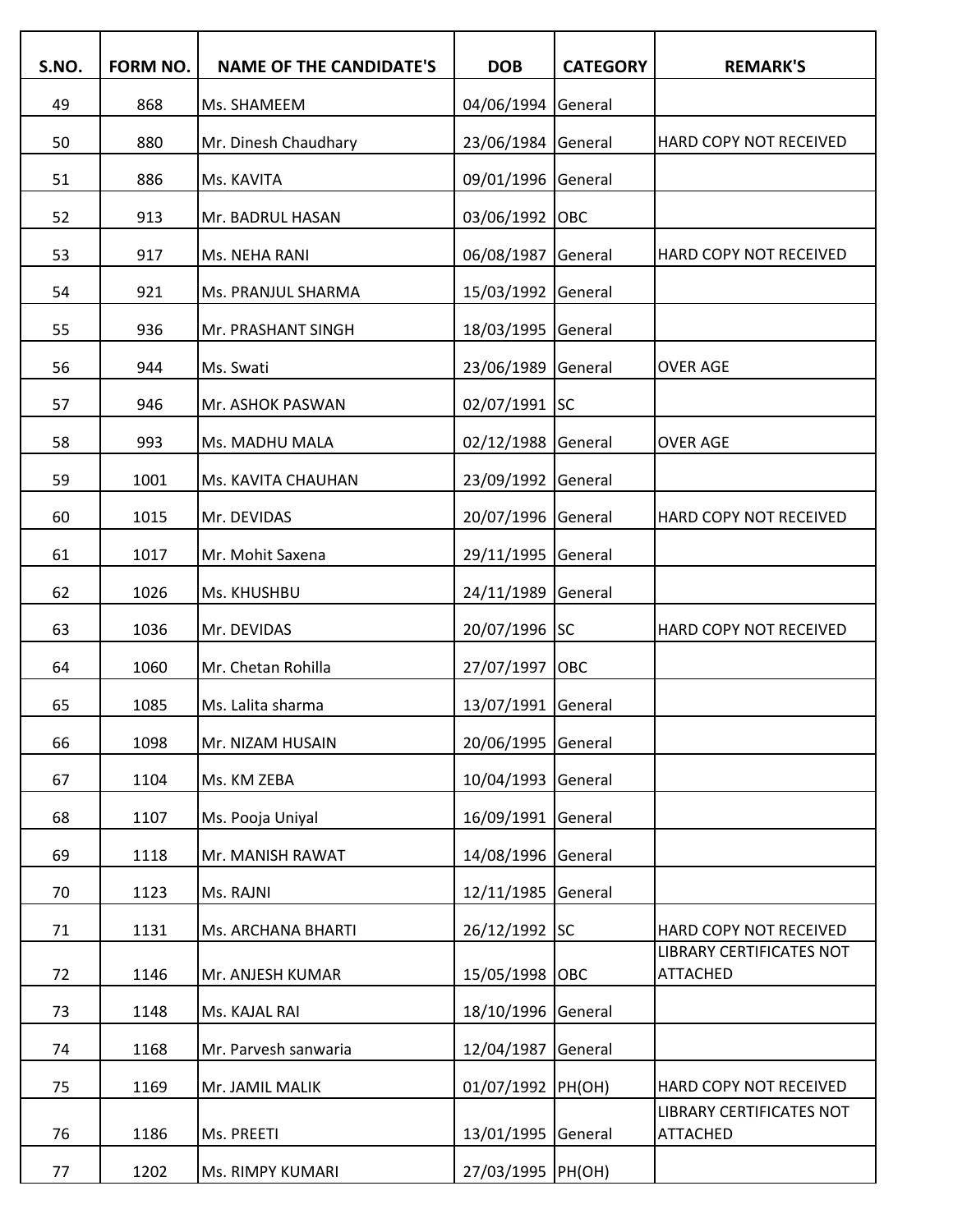| S.NO. | FORM NO. | NAME OF THE CANDIDATE'S | DOB | CATEGORY | REMARK'S |
|---|---|---|---|---|---|
| 49 | 868 | Ms. SHAMEEM | 04/06/1994 | General | |
| 50 | 880 | Mr. Dinesh Chaudhary | 23/06/1984 | General | HARD COPY NOT RECEIVED |
| 51 | 886 | Ms. KAVITA | 09/01/1996 | General | |
| 52 | 913 | Mr. BADRUL HASAN | 03/06/1992 | OBC | |
| 53 | 917 | Ms. NEHA RANI | 06/08/1987 | General | HARD COPY NOT RECEIVED |
| 54 | 921 | Ms. PRANJUL SHARMA | 15/03/1992 | General | |
| 55 | 936 | Mr. PRASHANT SINGH | 18/03/1995 | General | |
| 56 | 944 | Ms. Swati | 23/06/1989 | General | OVER AGE |
| 57 | 946 | Mr. ASHOK PASWAN | 02/07/1991 | SC | |
| 58 | 993 | Ms. MADHU MALA | 02/12/1988 | General | OVER AGE |
| 59 | 1001 | Ms. KAVITA CHAUHAN | 23/09/1992 | General | |
| 60 | 1015 | Mr. DEVIDAS | 20/07/1996 | General | HARD COPY NOT RECEIVED |
| 61 | 1017 | Mr. Mohit Saxena | 29/11/1995 | General | |
| 62 | 1026 | Ms. KHUSHBU | 24/11/1989 | General | |
| 63 | 1036 | Mr. DEVIDAS | 20/07/1996 | SC | HARD COPY NOT RECEIVED |
| 64 | 1060 | Mr. Chetan Rohilla | 27/07/1997 | OBC | |
| 65 | 1085 | Ms. Lalita sharma | 13/07/1991 | General | |
| 66 | 1098 | Mr. NIZAM HUSAIN | 20/06/1995 | General | |
| 67 | 1104 | Ms. KM ZEBA | 10/04/1993 | General | |
| 68 | 1107 | Ms. Pooja Uniyal | 16/09/1991 | General | |
| 69 | 1118 | Mr. MANISH RAWAT | 14/08/1996 | General | |
| 70 | 1123 | Ms. RAJNI | 12/11/1985 | General | |
| 71 | 1131 | Ms. ARCHANA BHARTI | 26/12/1992 | SC | HARD COPY NOT RECEIVED |
| 72 | 1146 | Mr. ANJESH KUMAR | 15/05/1998 | OBC | LIBRARY CERTIFICATES NOT ATTACHED |
| 73 | 1148 | Ms. KAJAL RAI | 18/10/1996 | General | |
| 74 | 1168 | Mr. Parvesh sanwaria | 12/04/1987 | General | |
| 75 | 1169 | Mr. JAMIL MALIK | 01/07/1992 | PH(OH) | HARD COPY NOT RECEIVED |
| 76 | 1186 | Ms. PREETI | 13/01/1995 | General | LIBRARY CERTIFICATES NOT ATTACHED |
| 77 | 1202 | Ms. RIMPY KUMARI | 27/03/1995 | PH(OH) | |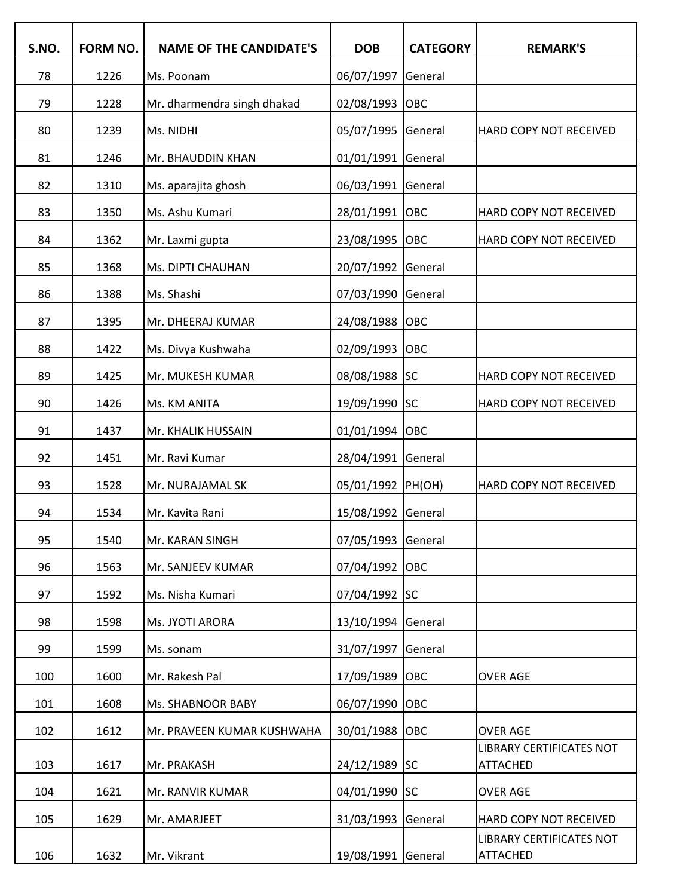| S.NO. | FORM NO. | NAME OF THE CANDIDATE'S | DOB | CATEGORY | REMARK'S |
|---|---|---|---|---|---|
| 78 | 1226 | Ms. Poonam | 06/07/1997 | General | |
| 79 | 1228 | Mr. dharmendra singh dhakad | 02/08/1993 | OBC | |
| 80 | 1239 | Ms. NIDHI | 05/07/1995 | General | HARD COPY NOT RECEIVED |
| 81 | 1246 | Mr. BHAUDDIN KHAN | 01/01/1991 | General | |
| 82 | 1310 | Ms. aparajita ghosh | 06/03/1991 | General | |
| 83 | 1350 | Ms. Ashu Kumari | 28/01/1991 | OBC | HARD COPY NOT RECEIVED |
| 84 | 1362 | Mr. Laxmi gupta | 23/08/1995 | OBC | HARD COPY NOT RECEIVED |
| 85 | 1368 | Ms. DIPTI CHAUHAN | 20/07/1992 | General | |
| 86 | 1388 | Ms. Shashi | 07/03/1990 | General | |
| 87 | 1395 | Mr. DHEERAJ KUMAR | 24/08/1988 | OBC | |
| 88 | 1422 | Ms. Divya Kushwaha | 02/09/1993 | OBC | |
| 89 | 1425 | Mr. MUKESH KUMAR | 08/08/1988 | SC | HARD COPY NOT RECEIVED |
| 90 | 1426 | Ms. KM ANITA | 19/09/1990 | SC | HARD COPY NOT RECEIVED |
| 91 | 1437 | Mr. KHALIK HUSSAIN | 01/01/1994 | OBC | |
| 92 | 1451 | Mr. Ravi Kumar | 28/04/1991 | General | |
| 93 | 1528 | Mr. NURAJAMAL SK | 05/01/1992 | PH(OH) | HARD COPY NOT RECEIVED |
| 94 | 1534 | Mr. Kavita Rani | 15/08/1992 | General | |
| 95 | 1540 | Mr. KARAN SINGH | 07/05/1993 | General | |
| 96 | 1563 | Mr. SANJEEV KUMAR | 07/04/1992 | OBC | |
| 97 | 1592 | Ms. Nisha Kumari | 07/04/1992 | SC | |
| 98 | 1598 | Ms. JYOTI ARORA | 13/10/1994 | General | |
| 99 | 1599 | Ms. sonam | 31/07/1997 | General | |
| 100 | 1600 | Mr. Rakesh Pal | 17/09/1989 | OBC | OVER AGE |
| 101 | 1608 | Ms. SHABNOOR BABY | 06/07/1990 | OBC | |
| 102 | 1612 | Mr. PRAVEEN KUMAR KUSHWAHA | 30/01/1988 | OBC | OVER AGE |
| 103 | 1617 | Mr. PRAKASH | 24/12/1989 | SC | LIBRARY CERTIFICATES NOT ATTACHED |
| 104 | 1621 | Mr. RANVIR KUMAR | 04/01/1990 | SC | OVER AGE |
| 105 | 1629 | Mr. AMARJEET | 31/03/1993 | General | HARD COPY NOT RECEIVED |
| 106 | 1632 | Mr. Vikrant | 19/08/1991 | General | LIBRARY CERTIFICATES NOT ATTACHED |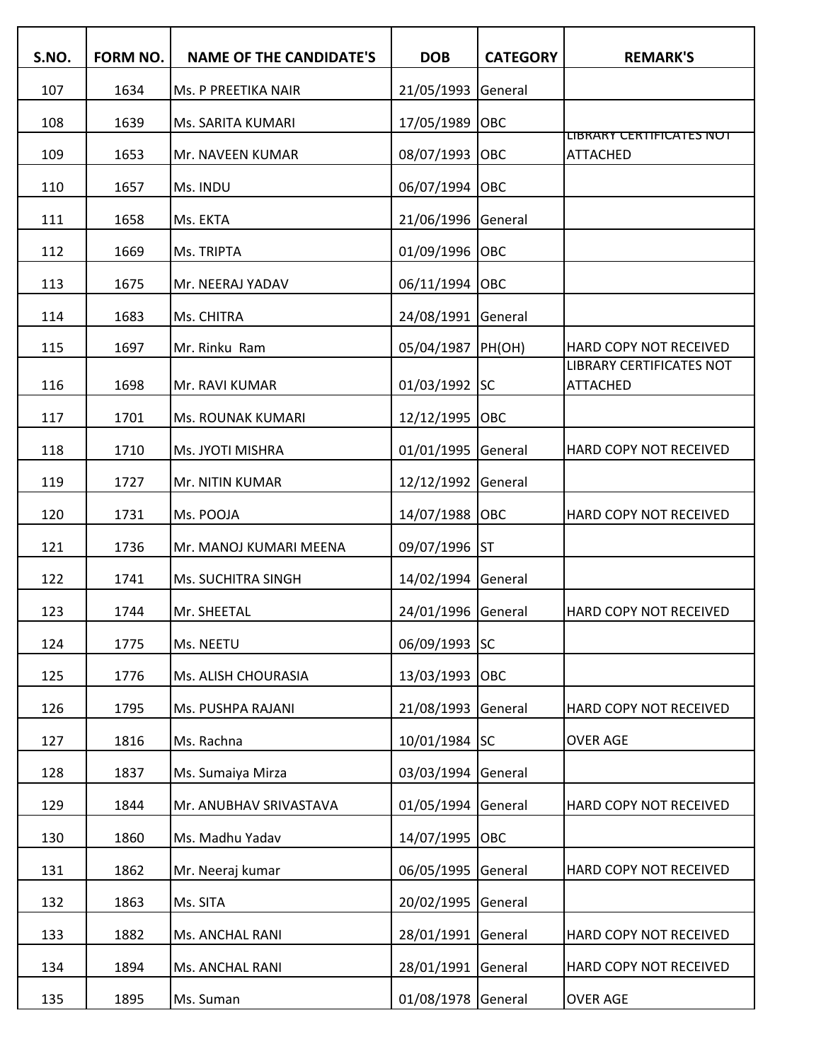| S.NO. | FORM NO. | NAME OF THE CANDIDATE'S | DOB | CATEGORY | REMARK'S |
|---|---|---|---|---|---|
| 107 | 1634 | Ms. P PREETIKA NAIR | 21/05/1993 | General | |
| 108 | 1639 | Ms. SARITA KUMARI | 17/05/1989 | OBC | |
| 109 | 1653 | Mr. NAVEEN KUMAR | 08/07/1993 | OBC | LIBRARY CERTIFICATES NOT ATTACHED |
| 110 | 1657 | Ms. INDU | 06/07/1994 | OBC | |
| 111 | 1658 | Ms. EKTA | 21/06/1996 | General | |
| 112 | 1669 | Ms. TRIPTA | 01/09/1996 | OBC | |
| 113 | 1675 | Mr. NEERAJ YADAV | 06/11/1994 | OBC | |
| 114 | 1683 | Ms. CHITRA | 24/08/1991 | General | |
| 115 | 1697 | Mr. Rinku Ram | 05/04/1987 | PH(OH) | HARD COPY NOT RECEIVED |
| 116 | 1698 | Mr. RAVI KUMAR | 01/03/1992 | SC | LIBRARY CERTIFICATES NOT ATTACHED |
| 117 | 1701 | Ms. ROUNAK KUMARI | 12/12/1995 | OBC | |
| 118 | 1710 | Ms. JYOTI MISHRA | 01/01/1995 | General | HARD COPY NOT RECEIVED |
| 119 | 1727 | Mr. NITIN KUMAR | 12/12/1992 | General | |
| 120 | 1731 | Ms. POOJA | 14/07/1988 | OBC | HARD COPY NOT RECEIVED |
| 121 | 1736 | Mr. MANOJ KUMARI MEENA | 09/07/1996 | ST | |
| 122 | 1741 | Ms. SUCHITRA SINGH | 14/02/1994 | General | |
| 123 | 1744 | Mr. SHEETAL | 24/01/1996 | General | HARD COPY NOT RECEIVED |
| 124 | 1775 | Ms. NEETU | 06/09/1993 | SC | |
| 125 | 1776 | Ms. ALISH CHOURASIA | 13/03/1993 | OBC | |
| 126 | 1795 | Ms. PUSHPA RAJANI | 21/08/1993 | General | HARD COPY NOT RECEIVED |
| 127 | 1816 | Ms. Rachna | 10/01/1984 | SC | OVER AGE |
| 128 | 1837 | Ms. Sumaiya Mirza | 03/03/1994 | General | |
| 129 | 1844 | Mr. ANUBHAV SRIVASTAVA | 01/05/1994 | General | HARD COPY NOT RECEIVED |
| 130 | 1860 | Ms. Madhu Yadav | 14/07/1995 | OBC | |
| 131 | 1862 | Mr. Neeraj kumar | 06/05/1995 | General | HARD COPY NOT RECEIVED |
| 132 | 1863 | Ms. SITA | 20/02/1995 | General | |
| 133 | 1882 | Ms. ANCHAL RANI | 28/01/1991 | General | HARD COPY NOT RECEIVED |
| 134 | 1894 | Ms. ANCHAL RANI | 28/01/1991 | General | HARD COPY NOT RECEIVED |
| 135 | 1895 | Ms. Suman | 01/08/1978 | General | OVER AGE |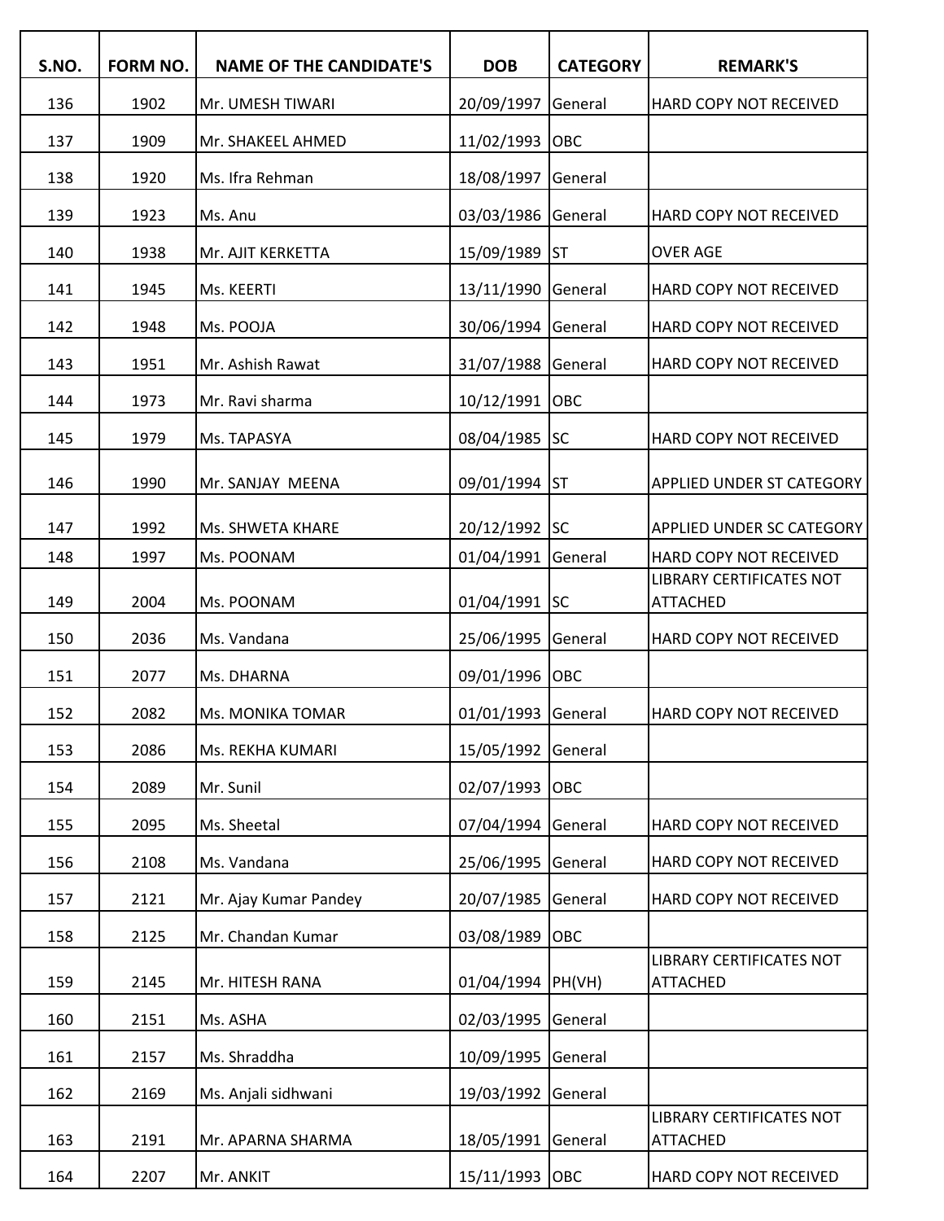| S.NO. | FORM NO. | NAME OF THE CANDIDATE'S | DOB | CATEGORY | REMARK'S |
|---|---|---|---|---|---|
| 136 | 1902 | Mr. UMESH TIWARI | 20/09/1997 | General | HARD COPY NOT RECEIVED |
| 137 | 1909 | Mr. SHAKEEL AHMED | 11/02/1993 | OBC | |
| 138 | 1920 | Ms. Ifra Rehman | 18/08/1997 | General | |
| 139 | 1923 | Ms. Anu | 03/03/1986 | General | HARD COPY NOT RECEIVED |
| 140 | 1938 | Mr. AJIT KERKETTA | 15/09/1989 | ST | OVER AGE |
| 141 | 1945 | Ms. KEERTI | 13/11/1990 | General | HARD COPY NOT RECEIVED |
| 142 | 1948 | Ms. POOJA | 30/06/1994 | General | HARD COPY NOT RECEIVED |
| 143 | 1951 | Mr. Ashish Rawat | 31/07/1988 | General | HARD COPY NOT RECEIVED |
| 144 | 1973 | Mr. Ravi sharma | 10/12/1991 | OBC | |
| 145 | 1979 | Ms. TAPASYA | 08/04/1985 | SC | HARD COPY NOT RECEIVED |
| 146 | 1990 | Mr. SANJAY MEENA | 09/01/1994 | ST | APPLIED UNDER ST CATEGORY |
| 147 | 1992 | Ms. SHWETA KHARE | 20/12/1992 | SC | APPLIED UNDER SC CATEGORY |
| 148 | 1997 | Ms. POONAM | 01/04/1991 | General | HARD COPY NOT RECEIVED |
| 149 | 2004 | Ms. POONAM | 01/04/1991 | SC | LIBRARY CERTIFICATES NOT ATTACHED |
| 150 | 2036 | Ms. Vandana | 25/06/1995 | General | HARD COPY NOT RECEIVED |
| 151 | 2077 | Ms. DHARNA | 09/01/1996 | OBC | |
| 152 | 2082 | Ms. MONIKA TOMAR | 01/01/1993 | General | HARD COPY NOT RECEIVED |
| 153 | 2086 | Ms. REKHA KUMARI | 15/05/1992 | General | |
| 154 | 2089 | Mr. Sunil | 02/07/1993 | OBC | |
| 155 | 2095 | Ms. Sheetal | 07/04/1994 | General | HARD COPY NOT RECEIVED |
| 156 | 2108 | Ms. Vandana | 25/06/1995 | General | HARD COPY NOT RECEIVED |
| 157 | 2121 | Mr. Ajay Kumar Pandey | 20/07/1985 | General | HARD COPY NOT RECEIVED |
| 158 | 2125 | Mr. Chandan Kumar | 03/08/1989 | OBC | |
| 159 | 2145 | Mr. HITESH RANA | 01/04/1994 | PH(VH) | LIBRARY CERTIFICATES NOT ATTACHED |
| 160 | 2151 | Ms. ASHA | 02/03/1995 | General | |
| 161 | 2157 | Ms. Shraddha | 10/09/1995 | General | |
| 162 | 2169 | Ms. Anjali sidhwani | 19/03/1992 | General | |
| 163 | 2191 | Mr. APARNA SHARMA | 18/05/1991 | General | LIBRARY CERTIFICATES NOT ATTACHED |
| 164 | 2207 | Mr. ANKIT | 15/11/1993 | OBC | HARD COPY NOT RECEIVED |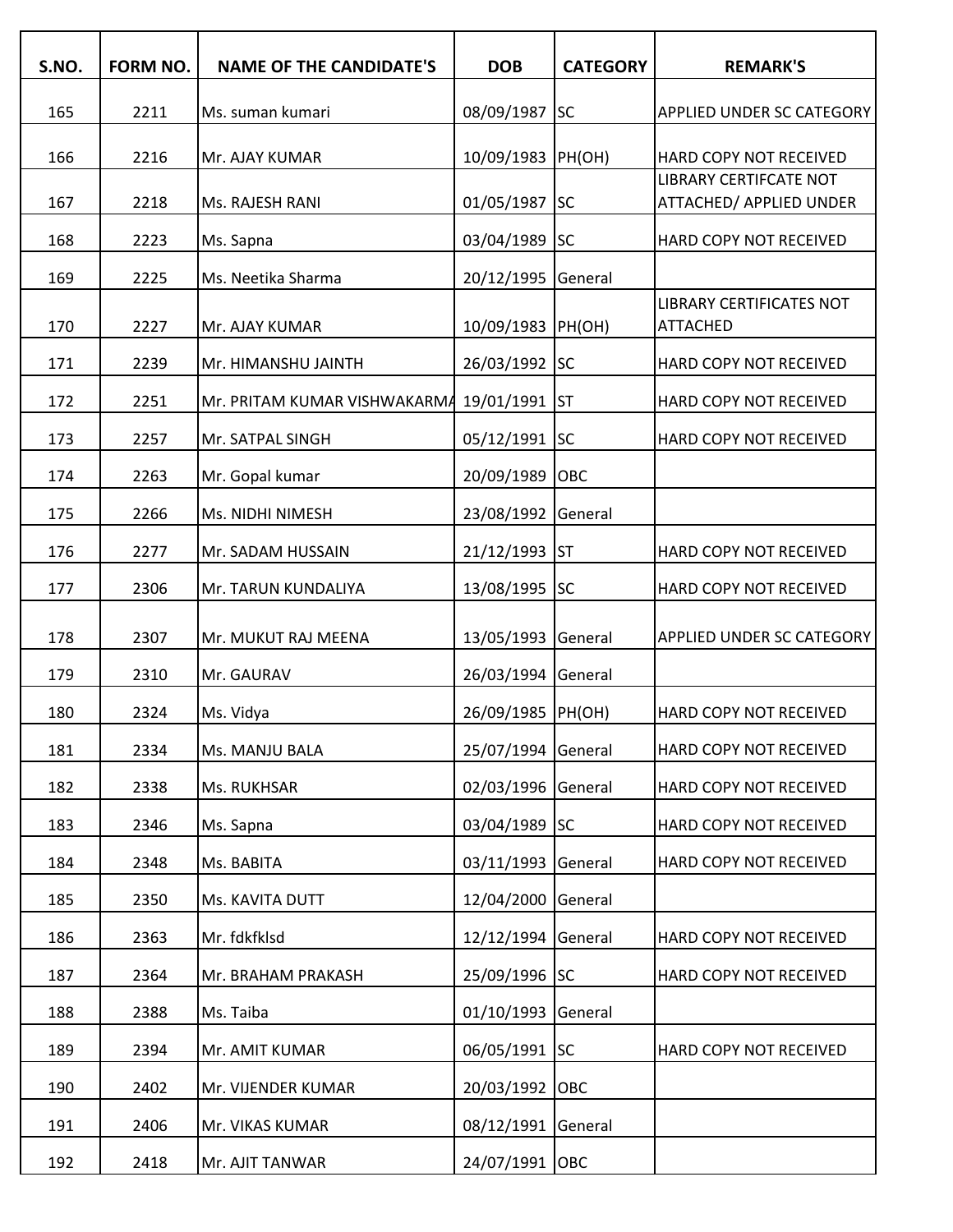| S.NO. | FORM NO. | NAME OF THE CANDIDATE'S | DOB | CATEGORY | REMARK'S |
|---|---|---|---|---|---|
| 165 | 2211 | Ms. suman kumari | 08/09/1987 | SC | APPLIED UNDER SC CATEGORY |
| 166 | 2216 | Mr. AJAY KUMAR | 10/09/1983 | PH(OH) | HARD COPY NOT RECEIVED |
| 167 | 2218 | Ms. RAJESH RANI | 01/05/1987 | SC | LIBRARY CERTIFCATE NOT ATTACHED/ APPLIED UNDER |
| 168 | 2223 | Ms. Sapna | 03/04/1989 | SC | HARD COPY NOT RECEIVED |
| 169 | 2225 | Ms. Neetika Sharma | 20/12/1995 | General | |
| 170 | 2227 | Mr. AJAY KUMAR | 10/09/1983 | PH(OH) | LIBRARY CERTIFICATES NOT ATTACHED |
| 171 | 2239 | Mr. HIMANSHU JAINTH | 26/03/1992 | SC | HARD COPY NOT RECEIVED |
| 172 | 2251 | Mr. PRITAM KUMAR VISHWAKARMA | 19/01/1991 | ST | HARD COPY NOT RECEIVED |
| 173 | 2257 | Mr. SATPAL SINGH | 05/12/1991 | SC | HARD COPY NOT RECEIVED |
| 174 | 2263 | Mr. Gopal kumar | 20/09/1989 | OBC | |
| 175 | 2266 | Ms. NIDHI NIMESH | 23/08/1992 | General | |
| 176 | 2277 | Mr. SADAM HUSSAIN | 21/12/1993 | ST | HARD COPY NOT RECEIVED |
| 177 | 2306 | Mr. TARUN KUNDALIYA | 13/08/1995 | SC | HARD COPY NOT RECEIVED |
| 178 | 2307 | Mr. MUKUT RAJ MEENA | 13/05/1993 | General | APPLIED UNDER SC CATEGORY |
| 179 | 2310 | Mr. GAURAV | 26/03/1994 | General | |
| 180 | 2324 | Ms. Vidya | 26/09/1985 | PH(OH) | HARD COPY NOT RECEIVED |
| 181 | 2334 | Ms. MANJU BALA | 25/07/1994 | General | HARD COPY NOT RECEIVED |
| 182 | 2338 | Ms. RUKHSAR | 02/03/1996 | General | HARD COPY NOT RECEIVED |
| 183 | 2346 | Ms. Sapna | 03/04/1989 | SC | HARD COPY NOT RECEIVED |
| 184 | 2348 | Ms. BABITA | 03/11/1993 | General | HARD COPY NOT RECEIVED |
| 185 | 2350 | Ms. KAVITA DUTT | 12/04/2000 | General | |
| 186 | 2363 | Mr. fdkfklsd | 12/12/1994 | General | HARD COPY NOT RECEIVED |
| 187 | 2364 | Mr. BRAHAM PRAKASH | 25/09/1996 | SC | HARD COPY NOT RECEIVED |
| 188 | 2388 | Ms. Taiba | 01/10/1993 | General | |
| 189 | 2394 | Mr. AMIT KUMAR | 06/05/1991 | SC | HARD COPY NOT RECEIVED |
| 190 | 2402 | Mr. VIJENDER KUMAR | 20/03/1992 | OBC | |
| 191 | 2406 | Mr. VIKAS KUMAR | 08/12/1991 | General | |
| 192 | 2418 | Mr. AJIT TANWAR | 24/07/1991 | OBC | |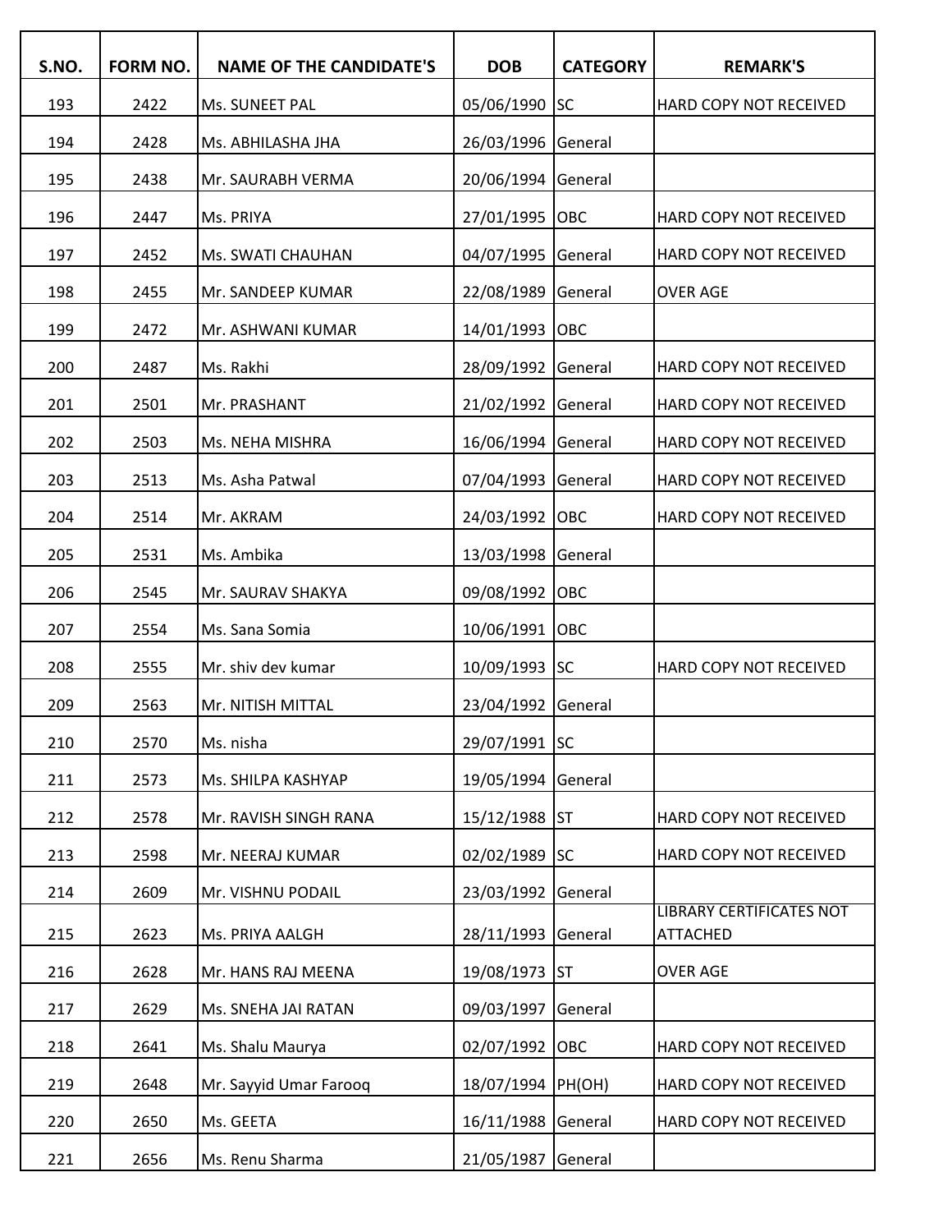| S.NO. | FORM NO. | NAME OF THE CANDIDATE'S | DOB | CATEGORY | REMARK'S |
|---|---|---|---|---|---|
| 193 | 2422 | Ms. SUNEET PAL | 05/06/1990 | SC | HARD COPY NOT RECEIVED |
| 194 | 2428 | Ms. ABHILASHA JHA | 26/03/1996 | General | |
| 195 | 2438 | Mr. SAURABH VERMA | 20/06/1994 | General | |
| 196 | 2447 | Ms. PRIYA | 27/01/1995 | OBC | HARD COPY NOT RECEIVED |
| 197 | 2452 | Ms. SWATI CHAUHAN | 04/07/1995 | General | HARD COPY NOT RECEIVED |
| 198 | 2455 | Mr. SANDEEP KUMAR | 22/08/1989 | General | OVER AGE |
| 199 | 2472 | Mr. ASHWANI KUMAR | 14/01/1993 | OBC | |
| 200 | 2487 | Ms. Rakhi | 28/09/1992 | General | HARD COPY NOT RECEIVED |
| 201 | 2501 | Mr. PRASHANT | 21/02/1992 | General | HARD COPY NOT RECEIVED |
| 202 | 2503 | Ms. NEHA MISHRA | 16/06/1994 | General | HARD COPY NOT RECEIVED |
| 203 | 2513 | Ms. Asha Patwal | 07/04/1993 | General | HARD COPY NOT RECEIVED |
| 204 | 2514 | Mr. AKRAM | 24/03/1992 | OBC | HARD COPY NOT RECEIVED |
| 205 | 2531 | Ms. Ambika | 13/03/1998 | General | |
| 206 | 2545 | Mr. SAURAV SHAKYA | 09/08/1992 | OBC | |
| 207 | 2554 | Ms. Sana Somia | 10/06/1991 | OBC | |
| 208 | 2555 | Mr. shiv dev kumar | 10/09/1993 | SC | HARD COPY NOT RECEIVED |
| 209 | 2563 | Mr. NITISH MITTAL | 23/04/1992 | General | |
| 210 | 2570 | Ms. nisha | 29/07/1991 | SC | |
| 211 | 2573 | Ms. SHILPA KASHYAP | 19/05/1994 | General | |
| 212 | 2578 | Mr. RAVISH SINGH RANA | 15/12/1988 | ST | HARD COPY NOT RECEIVED |
| 213 | 2598 | Mr. NEERAJ KUMAR | 02/02/1989 | SC | HARD COPY NOT RECEIVED |
| 214 | 2609 | Mr. VISHNU PODAIL | 23/03/1992 | General | |
| 215 | 2623 | Ms. PRIYA AALGH | 28/11/1993 | General | LIBRARY CERTIFICATES NOT ATTACHED |
| 216 | 2628 | Mr. HANS RAJ MEENA | 19/08/1973 | ST | OVER AGE |
| 217 | 2629 | Ms. SNEHA JAI RATAN | 09/03/1997 | General | |
| 218 | 2641 | Ms. Shalu Maurya | 02/07/1992 | OBC | HARD COPY NOT RECEIVED |
| 219 | 2648 | Mr. Sayyid Umar Farooq | 18/07/1994 | PH(OH) | HARD COPY NOT RECEIVED |
| 220 | 2650 | Ms. GEETA | 16/11/1988 | General | HARD COPY NOT RECEIVED |
| 221 | 2656 | Ms. Renu Sharma | 21/05/1987 | General | |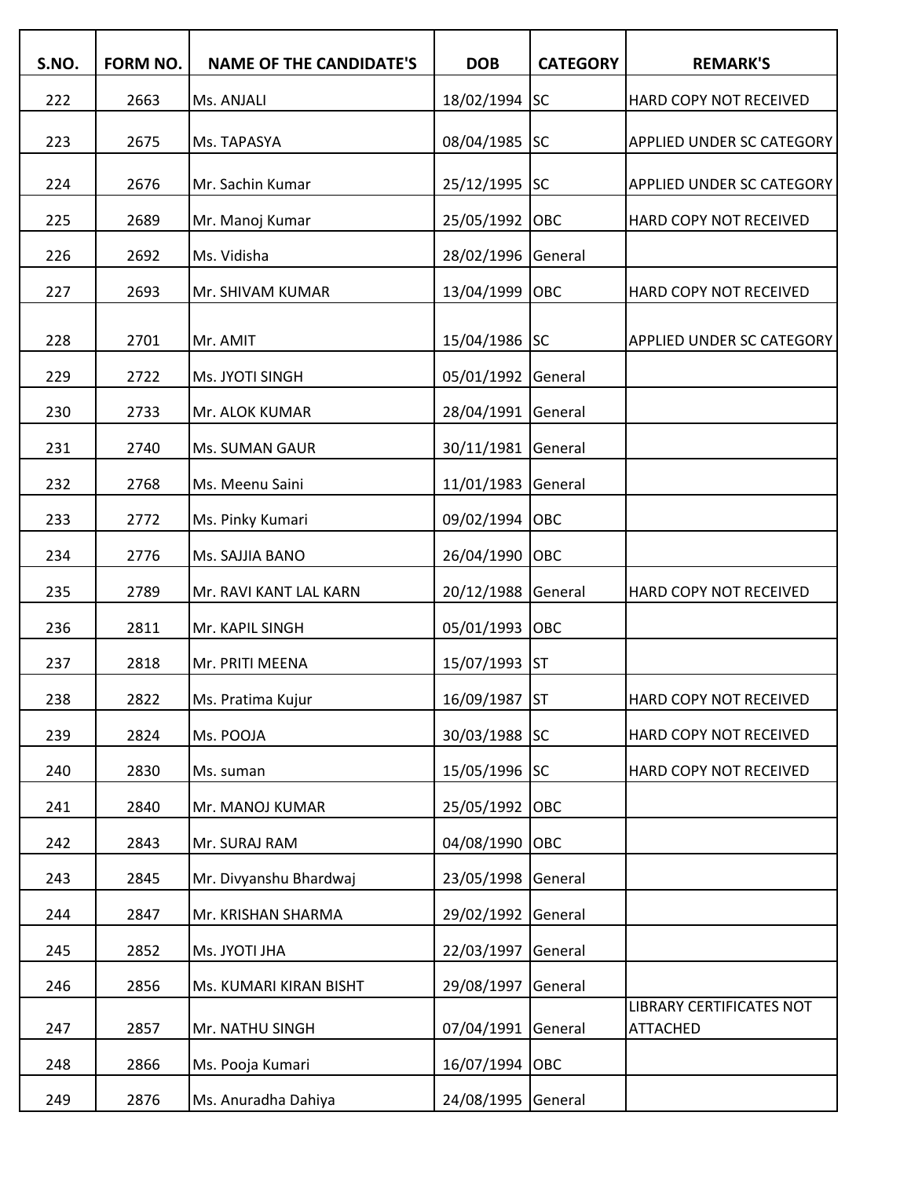| S.NO. | FORM NO. | NAME OF THE CANDIDATE'S | DOB | CATEGORY | REMARK'S |
|---|---|---|---|---|---|
| 222 | 2663 | Ms. ANJALI | 18/02/1994 | SC | HARD COPY NOT RECEIVED |
| 223 | 2675 | Ms. TAPASYA | 08/04/1985 | SC | APPLIED UNDER SC CATEGORY |
| 224 | 2676 | Mr. Sachin Kumar | 25/12/1995 | SC | APPLIED UNDER SC CATEGORY |
| 225 | 2689 | Mr. Manoj Kumar | 25/05/1992 | OBC | HARD COPY NOT RECEIVED |
| 226 | 2692 | Ms. Vidisha | 28/02/1996 | General | |
| 227 | 2693 | Mr. SHIVAM KUMAR | 13/04/1999 | OBC | HARD COPY NOT RECEIVED |
| 228 | 2701 | Mr. AMIT | 15/04/1986 | SC | APPLIED UNDER SC CATEGORY |
| 229 | 2722 | Ms. JYOTI SINGH | 05/01/1992 | General | |
| 230 | 2733 | Mr. ALOK KUMAR | 28/04/1991 | General | |
| 231 | 2740 | Ms. SUMAN GAUR | 30/11/1981 | General | |
| 232 | 2768 | Ms. Meenu Saini | 11/01/1983 | General | |
| 233 | 2772 | Ms. Pinky Kumari | 09/02/1994 | OBC | |
| 234 | 2776 | Ms. SAJJIA BANO | 26/04/1990 | OBC | |
| 235 | 2789 | Mr. RAVI KANT LAL KARN | 20/12/1988 | General | HARD COPY NOT RECEIVED |
| 236 | 2811 | Mr. KAPIL SINGH | 05/01/1993 | OBC | |
| 237 | 2818 | Mr. PRITI MEENA | 15/07/1993 | ST | |
| 238 | 2822 | Ms. Pratima Kujur | 16/09/1987 | ST | HARD COPY NOT RECEIVED |
| 239 | 2824 | Ms. POOJA | 30/03/1988 | SC | HARD COPY NOT RECEIVED |
| 240 | 2830 | Ms. suman | 15/05/1996 | SC | HARD COPY NOT RECEIVED |
| 241 | 2840 | Mr. MANOJ KUMAR | 25/05/1992 | OBC | |
| 242 | 2843 | Mr. SURAJ RAM | 04/08/1990 | OBC | |
| 243 | 2845 | Mr. Divyanshu Bhardwaj | 23/05/1998 | General | |
| 244 | 2847 | Mr. KRISHAN SHARMA | 29/02/1992 | General | |
| 245 | 2852 | Ms. JYOTI JHA | 22/03/1997 | General | |
| 246 | 2856 | Ms. KUMARI KIRAN BISHT | 29/08/1997 | General | |
| 247 | 2857 | Mr. NATHU SINGH | 07/04/1991 | General | LIBRARY CERTIFICATES NOT ATTACHED |
| 248 | 2866 | Ms. Pooja Kumari | 16/07/1994 | OBC | |
| 249 | 2876 | Ms. Anuradha Dahiya | 24/08/1995 | General | |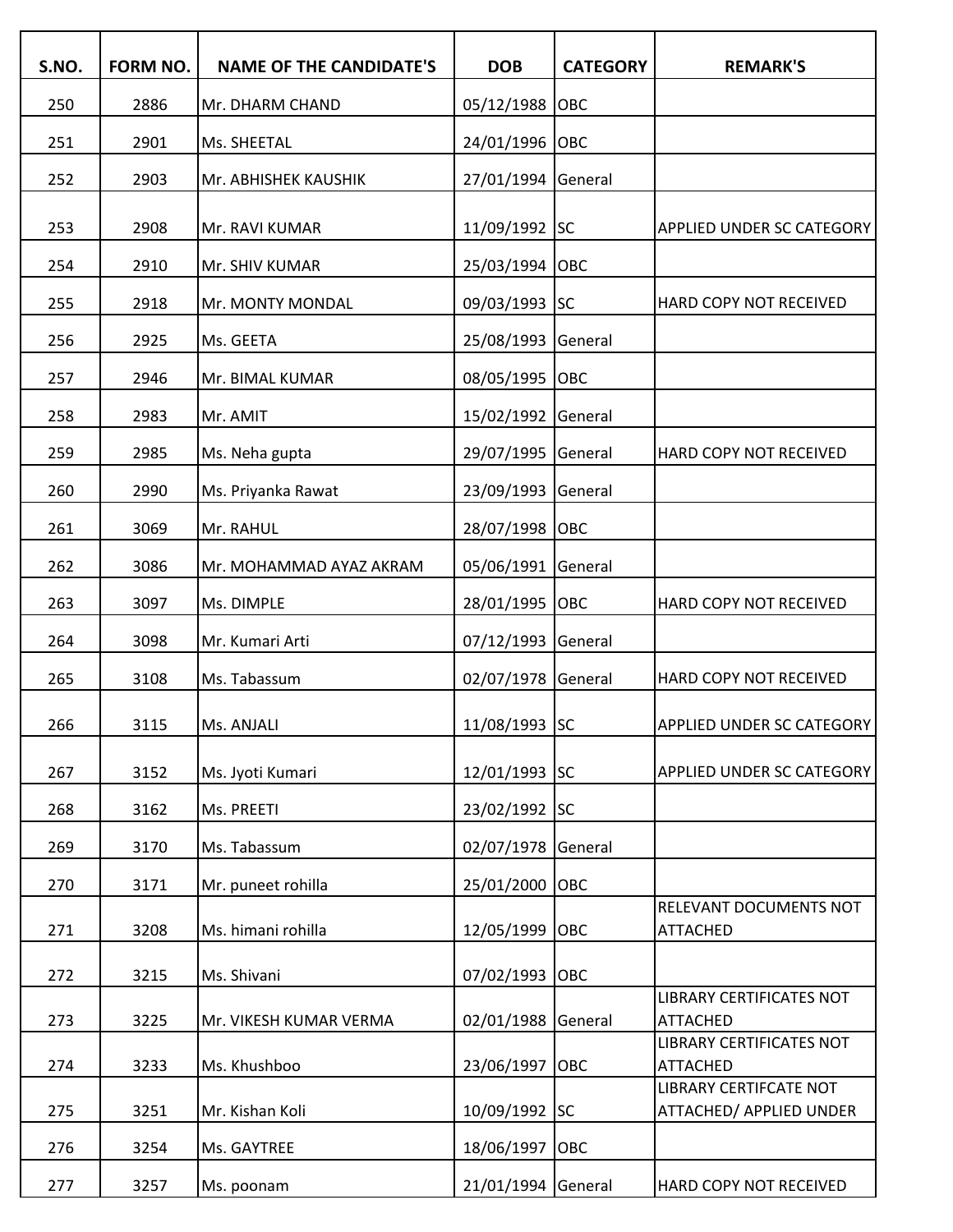| S.NO. | FORM NO. | NAME OF THE CANDIDATE'S | DOB | CATEGORY | REMARK'S |
|---|---|---|---|---|---|
| 250 | 2886 | Mr. DHARM CHAND | 05/12/1988 | OBC | |
| 251 | 2901 | Ms. SHEETAL | 24/01/1996 | OBC | |
| 252 | 2903 | Mr. ABHISHEK KAUSHIK | 27/01/1994 | General | |
| 253 | 2908 | Mr. RAVI KUMAR | 11/09/1992 | SC | APPLIED UNDER SC CATEGORY |
| 254 | 2910 | Mr. SHIV KUMAR | 25/03/1994 | OBC | |
| 255 | 2918 | Mr. MONTY MONDAL | 09/03/1993 | SC | HARD COPY NOT RECEIVED |
| 256 | 2925 | Ms. GEETA | 25/08/1993 | General | |
| 257 | 2946 | Mr. BIMAL KUMAR | 08/05/1995 | OBC | |
| 258 | 2983 | Mr. AMIT | 15/02/1992 | General | |
| 259 | 2985 | Ms. Neha gupta | 29/07/1995 | General | HARD COPY NOT RECEIVED |
| 260 | 2990 | Ms. Priyanka Rawat | 23/09/1993 | General | |
| 261 | 3069 | Mr. RAHUL | 28/07/1998 | OBC | |
| 262 | 3086 | Mr. MOHAMMAD AYAZ AKRAM | 05/06/1991 | General | |
| 263 | 3097 | Ms. DIMPLE | 28/01/1995 | OBC | HARD COPY NOT RECEIVED |
| 264 | 3098 | Mr. Kumari Arti | 07/12/1993 | General | |
| 265 | 3108 | Ms. Tabassum | 02/07/1978 | General | HARD COPY NOT RECEIVED |
| 266 | 3115 | Ms. ANJALI | 11/08/1993 | SC | APPLIED UNDER SC CATEGORY |
| 267 | 3152 | Ms. Jyoti Kumari | 12/01/1993 | SC | APPLIED UNDER SC CATEGORY |
| 268 | 3162 | Ms. PREETI | 23/02/1992 | SC | |
| 269 | 3170 | Ms. Tabassum | 02/07/1978 | General | |
| 270 | 3171 | Mr. puneet rohilla | 25/01/2000 | OBC | |
| 271 | 3208 | Ms. himani rohilla | 12/05/1999 | OBC | RELEVANT DOCUMENTS NOT ATTACHED |
| 272 | 3215 | Ms. Shivani | 07/02/1993 | OBC | |
| 273 | 3225 | Mr. VIKESH KUMAR VERMA | 02/01/1988 | General | LIBRARY CERTIFICATES NOT ATTACHED |
| 274 | 3233 | Ms. Khushboo | 23/06/1997 | OBC | LIBRARY CERTIFICATES NOT ATTACHED |
| 275 | 3251 | Mr. Kishan Koli | 10/09/1992 | SC | LIBRARY CERTIFCATE NOT ATTACHED/ APPLIED UNDER |
| 276 | 3254 | Ms. GAYTREE | 18/06/1997 | OBC | |
| 277 | 3257 | Ms. poonam | 21/01/1994 | General | HARD COPY NOT RECEIVED |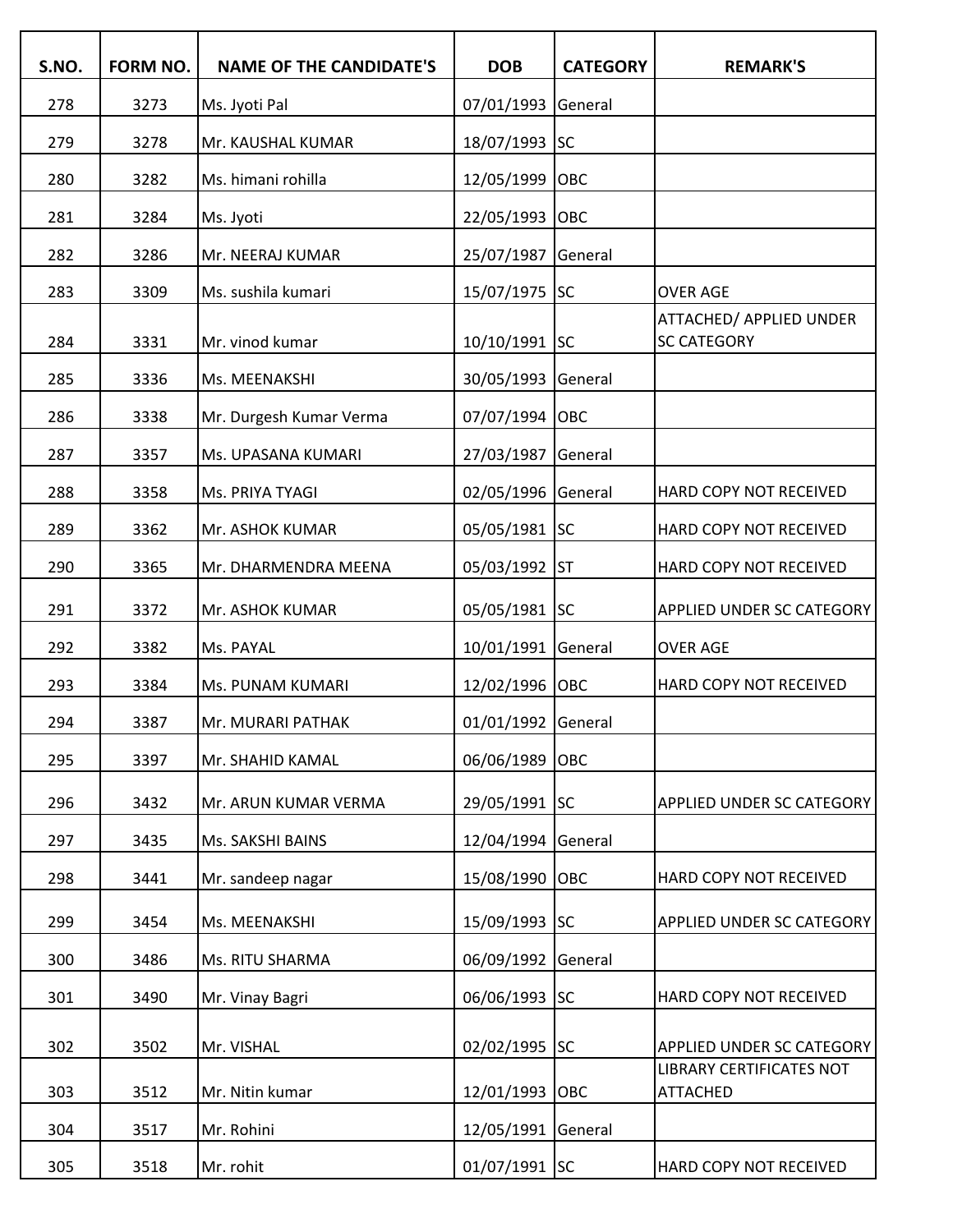| S.NO. | FORM NO. | NAME OF THE CANDIDATE'S | DOB | CATEGORY | REMARK'S |
|---|---|---|---|---|---|
| 278 | 3273 | Ms. Jyoti Pal | 07/01/1993 | General | |
| 279 | 3278 | Mr. KAUSHAL KUMAR | 18/07/1993 | SC | |
| 280 | 3282 | Ms. himani rohilla | 12/05/1999 | OBC | |
| 281 | 3284 | Ms. Jyoti | 22/05/1993 | OBC | |
| 282 | 3286 | Mr. NEERAJ KUMAR | 25/07/1987 | General | |
| 283 | 3309 | Ms. sushila kumari | 15/07/1975 | SC | OVER AGE |
| 284 | 3331 | Mr. vinod kumar | 10/10/1991 | SC | ATTACHED/ APPLIED UNDER SC CATEGORY |
| 285 | 3336 | Ms. MEENAKSHI | 30/05/1993 | General | |
| 286 | 3338 | Mr. Durgesh Kumar Verma | 07/07/1994 | OBC | |
| 287 | 3357 | Ms. UPASANA KUMARI | 27/03/1987 | General | |
| 288 | 3358 | Ms. PRIYA TYAGI | 02/05/1996 | General | HARD COPY NOT RECEIVED |
| 289 | 3362 | Mr. ASHOK KUMAR | 05/05/1981 | SC | HARD COPY NOT RECEIVED |
| 290 | 3365 | Mr. DHARMENDRA MEENA | 05/03/1992 | ST | HARD COPY NOT RECEIVED |
| 291 | 3372 | Mr. ASHOK KUMAR | 05/05/1981 | SC | APPLIED UNDER SC CATEGORY |
| 292 | 3382 | Ms. PAYAL | 10/01/1991 | General | OVER AGE |
| 293 | 3384 | Ms. PUNAM KUMARI | 12/02/1996 | OBC | HARD COPY NOT RECEIVED |
| 294 | 3387 | Mr. MURARI PATHAK | 01/01/1992 | General | |
| 295 | 3397 | Mr. SHAHID KAMAL | 06/06/1989 | OBC | |
| 296 | 3432 | Mr. ARUN KUMAR VERMA | 29/05/1991 | SC | APPLIED UNDER SC CATEGORY |
| 297 | 3435 | Ms. SAKSHI BAINS | 12/04/1994 | General | |
| 298 | 3441 | Mr. sandeep nagar | 15/08/1990 | OBC | HARD COPY NOT RECEIVED |
| 299 | 3454 | Ms. MEENAKSHI | 15/09/1993 | SC | APPLIED UNDER SC CATEGORY |
| 300 | 3486 | Ms. RITU SHARMA | 06/09/1992 | General | |
| 301 | 3490 | Mr. Vinay Bagri | 06/06/1993 | SC | HARD COPY NOT RECEIVED |
| 302 | 3502 | Mr. VISHAL | 02/02/1995 | SC | APPLIED UNDER SC CATEGORY |
| 303 | 3512 | Mr. Nitin kumar | 12/01/1993 | OBC | LIBRARY CERTIFICATES NOT ATTACHED |
| 304 | 3517 | Mr. Rohini | 12/05/1991 | General | |
| 305 | 3518 | Mr. rohit | 01/07/1991 | SC | HARD COPY NOT RECEIVED |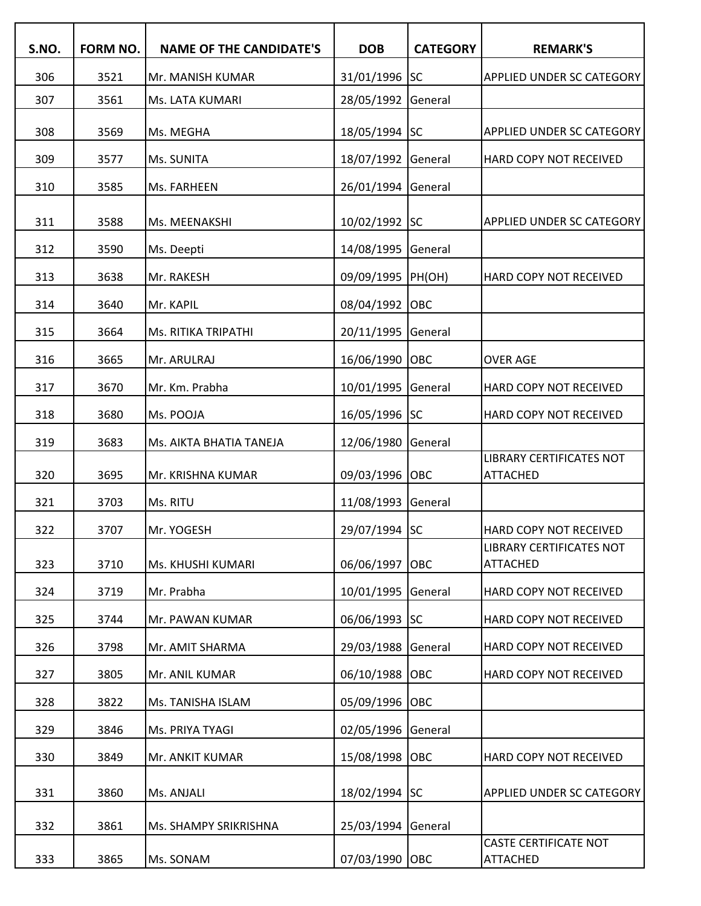| S.NO. | FORM NO. | NAME OF THE CANDIDATE'S | DOB | CATEGORY | REMARK'S |
|---|---|---|---|---|---|
| 306 | 3521 | Mr. MANISH KUMAR | 31/01/1996 | SC | APPLIED UNDER SC CATEGORY |
| 307 | 3561 | Ms. LATA KUMARI | 28/05/1992 | General | |
| 308 | 3569 | Ms. MEGHA | 18/05/1994 | SC | APPLIED UNDER SC CATEGORY |
| 309 | 3577 | Ms. SUNITA | 18/07/1992 | General | HARD COPY NOT RECEIVED |
| 310 | 3585 | Ms. FARHEEN | 26/01/1994 | General | |
| 311 | 3588 | Ms. MEENAKSHI | 10/02/1992 | SC | APPLIED UNDER SC CATEGORY |
| 312 | 3590 | Ms. Deepti | 14/08/1995 | General | |
| 313 | 3638 | Mr. RAKESH | 09/09/1995 | PH(OH) | HARD COPY NOT RECEIVED |
| 314 | 3640 | Mr. KAPIL | 08/04/1992 | OBC | |
| 315 | 3664 | Ms. RITIKA TRIPATHI | 20/11/1995 | General | |
| 316 | 3665 | Mr. ARULRAJ | 16/06/1990 | OBC | OVER AGE |
| 317 | 3670 | Mr. Km. Prabha | 10/01/1995 | General | HARD COPY NOT RECEIVED |
| 318 | 3680 | Ms. POOJA | 16/05/1996 | SC | HARD COPY NOT RECEIVED |
| 319 | 3683 | Ms. AIKTA BHATIA TANEJA | 12/06/1980 | General | |
| 320 | 3695 | Mr. KRISHNA KUMAR | 09/03/1996 | OBC | LIBRARY CERTIFICATES NOT ATTACHED |
| 321 | 3703 | Ms. RITU | 11/08/1993 | General | |
| 322 | 3707 | Mr. YOGESH | 29/07/1994 | SC | HARD COPY NOT RECEIVED |
| 323 | 3710 | Ms. KHUSHI KUMARI | 06/06/1997 | OBC | LIBRARY CERTIFICATES NOT ATTACHED |
| 324 | 3719 | Mr. Prabha | 10/01/1995 | General | HARD COPY NOT RECEIVED |
| 325 | 3744 | Mr. PAWAN KUMAR | 06/06/1993 | SC | HARD COPY NOT RECEIVED |
| 326 | 3798 | Mr. AMIT SHARMA | 29/03/1988 | General | HARD COPY NOT RECEIVED |
| 327 | 3805 | Mr. ANIL KUMAR | 06/10/1988 | OBC | HARD COPY NOT RECEIVED |
| 328 | 3822 | Ms. TANISHA ISLAM | 05/09/1996 | OBC | |
| 329 | 3846 | Ms. PRIYA TYAGI | 02/05/1996 | General | |
| 330 | 3849 | Mr. ANKIT KUMAR | 15/08/1998 | OBC | HARD COPY NOT RECEIVED |
| 331 | 3860 | Ms. ANJALI | 18/02/1994 | SC | APPLIED UNDER SC CATEGORY |
| 332 | 3861 | Ms. SHAMPY SRIKRISHNA | 25/03/1994 | General | |
| 333 | 3865 | Ms. SONAM | 07/03/1990 | OBC | CASTE CERTIFICATE NOT ATTACHED |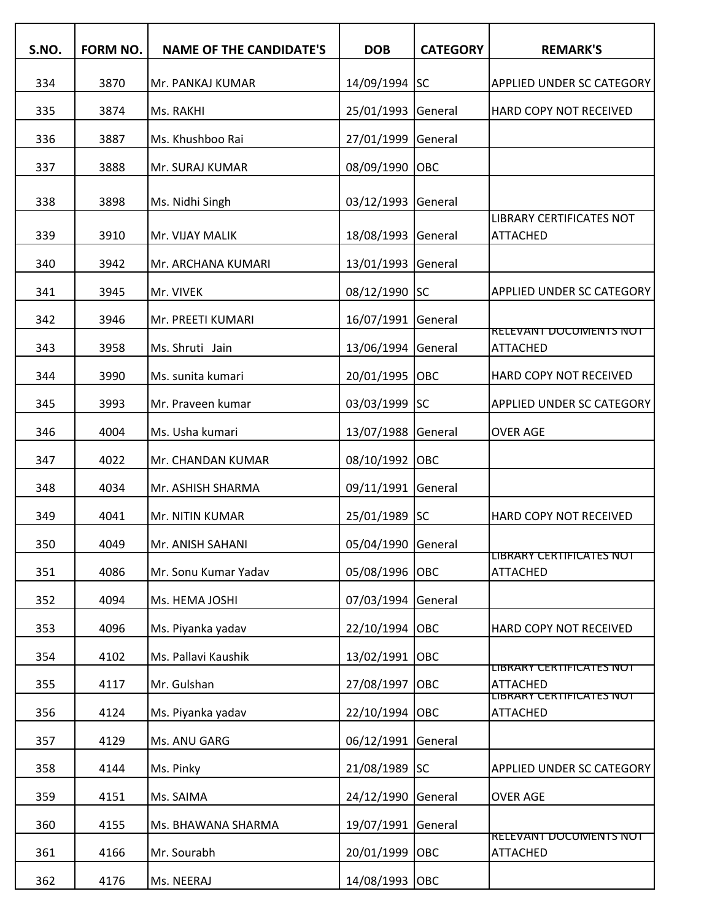| S.NO. | FORM NO. | NAME OF THE CANDIDATE'S | DOB | CATEGORY | REMARK'S |
|---|---|---|---|---|---|
| 334 | 3870 | Mr. PANKAJ KUMAR | 14/09/1994 | SC | APPLIED UNDER SC CATEGORY |
| 335 | 3874 | Ms. RAKHI | 25/01/1993 | General | HARD COPY NOT RECEIVED |
| 336 | 3887 | Ms. Khushboo Rai | 27/01/1999 | General | |
| 337 | 3888 | Mr. SURAJ KUMAR | 08/09/1990 | OBC | |
| 338 | 3898 | Ms. Nidhi Singh | 03/12/1993 | General | |
| 339 | 3910 | Mr. VIJAY MALIK | 18/08/1993 | General | LIBRARY CERTIFICATES NOT ATTACHED |
| 340 | 3942 | Mr. ARCHANA KUMARI | 13/01/1993 | General | |
| 341 | 3945 | Mr. VIVEK | 08/12/1990 | SC | APPLIED UNDER SC CATEGORY |
| 342 | 3946 | Mr. PREETI KUMARI | 16/07/1991 | General | |
| 343 | 3958 | Ms. Shruti Jain | 13/06/1994 | General | RELEVANT DOCUMENTS NOT ATTACHED |
| 344 | 3990 | Ms. sunita kumari | 20/01/1995 | OBC | HARD COPY NOT RECEIVED |
| 345 | 3993 | Mr. Praveen kumar | 03/03/1999 | SC | APPLIED UNDER SC CATEGORY |
| 346 | 4004 | Ms. Usha kumari | 13/07/1988 | General | OVER AGE |
| 347 | 4022 | Mr. CHANDAN KUMAR | 08/10/1992 | OBC | |
| 348 | 4034 | Mr. ASHISH SHARMA | 09/11/1991 | General | |
| 349 | 4041 | Mr. NITIN KUMAR | 25/01/1989 | SC | HARD COPY NOT RECEIVED |
| 350 | 4049 | Mr. ANISH SAHANI | 05/04/1990 | General | |
| 351 | 4086 | Mr. Sonu Kumar Yadav | 05/08/1996 | OBC | LIBRARY CERTIFICATES NOT ATTACHED |
| 352 | 4094 | Ms. HEMA JOSHI | 07/03/1994 | General | |
| 353 | 4096 | Ms. Piyanka yadav | 22/10/1994 | OBC | HARD COPY NOT RECEIVED |
| 354 | 4102 | Ms. Pallavi Kaushik | 13/02/1991 | OBC | |
| 355 | 4117 | Mr. Gulshan | 27/08/1997 | OBC | LIBRARY CERTIFICATES NOT ATTACHED |
| 356 | 4124 | Ms. Piyanka yadav | 22/10/1994 | OBC | LIBRARY CERTIFICATES NOT ATTACHED |
| 357 | 4129 | Ms. ANU GARG | 06/12/1991 | General | |
| 358 | 4144 | Ms. Pinky | 21/08/1989 | SC | APPLIED UNDER SC CATEGORY |
| 359 | 4151 | Ms. SAIMA | 24/12/1990 | General | OVER AGE |
| 360 | 4155 | Ms. BHAWANA SHARMA | 19/07/1991 | General | |
| 361 | 4166 | Mr. Sourabh | 20/01/1999 | OBC | RELEVANT DOCUMENTS NOT ATTACHED |
| 362 | 4176 | Ms. NEERAJ | 14/08/1993 | OBC | |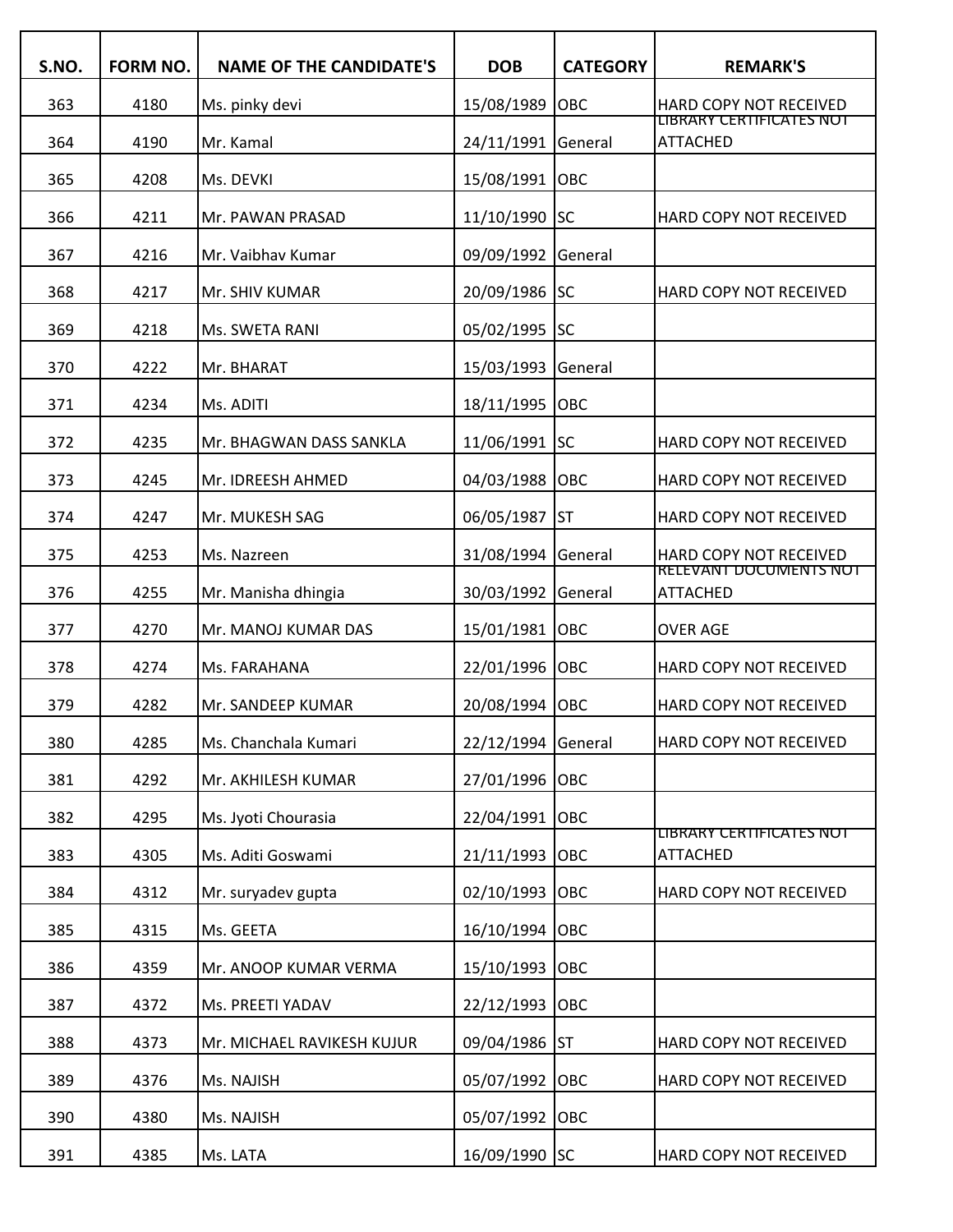| S.NO. | FORM NO. | NAME OF THE CANDIDATE'S | DOB | CATEGORY | REMARK'S |
|---|---|---|---|---|---|
| 363 | 4180 | Ms. pinky devi | 15/08/1989 | OBC | HARD COPY NOT RECEIVED |
| 364 | 4190 | Mr. Kamal | 24/11/1991 | General | LIBRARY CERTIFICATES NOT ATTACHED |
| 365 | 4208 | Ms. DEVKI | 15/08/1991 | OBC | |
| 366 | 4211 | Mr. PAWAN PRASAD | 11/10/1990 | SC | HARD COPY NOT RECEIVED |
| 367 | 4216 | Mr. Vaibhav Kumar | 09/09/1992 | General | |
| 368 | 4217 | Mr. SHIV KUMAR | 20/09/1986 | SC | HARD COPY NOT RECEIVED |
| 369 | 4218 | Ms. SWETA RANI | 05/02/1995 | SC | |
| 370 | 4222 | Mr. BHARAT | 15/03/1993 | General | |
| 371 | 4234 | Ms. ADITI | 18/11/1995 | OBC | |
| 372 | 4235 | Mr. BHAGWAN DASS SANKLA | 11/06/1991 | SC | HARD COPY NOT RECEIVED |
| 373 | 4245 | Mr. IDREESH AHMED | 04/03/1988 | OBC | HARD COPY NOT RECEIVED |
| 374 | 4247 | Mr. MUKESH SAG | 06/05/1987 | ST | HARD COPY NOT RECEIVED |
| 375 | 4253 | Ms. Nazreen | 31/08/1994 | General | HARD COPY NOT RECEIVED |
| 376 | 4255 | Mr. Manisha dhingia | 30/03/1992 | General | RELEVANT DOCUMENTS NOT ATTACHED |
| 377 | 4270 | Mr. MANOJ KUMAR DAS | 15/01/1981 | OBC | OVER AGE |
| 378 | 4274 | Ms. FARAHANA | 22/01/1996 | OBC | HARD COPY NOT RECEIVED |
| 379 | 4282 | Mr. SANDEEP KUMAR | 20/08/1994 | OBC | HARD COPY NOT RECEIVED |
| 380 | 4285 | Ms. Chanchala Kumari | 22/12/1994 | General | HARD COPY NOT RECEIVED |
| 381 | 4292 | Mr. AKHILESH KUMAR | 27/01/1996 | OBC | |
| 382 | 4295 | Ms. Jyoti Chourasia | 22/04/1991 | OBC | |
| 383 | 4305 | Ms. Aditi Goswami | 21/11/1993 | OBC | LIBRARY CERTIFICATES NOT ATTACHED |
| 384 | 4312 | Mr. suryadev gupta | 02/10/1993 | OBC | HARD COPY NOT RECEIVED |
| 385 | 4315 | Ms. GEETA | 16/10/1994 | OBC | |
| 386 | 4359 | Mr. ANOOP KUMAR VERMA | 15/10/1993 | OBC | |
| 387 | 4372 | Ms. PREETI YADAV | 22/12/1993 | OBC | |
| 388 | 4373 | Mr. MICHAEL RAVIKESH KUJUR | 09/04/1986 | ST | HARD COPY NOT RECEIVED |
| 389 | 4376 | Ms. NAJISH | 05/07/1992 | OBC | HARD COPY NOT RECEIVED |
| 390 | 4380 | Ms. NAJISH | 05/07/1992 | OBC | |
| 391 | 4385 | Ms. LATA | 16/09/1990 | SC | HARD COPY NOT RECEIVED |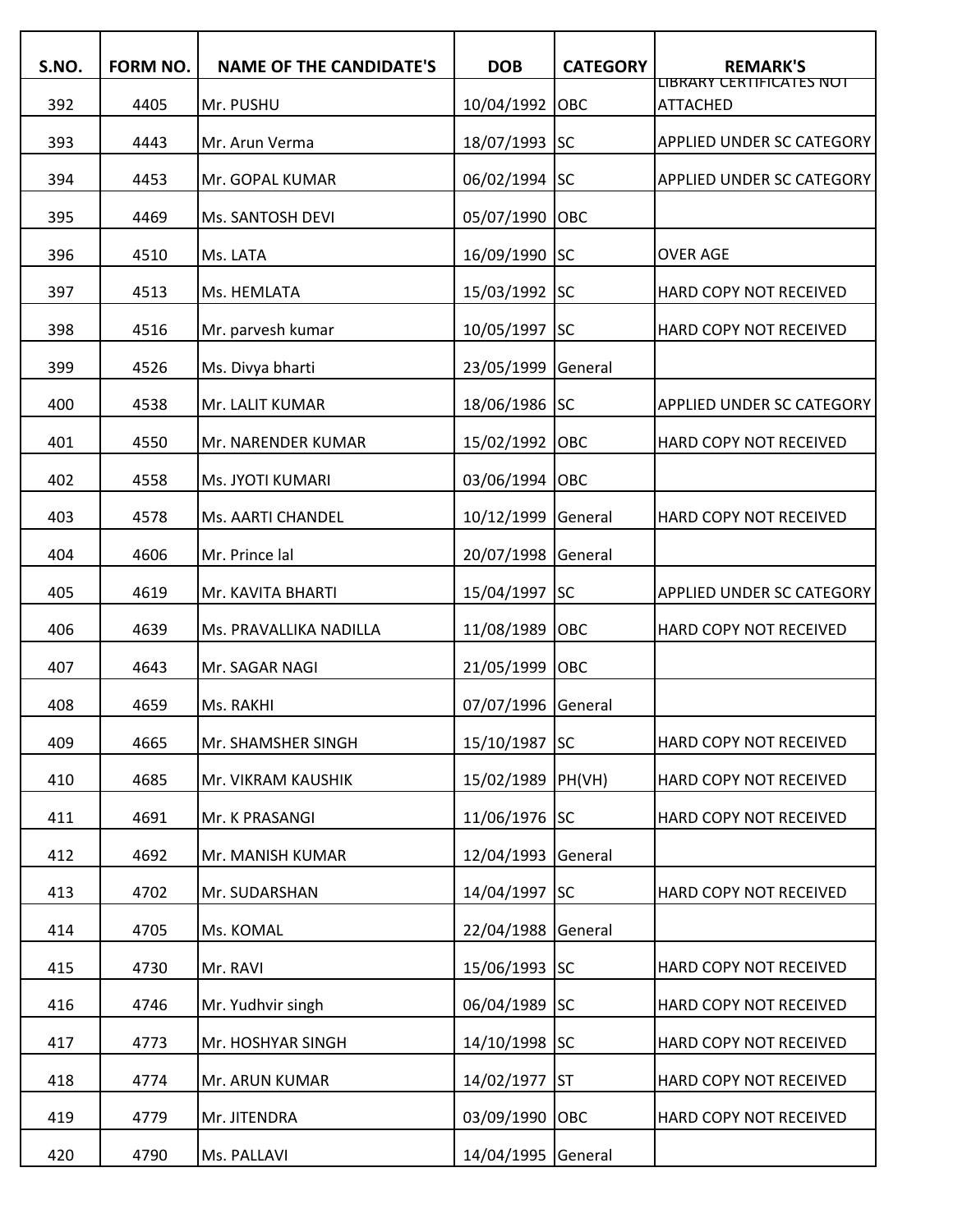| S.NO. | FORM NO. | NAME OF THE CANDIDATE'S | DOB | CATEGORY | REMARK'S |
|---|---|---|---|---|---|
| 392 | 4405 | Mr. PUSHU | 10/04/1992 | OBC | LIBRARY CERTIFICATES NOT ATTACHED |
| 393 | 4443 | Mr. Arun Verma | 18/07/1993 | SC | APPLIED UNDER SC CATEGORY |
| 394 | 4453 | Mr. GOPAL KUMAR | 06/02/1994 | SC | APPLIED UNDER SC CATEGORY |
| 395 | 4469 | Ms. SANTOSH DEVI | 05/07/1990 | OBC | |
| 396 | 4510 | Ms. LATA | 16/09/1990 | SC | OVER AGE |
| 397 | 4513 | Ms. HEMLATA | 15/03/1992 | SC | HARD COPY NOT RECEIVED |
| 398 | 4516 | Mr. parvesh kumar | 10/05/1997 | SC | HARD COPY NOT RECEIVED |
| 399 | 4526 | Ms. Divya bharti | 23/05/1999 | General | |
| 400 | 4538 | Mr. LALIT KUMAR | 18/06/1986 | SC | APPLIED UNDER SC CATEGORY |
| 401 | 4550 | Mr. NARENDER KUMAR | 15/02/1992 | OBC | HARD COPY NOT RECEIVED |
| 402 | 4558 | Ms. JYOTI KUMARI | 03/06/1994 | OBC | |
| 403 | 4578 | Ms. AARTI CHANDEL | 10/12/1999 | General | HARD COPY NOT RECEIVED |
| 404 | 4606 | Mr. Prince lal | 20/07/1998 | General | |
| 405 | 4619 | Mr. KAVITA BHARTI | 15/04/1997 | SC | APPLIED UNDER SC CATEGORY |
| 406 | 4639 | Ms. PRAVALLIKA NADILLA | 11/08/1989 | OBC | HARD COPY NOT RECEIVED |
| 407 | 4643 | Mr. SAGAR NAGI | 21/05/1999 | OBC | |
| 408 | 4659 | Ms. RAKHI | 07/07/1996 | General | |
| 409 | 4665 | Mr. SHAMSHER SINGH | 15/10/1987 | SC | HARD COPY NOT RECEIVED |
| 410 | 4685 | Mr. VIKRAM KAUSHIK | 15/02/1989 | PH(VH) | HARD COPY NOT RECEIVED |
| 411 | 4691 | Mr. K PRASANGI | 11/06/1976 | SC | HARD COPY NOT RECEIVED |
| 412 | 4692 | Mr. MANISH KUMAR | 12/04/1993 | General | |
| 413 | 4702 | Mr. SUDARSHAN | 14/04/1997 | SC | HARD COPY NOT RECEIVED |
| 414 | 4705 | Ms. KOMAL | 22/04/1988 | General | |
| 415 | 4730 | Mr. RAVI | 15/06/1993 | SC | HARD COPY NOT RECEIVED |
| 416 | 4746 | Mr. Yudhvir singh | 06/04/1989 | SC | HARD COPY NOT RECEIVED |
| 417 | 4773 | Mr. HOSHYAR SINGH | 14/10/1998 | SC | HARD COPY NOT RECEIVED |
| 418 | 4774 | Mr. ARUN KUMAR | 14/02/1977 | ST | HARD COPY NOT RECEIVED |
| 419 | 4779 | Mr. JITENDRA | 03/09/1990 | OBC | HARD COPY NOT RECEIVED |
| 420 | 4790 | Ms. PALLAVI | 14/04/1995 | General | |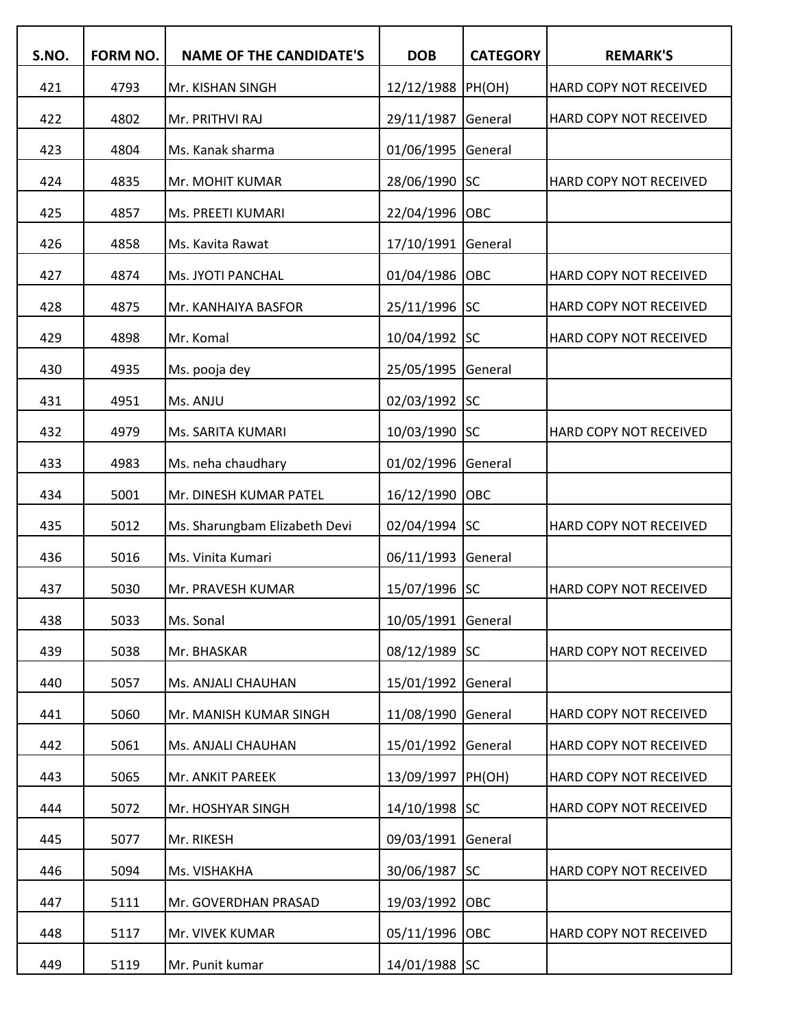| S.NO. | FORM NO. | NAME OF THE CANDIDATE'S | DOB | CATEGORY | REMARK'S |
|---|---|---|---|---|---|
| 421 | 4793 | Mr. KISHAN SINGH | 12/12/1988 | PH(OH) | HARD COPY NOT RECEIVED |
| 422 | 4802 | Mr. PRITHVI RAJ | 29/11/1987 | General | HARD COPY NOT RECEIVED |
| 423 | 4804 | Ms. Kanak sharma | 01/06/1995 | General | |
| 424 | 4835 | Mr. MOHIT KUMAR | 28/06/1990 | SC | HARD COPY NOT RECEIVED |
| 425 | 4857 | Ms. PREETI KUMARI | 22/04/1996 | OBC | |
| 426 | 4858 | Ms. Kavita Rawat | 17/10/1991 | General | |
| 427 | 4874 | Ms. JYOTI PANCHAL | 01/04/1986 | OBC | HARD COPY NOT RECEIVED |
| 428 | 4875 | Mr. KANHAIYA BASFOR | 25/11/1996 | SC | HARD COPY NOT RECEIVED |
| 429 | 4898 | Mr. Komal | 10/04/1992 | SC | HARD COPY NOT RECEIVED |
| 430 | 4935 | Ms. pooja dey | 25/05/1995 | General | |
| 431 | 4951 | Ms. ANJU | 02/03/1992 | SC | |
| 432 | 4979 | Ms. SARITA KUMARI | 10/03/1990 | SC | HARD COPY NOT RECEIVED |
| 433 | 4983 | Ms. neha chaudhary | 01/02/1996 | General | |
| 434 | 5001 | Mr. DINESH KUMAR PATEL | 16/12/1990 | OBC | |
| 435 | 5012 | Ms. Sharungbam Elizabeth Devi | 02/04/1994 | SC | HARD COPY NOT RECEIVED |
| 436 | 5016 | Ms. Vinita Kumari | 06/11/1993 | General | |
| 437 | 5030 | Mr. PRAVESH KUMAR | 15/07/1996 | SC | HARD COPY NOT RECEIVED |
| 438 | 5033 | Ms. Sonal | 10/05/1991 | General | |
| 439 | 5038 | Mr. BHASKAR | 08/12/1989 | SC | HARD COPY NOT RECEIVED |
| 440 | 5057 | Ms. ANJALI CHAUHAN | 15/01/1992 | General | |
| 441 | 5060 | Mr. MANISH KUMAR SINGH | 11/08/1990 | General | HARD COPY NOT RECEIVED |
| 442 | 5061 | Ms. ANJALI CHAUHAN | 15/01/1992 | General | HARD COPY NOT RECEIVED |
| 443 | 5065 | Mr. ANKIT PAREEK | 13/09/1997 | PH(OH) | HARD COPY NOT RECEIVED |
| 444 | 5072 | Mr. HOSHYAR SINGH | 14/10/1998 | SC | HARD COPY NOT RECEIVED |
| 445 | 5077 | Mr. RIKESH | 09/03/1991 | General | |
| 446 | 5094 | Ms. VISHAKHA | 30/06/1987 | SC | HARD COPY NOT RECEIVED |
| 447 | 5111 | Mr. GOVERDHAN PRASAD | 19/03/1992 | OBC | |
| 448 | 5117 | Mr. VIVEK KUMAR | 05/11/1996 | OBC | HARD COPY NOT RECEIVED |
| 449 | 5119 | Mr. Punit kumar | 14/01/1988 | SC | |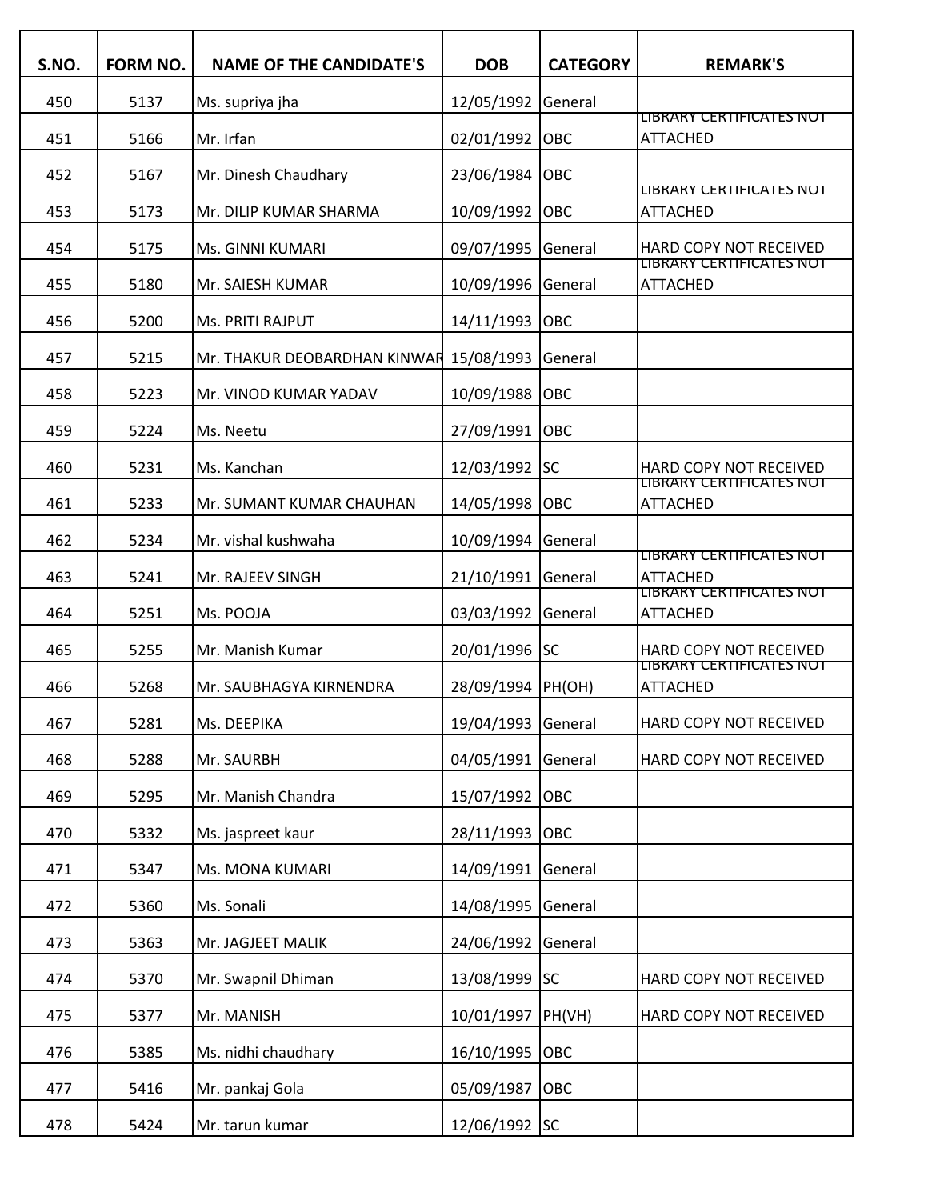| S.NO. | FORM NO. | NAME OF THE CANDIDATE'S | DOB | CATEGORY | REMARK'S |
|---|---|---|---|---|---|
| 450 | 5137 | Ms. supriya jha | 12/05/1992 | General | |
| 451 | 5166 | Mr. Irfan | 02/01/1992 | OBC | LIBRARY CERTIFICATES NOT ATTACHED |
| 452 | 5167 | Mr. Dinesh Chaudhary | 23/06/1984 | OBC | |
| 453 | 5173 | Mr. DILIP KUMAR SHARMA | 10/09/1992 | OBC | LIBRARY CERTIFICATES NOT ATTACHED |
| 454 | 5175 | Ms. GINNI KUMARI | 09/07/1995 | General | HARD COPY NOT RECEIVED |
| 455 | 5180 | Mr. SAIESH KUMAR | 10/09/1996 | General | LIBRARY CERTIFICATES NOT ATTACHED |
| 456 | 5200 | Ms. PRITI RAJPUT | 14/11/1993 | OBC | |
| 457 | 5215 | Mr. THAKUR DEOBARDHAN KINWAR | 15/08/1993 | General | |
| 458 | 5223 | Mr. VINOD KUMAR YADAV | 10/09/1988 | OBC | |
| 459 | 5224 | Ms. Neetu | 27/09/1991 | OBC | |
| 460 | 5231 | Ms. Kanchan | 12/03/1992 | SC | HARD COPY NOT RECEIVED |
| 461 | 5233 | Mr. SUMANT KUMAR CHAUHAN | 14/05/1998 | OBC | LIBRARY CERTIFICATES NOT ATTACHED |
| 462 | 5234 | Mr. vishal kushwaha | 10/09/1994 | General | |
| 463 | 5241 | Mr. RAJEEV SINGH | 21/10/1991 | General | LIBRARY CERTIFICATES NOT ATTACHED |
| 464 | 5251 | Ms. POOJA | 03/03/1992 | General | LIBRARY CERTIFICATES NOT ATTACHED |
| 465 | 5255 | Mr. Manish Kumar | 20/01/1996 | SC | HARD COPY NOT RECEIVED |
| 466 | 5268 | Mr. SAUBHAGYA KIRNENDRA | 28/09/1994 | PH(OH) | LIBRARY CERTIFICATES NOT ATTACHED |
| 467 | 5281 | Ms. DEEPIKA | 19/04/1993 | General | HARD COPY NOT RECEIVED |
| 468 | 5288 | Mr. SAURBH | 04/05/1991 | General | HARD COPY NOT RECEIVED |
| 469 | 5295 | Mr. Manish Chandra | 15/07/1992 | OBC | |
| 470 | 5332 | Ms. jaspreet kaur | 28/11/1993 | OBC | |
| 471 | 5347 | Ms. MONA KUMARI | 14/09/1991 | General | |
| 472 | 5360 | Ms. Sonali | 14/08/1995 | General | |
| 473 | 5363 | Mr. JAGJEET MALIK | 24/06/1992 | General | |
| 474 | 5370 | Mr. Swapnil Dhiman | 13/08/1999 | SC | HARD COPY NOT RECEIVED |
| 475 | 5377 | Mr. MANISH | 10/01/1997 | PH(VH) | HARD COPY NOT RECEIVED |
| 476 | 5385 | Ms. nidhi chaudhary | 16/10/1995 | OBC | |
| 477 | 5416 | Mr. pankaj Gola | 05/09/1987 | OBC | |
| 478 | 5424 | Mr. tarun kumar | 12/06/1992 | SC | |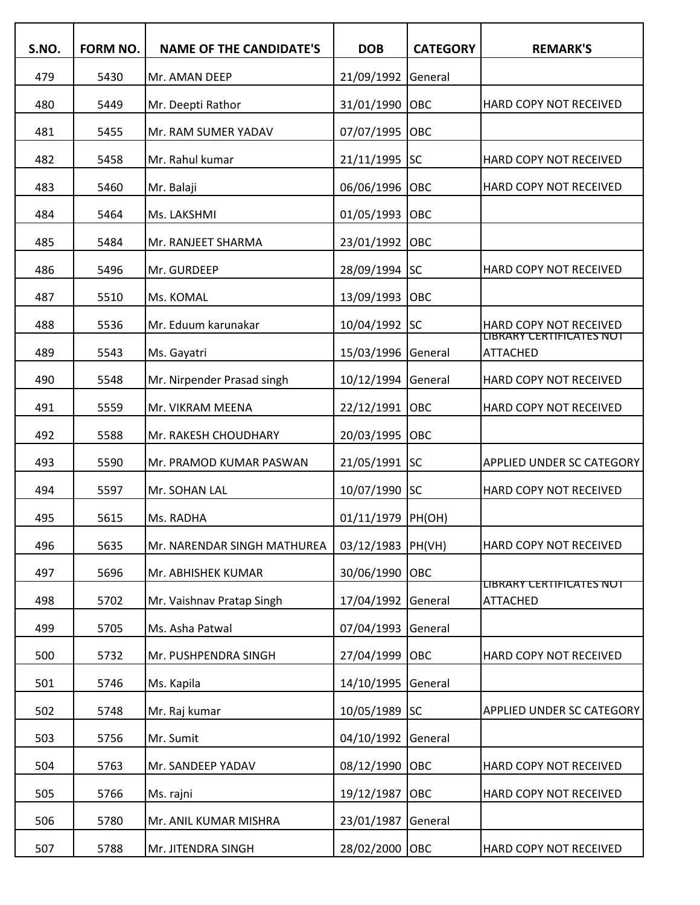| S.NO. | FORM NO. | NAME OF THE CANDIDATE'S | DOB | CATEGORY | REMARK'S |
|---|---|---|---|---|---|
| 479 | 5430 | Mr. AMAN DEEP | 21/09/1992 | General | |
| 480 | 5449 | Mr. Deepti Rathor | 31/01/1990 | OBC | HARD COPY NOT RECEIVED |
| 481 | 5455 | Mr. RAM SUMER YADAV | 07/07/1995 | OBC | |
| 482 | 5458 | Mr. Rahul kumar | 21/11/1995 | SC | HARD COPY NOT RECEIVED |
| 483 | 5460 | Mr. Balaji | 06/06/1996 | OBC | HARD COPY NOT RECEIVED |
| 484 | 5464 | Ms. LAKSHMI | 01/05/1993 | OBC | |
| 485 | 5484 | Mr. RANJEET SHARMA | 23/01/1992 | OBC | |
| 486 | 5496 | Mr. GURDEEP | 28/09/1994 | SC | HARD COPY NOT RECEIVED |
| 487 | 5510 | Ms. KOMAL | 13/09/1993 | OBC | |
| 488 | 5536 | Mr. Eduum karunakar | 10/04/1992 | SC | HARD COPY NOT RECEIVED |
| 489 | 5543 | Ms. Gayatri | 15/03/1996 | General | LIBRARY CERTIFICATES NOT ATTACHED |
| 490 | 5548 | Mr. Nirpender Prasad singh | 10/12/1994 | General | HARD COPY NOT RECEIVED |
| 491 | 5559 | Mr. VIKRAM MEENA | 22/12/1991 | OBC | HARD COPY NOT RECEIVED |
| 492 | 5588 | Mr. RAKESH CHOUDHARY | 20/03/1995 | OBC | |
| 493 | 5590 | Mr. PRAMOD KUMAR PASWAN | 21/05/1991 | SC | APPLIED UNDER SC CATEGORY |
| 494 | 5597 | Mr. SOHAN LAL | 10/07/1990 | SC | HARD COPY NOT RECEIVED |
| 495 | 5615 | Ms. RADHA | 01/11/1979 | PH(OH) | |
| 496 | 5635 | Mr. NARENDAR SINGH MATHUREA | 03/12/1983 | PH(VH) | HARD COPY NOT RECEIVED |
| 497 | 5696 | Mr. ABHISHEK KUMAR | 30/06/1990 | OBC | |
| 498 | 5702 | Mr. Vaishnav Pratap Singh | 17/04/1992 | General | LIBRARY CERTIFICATES NOT ATTACHED |
| 499 | 5705 | Ms. Asha Patwal | 07/04/1993 | General | |
| 500 | 5732 | Mr. PUSHPENDRA SINGH | 27/04/1999 | OBC | HARD COPY NOT RECEIVED |
| 501 | 5746 | Ms. Kapila | 14/10/1995 | General | |
| 502 | 5748 | Mr. Raj kumar | 10/05/1989 | SC | APPLIED UNDER SC CATEGORY |
| 503 | 5756 | Mr. Sumit | 04/10/1992 | General | |
| 504 | 5763 | Mr. SANDEEP YADAV | 08/12/1990 | OBC | HARD COPY NOT RECEIVED |
| 505 | 5766 | Ms. rajni | 19/12/1987 | OBC | HARD COPY NOT RECEIVED |
| 506 | 5780 | Mr. ANIL KUMAR MISHRA | 23/01/1987 | General | |
| 507 | 5788 | Mr. JITENDRA SINGH | 28/02/2000 | OBC | HARD COPY NOT RECEIVED |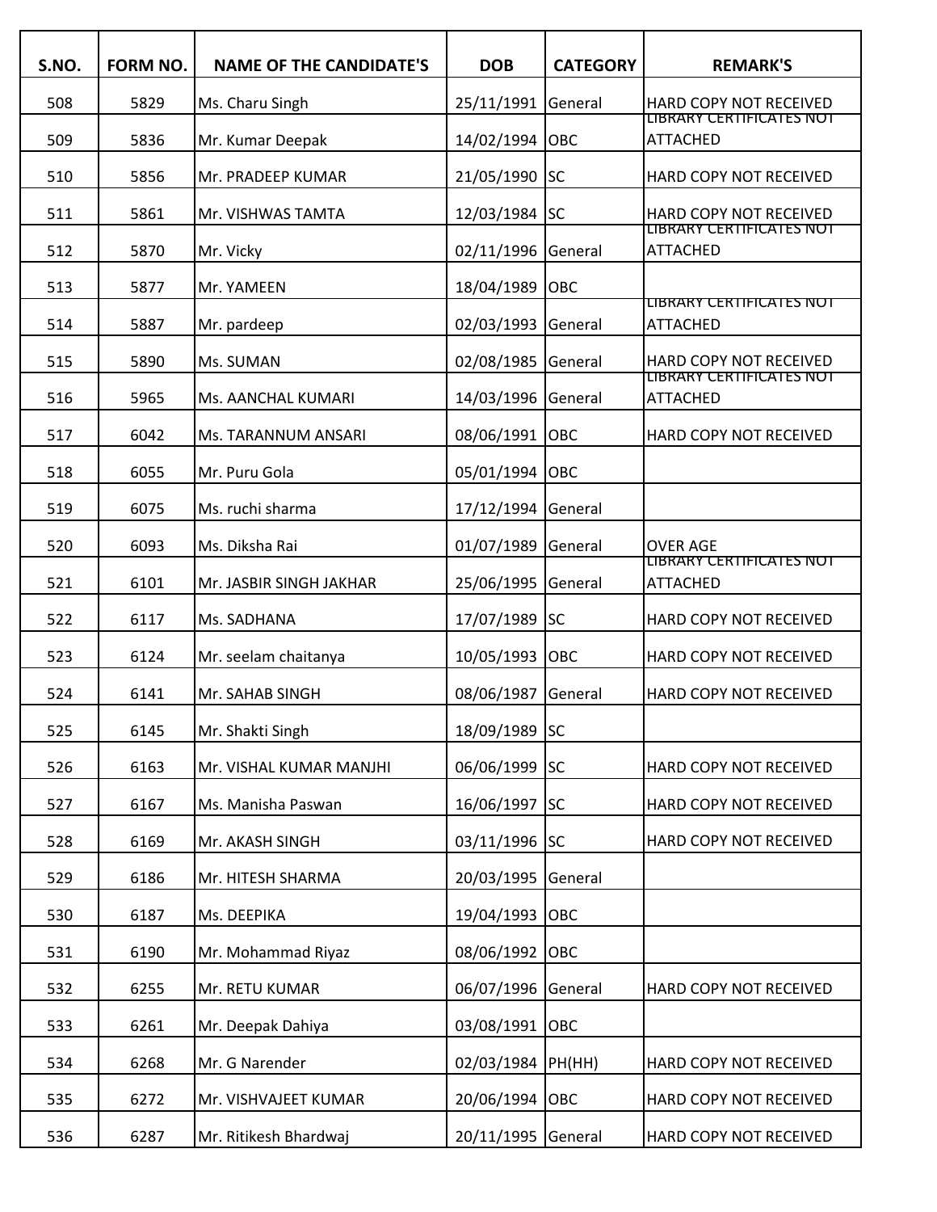| S.NO. | FORM NO. | NAME OF THE CANDIDATE'S | DOB | CATEGORY | REMARK'S |
|---|---|---|---|---|---|
| 508 | 5829 | Ms. Charu Singh | 25/11/1991 | General | HARD COPY NOT RECEIVED |
| 509 | 5836 | Mr. Kumar Deepak | 14/02/1994 | OBC | LIBRARY CERTIFICATES NOT ATTACHED |
| 510 | 5856 | Mr. PRADEEP KUMAR | 21/05/1990 | SC | HARD COPY NOT RECEIVED |
| 511 | 5861 | Mr. VISHWAS TAMTA | 12/03/1984 | SC | HARD COPY NOT RECEIVED |
| 512 | 5870 | Mr. Vicky | 02/11/1996 | General | LIBRARY CERTIFICATES NOT ATTACHED |
| 513 | 5877 | Mr. YAMEEN | 18/04/1989 | OBC | |
| 514 | 5887 | Mr. pardeep | 02/03/1993 | General | LIBRARY CERTIFICATES NOT ATTACHED |
| 515 | 5890 | Ms. SUMAN | 02/08/1985 | General | HARD COPY NOT RECEIVED |
| 516 | 5965 | Ms. AANCHAL KUMARI | 14/03/1996 | General | LIBRARY CERTIFICATES NOT ATTACHED |
| 517 | 6042 | Ms. TARANNUM ANSARI | 08/06/1991 | OBC | HARD COPY NOT RECEIVED |
| 518 | 6055 | Mr. Puru Gola | 05/01/1994 | OBC | |
| 519 | 6075 | Ms. ruchi sharma | 17/12/1994 | General | |
| 520 | 6093 | Ms. Diksha Rai | 01/07/1989 | General | OVER AGE |
| 521 | 6101 | Mr. JASBIR SINGH JAKHAR | 25/06/1995 | General | LIBRARY CERTIFICATES NOT ATTACHED |
| 522 | 6117 | Ms. SADHANA | 17/07/1989 | SC | HARD COPY NOT RECEIVED |
| 523 | 6124 | Mr. seelam chaitanya | 10/05/1993 | OBC | HARD COPY NOT RECEIVED |
| 524 | 6141 | Mr. SAHAB SINGH | 08/06/1987 | General | HARD COPY NOT RECEIVED |
| 525 | 6145 | Mr. Shakti Singh | 18/09/1989 | SC | |
| 526 | 6163 | Mr. VISHAL KUMAR MANJHI | 06/06/1999 | SC | HARD COPY NOT RECEIVED |
| 527 | 6167 | Ms. Manisha Paswan | 16/06/1997 | SC | HARD COPY NOT RECEIVED |
| 528 | 6169 | Mr. AKASH SINGH | 03/11/1996 | SC | HARD COPY NOT RECEIVED |
| 529 | 6186 | Mr. HITESH SHARMA | 20/03/1995 | General | |
| 530 | 6187 | Ms. DEEPIKA | 19/04/1993 | OBC | |
| 531 | 6190 | Mr. Mohammad Riyaz | 08/06/1992 | OBC | |
| 532 | 6255 | Mr. RETU KUMAR | 06/07/1996 | General | HARD COPY NOT RECEIVED |
| 533 | 6261 | Mr. Deepak Dahiya | 03/08/1991 | OBC | |
| 534 | 6268 | Mr. G Narender | 02/03/1984 | PH(HH) | HARD COPY NOT RECEIVED |
| 535 | 6272 | Mr. VISHVAJEET KUMAR | 20/06/1994 | OBC | HARD COPY NOT RECEIVED |
| 536 | 6287 | Mr. Ritikesh Bhardwaj | 20/11/1995 | General | HARD COPY NOT RECEIVED |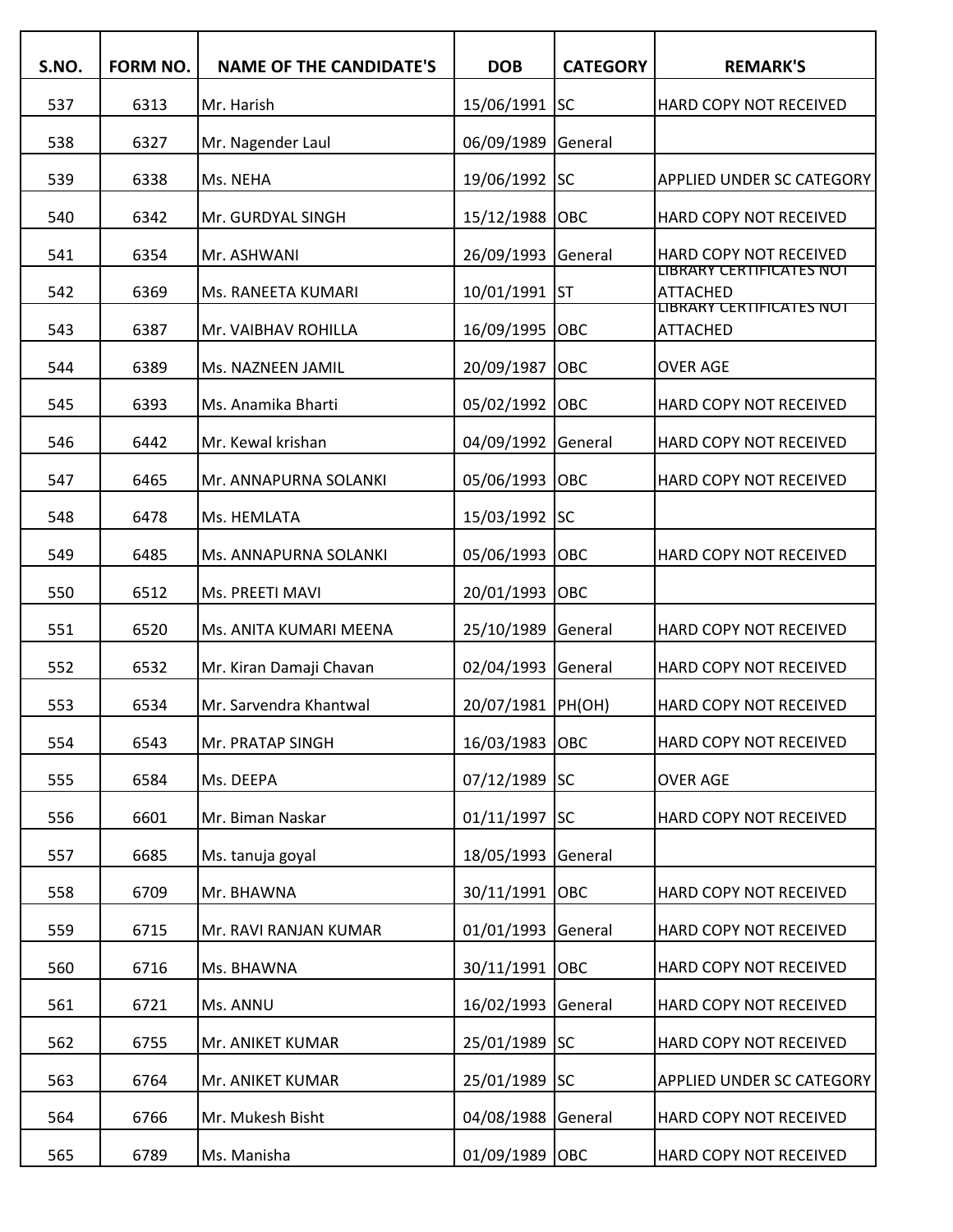| S.NO. | FORM NO. | NAME OF THE CANDIDATE'S | DOB | CATEGORY | REMARK'S |
|---|---|---|---|---|---|
| 537 | 6313 | Mr. Harish | 15/06/1991 | SC | HARD COPY NOT RECEIVED |
| 538 | 6327 | Mr. Nagender Laul | 06/09/1989 | General | |
| 539 | 6338 | Ms. NEHA | 19/06/1992 | SC | APPLIED UNDER SC CATEGORY |
| 540 | 6342 | Mr. GURDYAL SINGH | 15/12/1988 | OBC | HARD COPY NOT RECEIVED |
| 541 | 6354 | Mr. ASHWANI | 26/09/1993 | General | HARD COPY NOT RECEIVED |
| 542 | 6369 | Ms. RANEETA KUMARI | 10/01/1991 | ST | LIBRARY CERTIFICATES NOT ATTACHED |
| 543 | 6387 | Mr. VAIBHAV ROHILLA | 16/09/1995 | OBC | LIBRARY CERTIFICATES NOT ATTACHED |
| 544 | 6389 | Ms. NAZNEEN JAMIL | 20/09/1987 | OBC | OVER AGE |
| 545 | 6393 | Ms. Anamika Bharti | 05/02/1992 | OBC | HARD COPY NOT RECEIVED |
| 546 | 6442 | Mr. Kewal krishan | 04/09/1992 | General | HARD COPY NOT RECEIVED |
| 547 | 6465 | Mr. ANNAPURNA SOLANKI | 05/06/1993 | OBC | HARD COPY NOT RECEIVED |
| 548 | 6478 | Ms. HEMLATA | 15/03/1992 | SC | |
| 549 | 6485 | Ms. ANNAPURNA SOLANKI | 05/06/1993 | OBC | HARD COPY NOT RECEIVED |
| 550 | 6512 | Ms. PREETI MAVI | 20/01/1993 | OBC | |
| 551 | 6520 | Ms. ANITA KUMARI MEENA | 25/10/1989 | General | HARD COPY NOT RECEIVED |
| 552 | 6532 | Mr. Kiran Damaji Chavan | 02/04/1993 | General | HARD COPY NOT RECEIVED |
| 553 | 6534 | Mr. Sarvendra Khantwal | 20/07/1981 | PH(OH) | HARD COPY NOT RECEIVED |
| 554 | 6543 | Mr. PRATAP SINGH | 16/03/1983 | OBC | HARD COPY NOT RECEIVED |
| 555 | 6584 | Ms. DEEPA | 07/12/1989 | SC | OVER AGE |
| 556 | 6601 | Mr. Biman Naskar | 01/11/1997 | SC | HARD COPY NOT RECEIVED |
| 557 | 6685 | Ms. tanuja goyal | 18/05/1993 | General | |
| 558 | 6709 | Mr. BHAWNA | 30/11/1991 | OBC | HARD COPY NOT RECEIVED |
| 559 | 6715 | Mr. RAVI RANJAN KUMAR | 01/01/1993 | General | HARD COPY NOT RECEIVED |
| 560 | 6716 | Ms. BHAWNA | 30/11/1991 | OBC | HARD COPY NOT RECEIVED |
| 561 | 6721 | Ms. ANNU | 16/02/1993 | General | HARD COPY NOT RECEIVED |
| 562 | 6755 | Mr. ANIKET KUMAR | 25/01/1989 | SC | HARD COPY NOT RECEIVED |
| 563 | 6764 | Mr. ANIKET KUMAR | 25/01/1989 | SC | APPLIED UNDER SC CATEGORY |
| 564 | 6766 | Mr. Mukesh Bisht | 04/08/1988 | General | HARD COPY NOT RECEIVED |
| 565 | 6789 | Ms. Manisha | 01/09/1989 | OBC | HARD COPY NOT RECEIVED |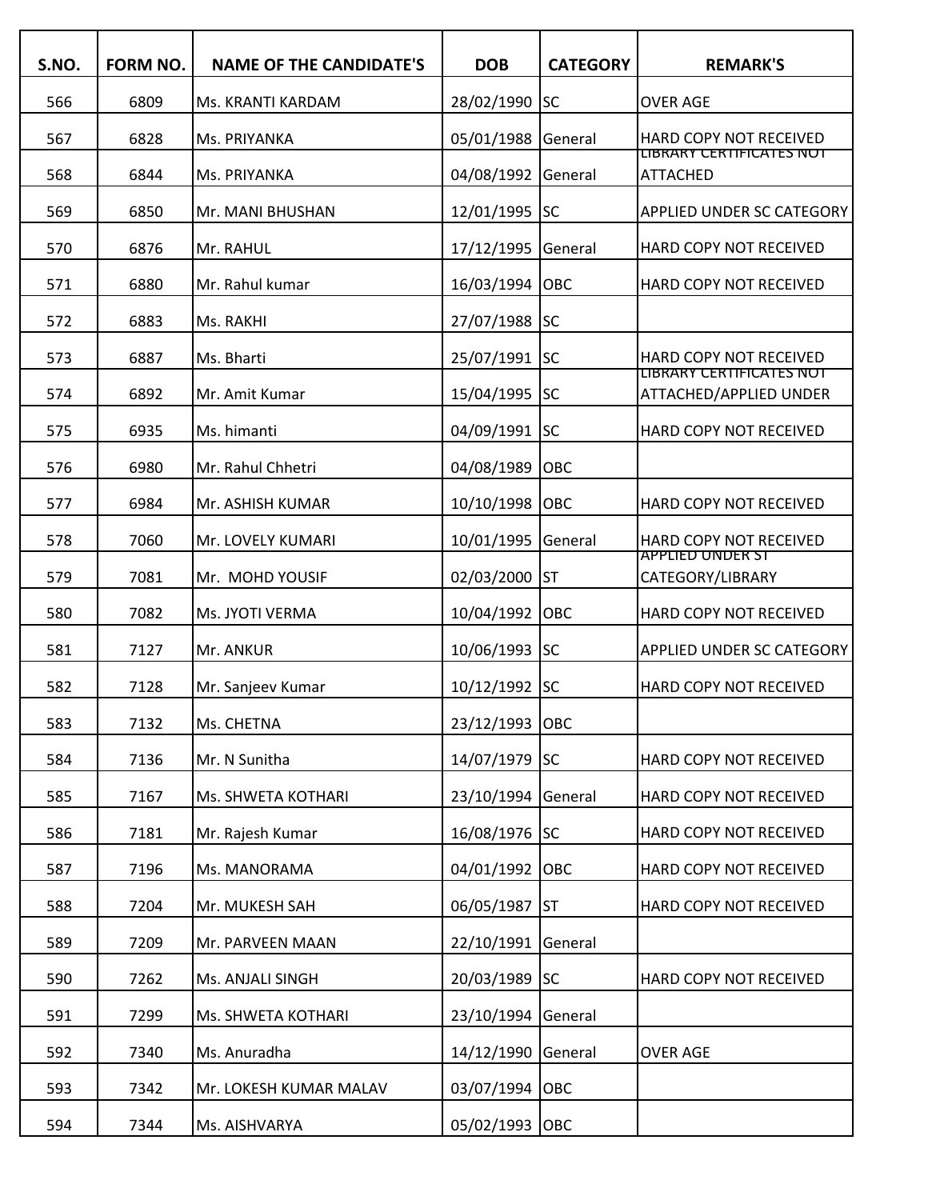| S.NO. | FORM NO. | NAME OF THE CANDIDATE'S | DOB | CATEGORY | REMARK'S |
|---|---|---|---|---|---|
| 566 | 6809 | Ms. KRANTI KARDAM | 28/02/1990 | SC | OVER AGE |
| 567 | 6828 | Ms. PRIYANKA | 05/01/1988 | General | HARD COPY NOT RECEIVED |
| 568 | 6844 | Ms. PRIYANKA | 04/08/1992 | General | LIBRARY CERTIFICATES NOT ATTACHED |
| 569 | 6850 | Mr. MANI BHUSHAN | 12/01/1995 | SC | APPLIED UNDER SC CATEGORY |
| 570 | 6876 | Mr. RAHUL | 17/12/1995 | General | HARD COPY NOT RECEIVED |
| 571 | 6880 | Mr. Rahul kumar | 16/03/1994 | OBC | HARD COPY NOT RECEIVED |
| 572 | 6883 | Ms. RAKHI | 27/07/1988 | SC | |
| 573 | 6887 | Ms. Bharti | 25/07/1991 | SC | HARD COPY NOT RECEIVED |
| 574 | 6892 | Mr. Amit Kumar | 15/04/1995 | SC | LIBRARY CERTIFICATES NOT ATTACHED/APPLIED UNDER |
| 575 | 6935 | Ms. himanti | 04/09/1991 | SC | HARD COPY NOT RECEIVED |
| 576 | 6980 | Mr. Rahul Chhetri | 04/08/1989 | OBC | |
| 577 | 6984 | Mr. ASHISH KUMAR | 10/10/1998 | OBC | HARD COPY NOT RECEIVED |
| 578 | 7060 | Mr. LOVELY KUMARI | 10/01/1995 | General | HARD COPY NOT RECEIVED |
| 579 | 7081 | Mr. MOHD YOUSIF | 02/03/2000 | ST | APPLIED UNDER ST CATEGORY/LIBRARY |
| 580 | 7082 | Ms. JYOTI VERMA | 10/04/1992 | OBC | HARD COPY NOT RECEIVED |
| 581 | 7127 | Mr. ANKUR | 10/06/1993 | SC | APPLIED UNDER SC CATEGORY |
| 582 | 7128 | Mr. Sanjeev Kumar | 10/12/1992 | SC | HARD COPY NOT RECEIVED |
| 583 | 7132 | Ms. CHETNA | 23/12/1993 | OBC | |
| 584 | 7136 | Mr. N Sunitha | 14/07/1979 | SC | HARD COPY NOT RECEIVED |
| 585 | 7167 | Ms. SHWETA KOTHARI | 23/10/1994 | General | HARD COPY NOT RECEIVED |
| 586 | 7181 | Mr. Rajesh Kumar | 16/08/1976 | SC | HARD COPY NOT RECEIVED |
| 587 | 7196 | Ms. MANORAMA | 04/01/1992 | OBC | HARD COPY NOT RECEIVED |
| 588 | 7204 | Mr. MUKESH SAH | 06/05/1987 | ST | HARD COPY NOT RECEIVED |
| 589 | 7209 | Mr. PARVEEN MAAN | 22/10/1991 | General | |
| 590 | 7262 | Ms. ANJALI SINGH | 20/03/1989 | SC | HARD COPY NOT RECEIVED |
| 591 | 7299 | Ms. SHWETA KOTHARI | 23/10/1994 | General | |
| 592 | 7340 | Ms. Anuradha | 14/12/1990 | General | OVER AGE |
| 593 | 7342 | Mr. LOKESH KUMAR MALAV | 03/07/1994 | OBC | |
| 594 | 7344 | Ms. AISHVARYA | 05/02/1993 | OBC | |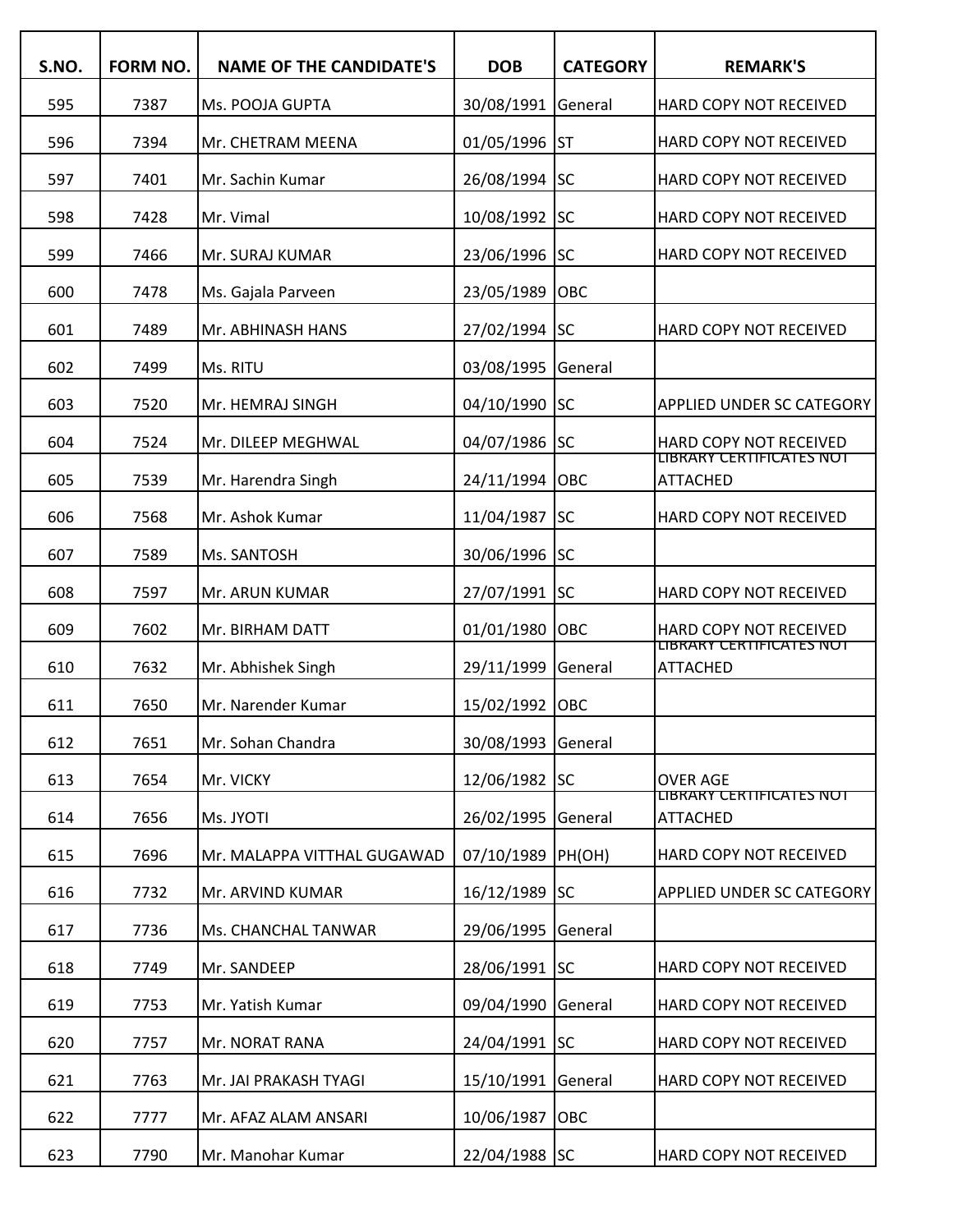| S.NO. | FORM NO. | NAME OF THE CANDIDATE'S | DOB | CATEGORY | REMARK'S |
|---|---|---|---|---|---|
| 595 | 7387 | Ms. POOJA GUPTA | 30/08/1991 | General | HARD COPY NOT RECEIVED |
| 596 | 7394 | Mr. CHETRAM MEENA | 01/05/1996 | ST | HARD COPY NOT RECEIVED |
| 597 | 7401 | Mr. Sachin Kumar | 26/08/1994 | SC | HARD COPY NOT RECEIVED |
| 598 | 7428 | Mr. Vimal | 10/08/1992 | SC | HARD COPY NOT RECEIVED |
| 599 | 7466 | Mr. SURAJ KUMAR | 23/06/1996 | SC | HARD COPY NOT RECEIVED |
| 600 | 7478 | Ms. Gajala Parveen | 23/05/1989 | OBC | |
| 601 | 7489 | Mr. ABHINASH HANS | 27/02/1994 | SC | HARD COPY NOT RECEIVED |
| 602 | 7499 | Ms. RITU | 03/08/1995 | General | |
| 603 | 7520 | Mr. HEMRAJ SINGH | 04/10/1990 | SC | APPLIED UNDER SC CATEGORY |
| 604 | 7524 | Mr. DILEEP MEGHWAL | 04/07/1986 | SC | HARD COPY NOT RECEIVED |
| 605 | 7539 | Mr. Harendra Singh | 24/11/1994 | OBC | LIBRARY CERTIFICATES NOT ATTACHED |
| 606 | 7568 | Mr. Ashok Kumar | 11/04/1987 | SC | HARD COPY NOT RECEIVED |
| 607 | 7589 | Ms. SANTOSH | 30/06/1996 | SC | |
| 608 | 7597 | Mr. ARUN KUMAR | 27/07/1991 | SC | HARD COPY NOT RECEIVED |
| 609 | 7602 | Mr. BIRHAM DATT | 01/01/1980 | OBC | HARD COPY NOT RECEIVED |
| 610 | 7632 | Mr. Abhishek Singh | 29/11/1999 | General | LIBRARY CERTIFICATES NOT ATTACHED |
| 611 | 7650 | Mr. Narender Kumar | 15/02/1992 | OBC | |
| 612 | 7651 | Mr. Sohan Chandra | 30/08/1993 | General | |
| 613 | 7654 | Mr. VICKY | 12/06/1982 | SC | OVER AGE |
| 614 | 7656 | Ms. JYOTI | 26/02/1995 | General | LIBRARY CERTIFICATES NOT ATTACHED |
| 615 | 7696 | Mr. MALAPPA VITTHAL GUGAWAD | 07/10/1989 | PH(OH) | HARD COPY NOT RECEIVED |
| 616 | 7732 | Mr. ARVIND KUMAR | 16/12/1989 | SC | APPLIED UNDER SC CATEGORY |
| 617 | 7736 | Ms. CHANCHAL TANWAR | 29/06/1995 | General | |
| 618 | 7749 | Mr. SANDEEP | 28/06/1991 | SC | HARD COPY NOT RECEIVED |
| 619 | 7753 | Mr. Yatish Kumar | 09/04/1990 | General | HARD COPY NOT RECEIVED |
| 620 | 7757 | Mr. NORAT RANA | 24/04/1991 | SC | HARD COPY NOT RECEIVED |
| 621 | 7763 | Mr. JAI PRAKASH TYAGI | 15/10/1991 | General | HARD COPY NOT RECEIVED |
| 622 | 7777 | Mr. AFAZ ALAM ANSARI | 10/06/1987 | OBC | |
| 623 | 7790 | Mr. Manohar Kumar | 22/04/1988 | SC | HARD COPY NOT RECEIVED |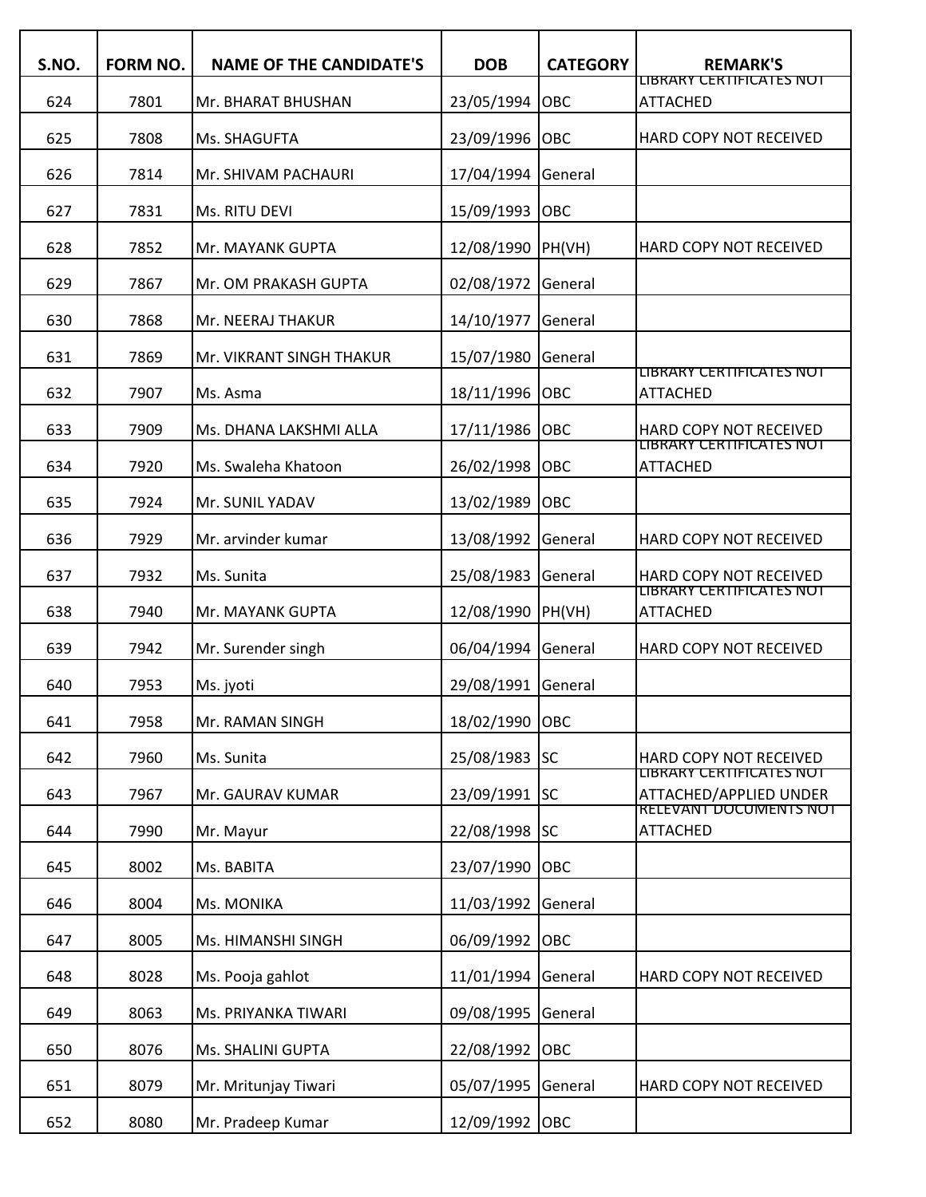| S.NO. | FORM NO. | NAME OF THE CANDIDATE'S | DOB | CATEGORY | REMARK'S |
|---|---|---|---|---|---|
| 624 | 7801 | Mr. BHARAT BHUSHAN | 23/05/1994 | OBC | LIBRARY CERTIFICATES NOT ATTACHED |
| 625 | 7808 | Ms. SHAGUFTA | 23/09/1996 | OBC | HARD COPY NOT RECEIVED |
| 626 | 7814 | Mr. SHIVAM PACHAURI | 17/04/1994 | General | |
| 627 | 7831 | Ms. RITU DEVI | 15/09/1993 | OBC | |
| 628 | 7852 | Mr. MAYANK GUPTA | 12/08/1990 | PH(VH) | HARD COPY NOT RECEIVED |
| 629 | 7867 | Mr. OM PRAKASH GUPTA | 02/08/1972 | General | |
| 630 | 7868 | Mr. NEERAJ THAKUR | 14/10/1977 | General | |
| 631 | 7869 | Mr. VIKRANT SINGH THAKUR | 15/07/1980 | General | |
| 632 | 7907 | Ms. Asma | 18/11/1996 | OBC | LIBRARY CERTIFICATES NOT ATTACHED |
| 633 | 7909 | Ms. DHANA LAKSHMI ALLA | 17/11/1986 | OBC | HARD COPY NOT RECEIVED |
| 634 | 7920 | Ms. Swaleha Khatoon | 26/02/1998 | OBC | LIBRARY CERTIFICATES NOT ATTACHED |
| 635 | 7924 | Mr. SUNIL YADAV | 13/02/1989 | OBC | |
| 636 | 7929 | Mr. arvinder kumar | 13/08/1992 | General | HARD COPY NOT RECEIVED |
| 637 | 7932 | Ms. Sunita | 25/08/1983 | General | HARD COPY NOT RECEIVED |
| 638 | 7940 | Mr. MAYANK GUPTA | 12/08/1990 | PH(VH) | LIBRARY CERTIFICATES NOT ATTACHED |
| 639 | 7942 | Mr. Surender singh | 06/04/1994 | General | HARD COPY NOT RECEIVED |
| 640 | 7953 | Ms. jyoti | 29/08/1991 | General | |
| 641 | 7958 | Mr. RAMAN SINGH | 18/02/1990 | OBC | |
| 642 | 7960 | Ms. Sunita | 25/08/1983 | SC | HARD COPY NOT RECEIVED |
| 643 | 7967 | Mr. GAURAV KUMAR | 23/09/1991 | SC | LIBRARY CERTIFICATES NOT ATTACHED/APPLIED UNDER |
| 644 | 7990 | Mr. Mayur | 22/08/1998 | SC | RELEVANT DOCUMENTS NOT ATTACHED |
| 645 | 8002 | Ms. BABITA | 23/07/1990 | OBC | |
| 646 | 8004 | Ms. MONIKA | 11/03/1992 | General | |
| 647 | 8005 | Ms. HIMANSHI SINGH | 06/09/1992 | OBC | |
| 648 | 8028 | Ms. Pooja gahlot | 11/01/1994 | General | HARD COPY NOT RECEIVED |
| 649 | 8063 | Ms. PRIYANKA TIWARI | 09/08/1995 | General | |
| 650 | 8076 | Ms. SHALINI GUPTA | 22/08/1992 | OBC | |
| 651 | 8079 | Mr. Mritunjay Tiwari | 05/07/1995 | General | HARD COPY NOT RECEIVED |
| 652 | 8080 | Mr. Pradeep Kumar | 12/09/1992 | OBC | |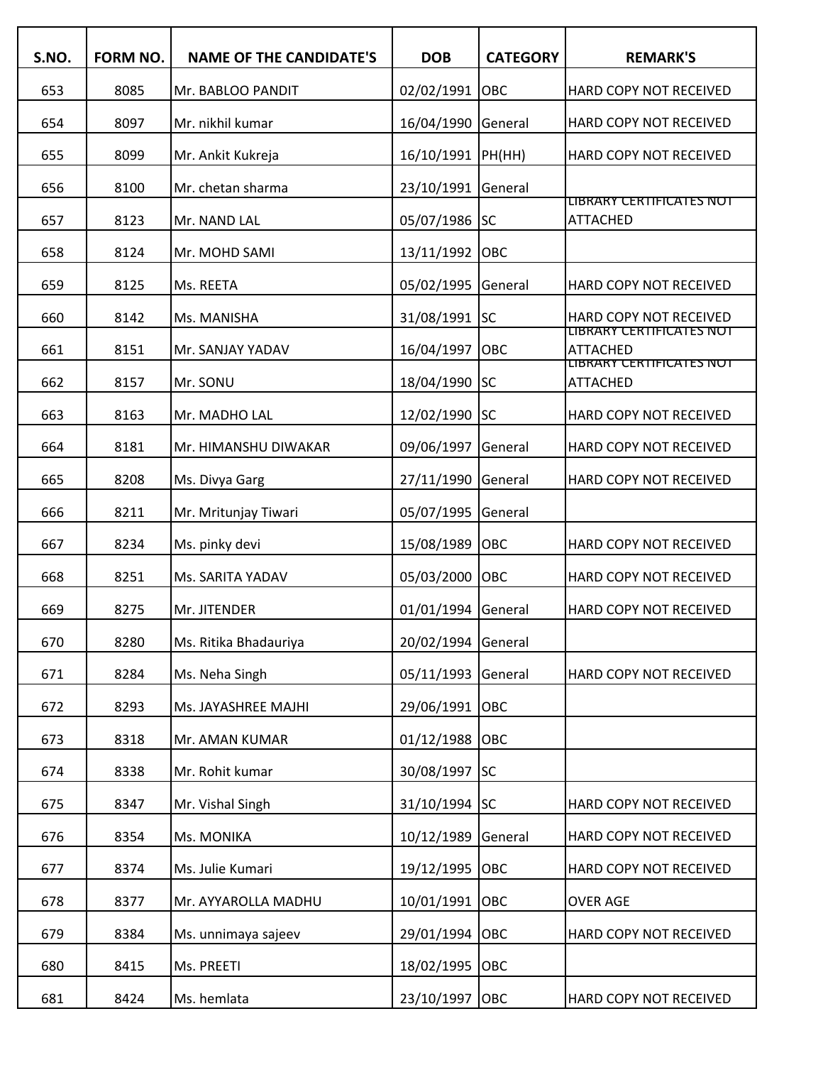| S.NO. | FORM NO. | NAME OF THE CANDIDATE'S | DOB | CATEGORY | REMARK'S |
|---|---|---|---|---|---|
| 653 | 8085 | Mr. BABLOO PANDIT | 02/02/1991 | OBC | HARD COPY NOT RECEIVED |
| 654 | 8097 | Mr. nikhil kumar | 16/04/1990 | General | HARD COPY NOT RECEIVED |
| 655 | 8099 | Mr. Ankit Kukreja | 16/10/1991 | PH(HH) | HARD COPY NOT RECEIVED |
| 656 | 8100 | Mr. chetan sharma | 23/10/1991 | General | |
| 657 | 8123 | Mr. NAND LAL | 05/07/1986 | SC | LIBRARY CERTIFICATES NOT ATTACHED |
| 658 | 8124 | Mr. MOHD SAMI | 13/11/1992 | OBC | |
| 659 | 8125 | Ms. REETA | 05/02/1995 | General | HARD COPY NOT RECEIVED |
| 660 | 8142 | Ms. MANISHA | 31/08/1991 | SC | HARD COPY NOT RECEIVED |
| 661 | 8151 | Mr. SANJAY YADAV | 16/04/1997 | OBC | LIBRARY CERTIFICATES NOT ATTACHED |
| 662 | 8157 | Mr. SONU | 18/04/1990 | SC | LIBRARY CERTIFICATES NOT ATTACHED |
| 663 | 8163 | Mr. MADHO LAL | 12/02/1990 | SC | HARD COPY NOT RECEIVED |
| 664 | 8181 | Mr. HIMANSHU DIWAKAR | 09/06/1997 | General | HARD COPY NOT RECEIVED |
| 665 | 8208 | Ms. Divya Garg | 27/11/1990 | General | HARD COPY NOT RECEIVED |
| 666 | 8211 | Mr. Mritunjay Tiwari | 05/07/1995 | General | |
| 667 | 8234 | Ms. pinky devi | 15/08/1989 | OBC | HARD COPY NOT RECEIVED |
| 668 | 8251 | Ms. SARITA YADAV | 05/03/2000 | OBC | HARD COPY NOT RECEIVED |
| 669 | 8275 | Mr. JITENDER | 01/01/1994 | General | HARD COPY NOT RECEIVED |
| 670 | 8280 | Ms. Ritika Bhadauriya | 20/02/1994 | General | |
| 671 | 8284 | Ms. Neha Singh | 05/11/1993 | General | HARD COPY NOT RECEIVED |
| 672 | 8293 | Ms. JAYASHREE MAJHI | 29/06/1991 | OBC | |
| 673 | 8318 | Mr. AMAN KUMAR | 01/12/1988 | OBC | |
| 674 | 8338 | Mr. Rohit kumar | 30/08/1997 | SC | |
| 675 | 8347 | Mr. Vishal Singh | 31/10/1994 | SC | HARD COPY NOT RECEIVED |
| 676 | 8354 | Ms. MONIKA | 10/12/1989 | General | HARD COPY NOT RECEIVED |
| 677 | 8374 | Ms. Julie Kumari | 19/12/1995 | OBC | HARD COPY NOT RECEIVED |
| 678 | 8377 | Mr. AYYAROLLA MADHU | 10/01/1991 | OBC | OVER AGE |
| 679 | 8384 | Ms. unnimaya sajeev | 29/01/1994 | OBC | HARD COPY NOT RECEIVED |
| 680 | 8415 | Ms. PREETI | 18/02/1995 | OBC | |
| 681 | 8424 | Ms. hemlata | 23/10/1997 | OBC | HARD COPY NOT RECEIVED |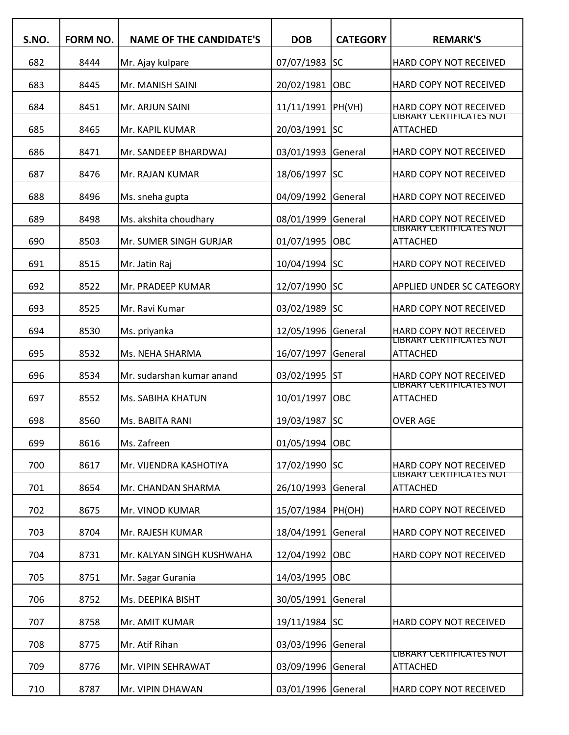| S.NO. | FORM NO. | NAME OF THE CANDIDATE'S | DOB | CATEGORY | REMARK'S |
|---|---|---|---|---|---|
| 682 | 8444 | Mr. Ajay kulpare | 07/07/1983 | SC | HARD COPY NOT RECEIVED |
| 683 | 8445 | Mr. MANISH SAINI | 20/02/1981 | OBC | HARD COPY NOT RECEIVED |
| 684 | 8451 | Mr. ARJUN SAINI | 11/11/1991 | PH(VH) | HARD COPY NOT RECEIVED |
| 685 | 8465 | Mr. KAPIL KUMAR | 20/03/1991 | SC | LIBRARY CERTIFICATES NOT ATTACHED |
| 686 | 8471 | Mr. SANDEEP BHARDWAJ | 03/01/1993 | General | HARD COPY NOT RECEIVED |
| 687 | 8476 | Mr. RAJAN KUMAR | 18/06/1997 | SC | HARD COPY NOT RECEIVED |
| 688 | 8496 | Ms. sneha gupta | 04/09/1992 | General | HARD COPY NOT RECEIVED |
| 689 | 8498 | Ms. akshita choudhary | 08/01/1999 | General | HARD COPY NOT RECEIVED |
| 690 | 8503 | Mr. SUMER SINGH GURJAR | 01/07/1995 | OBC | LIBRARY CERTIFICATES NOT ATTACHED |
| 691 | 8515 | Mr. Jatin Raj | 10/04/1994 | SC | HARD COPY NOT RECEIVED |
| 692 | 8522 | Mr. PRADEEP KUMAR | 12/07/1990 | SC | APPLIED UNDER SC CATEGORY |
| 693 | 8525 | Mr. Ravi Kumar | 03/02/1989 | SC | HARD COPY NOT RECEIVED |
| 694 | 8530 | Ms. priyanka | 12/05/1996 | General | HARD COPY NOT RECEIVED |
| 695 | 8532 | Ms. NEHA SHARMA | 16/07/1997 | General | LIBRARY CERTIFICATES NOT ATTACHED |
| 696 | 8534 | Mr. sudarshan kumar anand | 03/02/1995 | ST | HARD COPY NOT RECEIVED |
| 697 | 8552 | Ms. SABIHA KHATUN | 10/01/1997 | OBC | LIBRARY CERTIFICATES NOT ATTACHED |
| 698 | 8560 | Ms. BABITA RANI | 19/03/1987 | SC | OVER AGE |
| 699 | 8616 | Ms. Zafreen | 01/05/1994 | OBC | |
| 700 | 8617 | Mr. VIJENDRA KASHOTIYA | 17/02/1990 | SC | HARD COPY NOT RECEIVED |
| 701 | 8654 | Mr. CHANDAN SHARMA | 26/10/1993 | General | LIBRARY CERTIFICATES NOT ATTACHED |
| 702 | 8675 | Mr. VINOD KUMAR | 15/07/1984 | PH(OH) | HARD COPY NOT RECEIVED |
| 703 | 8704 | Mr. RAJESH KUMAR | 18/04/1991 | General | HARD COPY NOT RECEIVED |
| 704 | 8731 | Mr. KALYAN SINGH KUSHWAHA | 12/04/1992 | OBC | HARD COPY NOT RECEIVED |
| 705 | 8751 | Mr. Sagar Gurania | 14/03/1995 | OBC | |
| 706 | 8752 | Ms. DEEPIKA BISHT | 30/05/1991 | General | |
| 707 | 8758 | Mr. AMIT KUMAR | 19/11/1984 | SC | HARD COPY NOT RECEIVED |
| 708 | 8775 | Mr. Atif Rihan | 03/03/1996 | General | |
| 709 | 8776 | Mr. VIPIN SEHRAWAT | 03/09/1996 | General | LIBRARY CERTIFICATES NOT ATTACHED |
| 710 | 8787 | Mr. VIPIN DHAWAN | 03/01/1996 | General | HARD COPY NOT RECEIVED |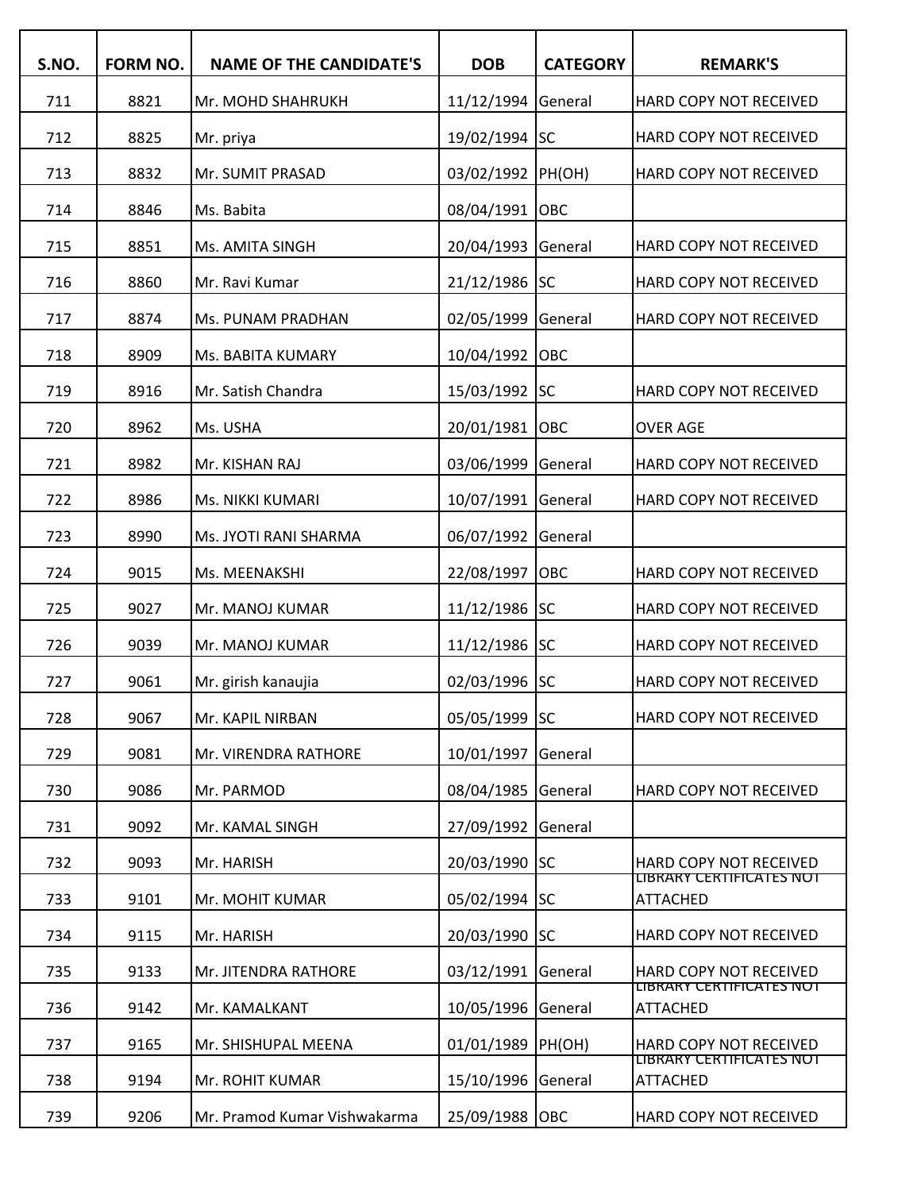| S.NO. | FORM NO. | NAME OF THE CANDIDATE'S | DOB | CATEGORY | REMARK'S |
|---|---|---|---|---|---|
| 711 | 8821 | Mr. MOHD SHAHRUKH | 11/12/1994 | General | HARD COPY NOT RECEIVED |
| 712 | 8825 | Mr. priya | 19/02/1994 | SC | HARD COPY NOT RECEIVED |
| 713 | 8832 | Mr. SUMIT PRASAD | 03/02/1992 | PH(OH) | HARD COPY NOT RECEIVED |
| 714 | 8846 | Ms. Babita | 08/04/1991 | OBC | |
| 715 | 8851 | Ms. AMITA SINGH | 20/04/1993 | General | HARD COPY NOT RECEIVED |
| 716 | 8860 | Mr. Ravi Kumar | 21/12/1986 | SC | HARD COPY NOT RECEIVED |
| 717 | 8874 | Ms. PUNAM PRADHAN | 02/05/1999 | General | HARD COPY NOT RECEIVED |
| 718 | 8909 | Ms. BABITA KUMARY | 10/04/1992 | OBC | |
| 719 | 8916 | Mr. Satish Chandra | 15/03/1992 | SC | HARD COPY NOT RECEIVED |
| 720 | 8962 | Ms. USHA | 20/01/1981 | OBC | OVER AGE |
| 721 | 8982 | Mr. KISHAN RAJ | 03/06/1999 | General | HARD COPY NOT RECEIVED |
| 722 | 8986 | Ms. NIKKI KUMARI | 10/07/1991 | General | HARD COPY NOT RECEIVED |
| 723 | 8990 | Ms. JYOTI RANI SHARMA | 06/07/1992 | General | |
| 724 | 9015 | Ms. MEENAKSHI | 22/08/1997 | OBC | HARD COPY NOT RECEIVED |
| 725 | 9027 | Mr. MANOJ KUMAR | 11/12/1986 | SC | HARD COPY NOT RECEIVED |
| 726 | 9039 | Mr. MANOJ KUMAR | 11/12/1986 | SC | HARD COPY NOT RECEIVED |
| 727 | 9061 | Mr. girish kanaujia | 02/03/1996 | SC | HARD COPY NOT RECEIVED |
| 728 | 9067 | Mr. KAPIL NIRBAN | 05/05/1999 | SC | HARD COPY NOT RECEIVED |
| 729 | 9081 | Mr. VIRENDRA RATHORE | 10/01/1997 | General | |
| 730 | 9086 | Mr. PARMOD | 08/04/1985 | General | HARD COPY NOT RECEIVED |
| 731 | 9092 | Mr. KAMAL SINGH | 27/09/1992 | General | |
| 732 | 9093 | Mr. HARISH | 20/03/1990 | SC | HARD COPY NOT RECEIVED |
| 733 | 9101 | Mr. MOHIT KUMAR | 05/02/1994 | SC | LIBRARY CERTIFICATES NOT ATTACHED |
| 734 | 9115 | Mr. HARISH | 20/03/1990 | SC | HARD COPY NOT RECEIVED |
| 735 | 9133 | Mr. JITENDRA RATHORE | 03/12/1991 | General | HARD COPY NOT RECEIVED |
| 736 | 9142 | Mr. KAMALKANT | 10/05/1996 | General | LIBRARY CERTIFICATES NOT ATTACHED |
| 737 | 9165 | Mr. SHISHUPAL MEENA | 01/01/1989 | PH(OH) | HARD COPY NOT RECEIVED |
| 738 | 9194 | Mr. ROHIT KUMAR | 15/10/1996 | General | LIBRARY CERTIFICATES NOT ATTACHED |
| 739 | 9206 | Mr. Pramod Kumar Vishwakarma | 25/09/1988 | OBC | HARD COPY NOT RECEIVED |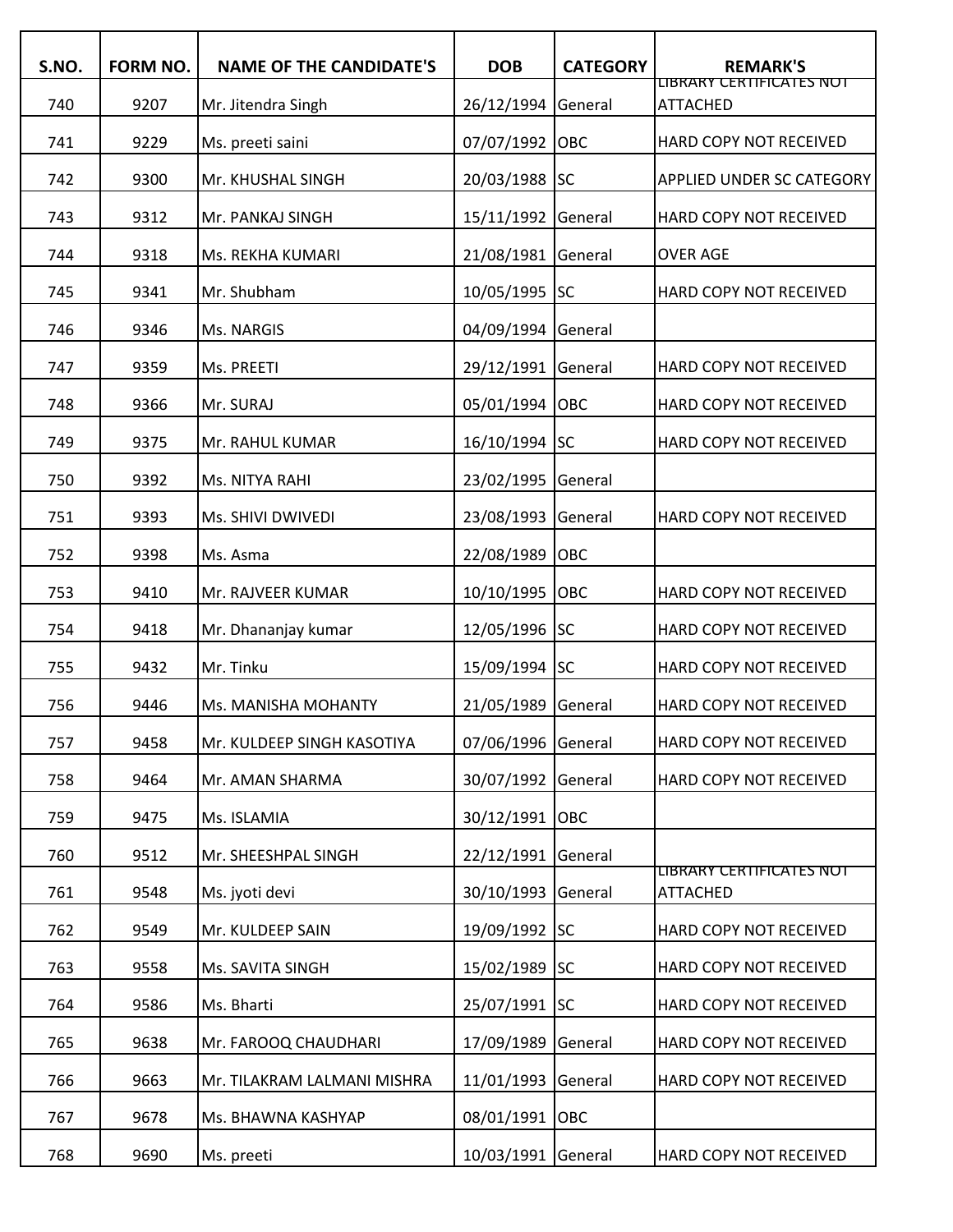| S.NO. | FORM NO. | NAME OF THE CANDIDATE'S | DOB | CATEGORY | REMARK'S |
| --- | --- | --- | --- | --- | --- |
| 740 | 9207 | Mr. Jitendra Singh | 26/12/1994 | General | LIBRARY CERTIFICATES NOT ATTACHED |
| 741 | 9229 | Ms. preeti saini | 07/07/1992 | OBC | HARD COPY NOT RECEIVED |
| 742 | 9300 | Mr. KHUSHAL SINGH | 20/03/1988 | SC | APPLIED UNDER SC CATEGORY |
| 743 | 9312 | Mr. PANKAJ SINGH | 15/11/1992 | General | HARD COPY NOT RECEIVED |
| 744 | 9318 | Ms. REKHA KUMARI | 21/08/1981 | General | OVER AGE |
| 745 | 9341 | Mr. Shubham | 10/05/1995 | SC | HARD COPY NOT RECEIVED |
| 746 | 9346 | Ms. NARGIS | 04/09/1994 | General | |
| 747 | 9359 | Ms. PREETI | 29/12/1991 | General | HARD COPY NOT RECEIVED |
| 748 | 9366 | Mr. SURAJ | 05/01/1994 | OBC | HARD COPY NOT RECEIVED |
| 749 | 9375 | Mr. RAHUL KUMAR | 16/10/1994 | SC | HARD COPY NOT RECEIVED |
| 750 | 9392 | Ms. NITYA RAHI | 23/02/1995 | General | |
| 751 | 9393 | Ms. SHIVI DWIVEDI | 23/08/1993 | General | HARD COPY NOT RECEIVED |
| 752 | 9398 | Ms. Asma | 22/08/1989 | OBC | |
| 753 | 9410 | Mr. RAJVEER KUMAR | 10/10/1995 | OBC | HARD COPY NOT RECEIVED |
| 754 | 9418 | Mr. Dhananjay kumar | 12/05/1996 | SC | HARD COPY NOT RECEIVED |
| 755 | 9432 | Mr. Tinku | 15/09/1994 | SC | HARD COPY NOT RECEIVED |
| 756 | 9446 | Ms. MANISHA MOHANTY | 21/05/1989 | General | HARD COPY NOT RECEIVED |
| 757 | 9458 | Mr. KULDEEP SINGH KASOTIYA | 07/06/1996 | General | HARD COPY NOT RECEIVED |
| 758 | 9464 | Mr. AMAN SHARMA | 30/07/1992 | General | HARD COPY NOT RECEIVED |
| 759 | 9475 | Ms. ISLAMIA | 30/12/1991 | OBC | |
| 760 | 9512 | Mr. SHEESHPAL SINGH | 22/12/1991 | General | |
| 761 | 9548 | Ms. jyoti devi | 30/10/1993 | General | LIBRARY CERTIFICATES NOT ATTACHED |
| 762 | 9549 | Mr. KULDEEP SAIN | 19/09/1992 | SC | HARD COPY NOT RECEIVED |
| 763 | 9558 | Ms. SAVITA SINGH | 15/02/1989 | SC | HARD COPY NOT RECEIVED |
| 764 | 9586 | Ms. Bharti | 25/07/1991 | SC | HARD COPY NOT RECEIVED |
| 765 | 9638 | Mr. FAROOQ CHAUDHARI | 17/09/1989 | General | HARD COPY NOT RECEIVED |
| 766 | 9663 | Mr. TILAKRAM LALMANI MISHRA | 11/01/1993 | General | HARD COPY NOT RECEIVED |
| 767 | 9678 | Ms. BHAWNA KASHYAP | 08/01/1991 | OBC | |
| 768 | 9690 | Ms. preeti | 10/03/1991 | General | HARD COPY NOT RECEIVED |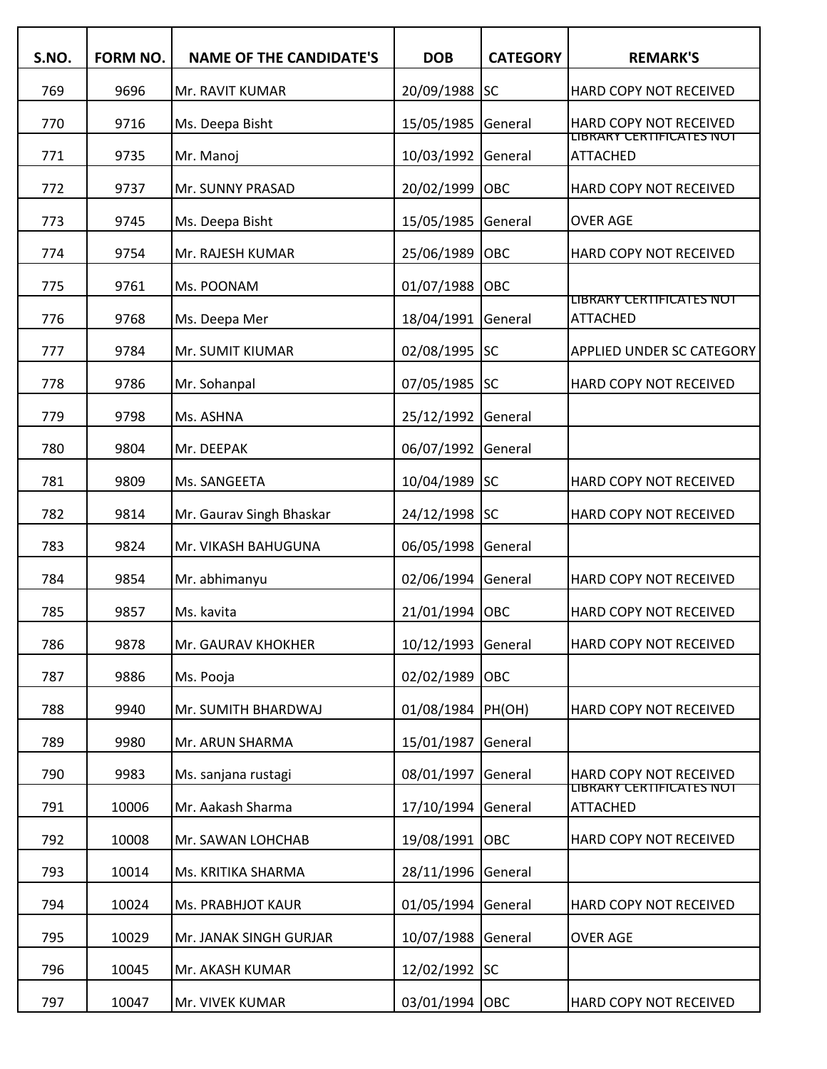| S.NO. | FORM NO. | NAME OF THE CANDIDATE'S | DOB | CATEGORY | REMARK'S |
|---|---|---|---|---|---|
| 769 | 9696 | Mr. RAVIT KUMAR | 20/09/1988 | SC | HARD COPY NOT RECEIVED |
| 770 | 9716 | Ms. Deepa Bisht | 15/05/1985 | General | HARD COPY NOT RECEIVED |
| 771 | 9735 | Mr. Manoj | 10/03/1992 | General | LIBRARY CERTIFICATES NOT ATTACHED |
| 772 | 9737 | Mr. SUNNY PRASAD | 20/02/1999 | OBC | HARD COPY NOT RECEIVED |
| 773 | 9745 | Ms. Deepa Bisht | 15/05/1985 | General | OVER AGE |
| 774 | 9754 | Mr. RAJESH KUMAR | 25/06/1989 | OBC | HARD COPY NOT RECEIVED |
| 775 | 9761 | Ms. POONAM | 01/07/1988 | OBC | |
| 776 | 9768 | Ms. Deepa Mer | 18/04/1991 | General | LIBRARY CERTIFICATES NOT ATTACHED |
| 777 | 9784 | Mr. SUMIT KIUMAR | 02/08/1995 | SC | APPLIED UNDER SC CATEGORY |
| 778 | 9786 | Mr. Sohanpal | 07/05/1985 | SC | HARD COPY NOT RECEIVED |
| 779 | 9798 | Ms. ASHNA | 25/12/1992 | General | |
| 780 | 9804 | Mr. DEEPAK | 06/07/1992 | General | |
| 781 | 9809 | Ms. SANGEETA | 10/04/1989 | SC | HARD COPY NOT RECEIVED |
| 782 | 9814 | Mr. Gaurav Singh Bhaskar | 24/12/1998 | SC | HARD COPY NOT RECEIVED |
| 783 | 9824 | Mr. VIKASH BAHUGUNA | 06/05/1998 | General | |
| 784 | 9854 | Mr. abhimanyu | 02/06/1994 | General | HARD COPY NOT RECEIVED |
| 785 | 9857 | Ms. kavita | 21/01/1994 | OBC | HARD COPY NOT RECEIVED |
| 786 | 9878 | Mr. GAURAV KHOKHER | 10/12/1993 | General | HARD COPY NOT RECEIVED |
| 787 | 9886 | Ms. Pooja | 02/02/1989 | OBC | |
| 788 | 9940 | Mr. SUMITH BHARDWAJ | 01/08/1984 | PH(OH) | HARD COPY NOT RECEIVED |
| 789 | 9980 | Mr. ARUN SHARMA | 15/01/1987 | General | |
| 790 | 9983 | Ms. sanjana rustagi | 08/01/1997 | General | HARD COPY NOT RECEIVED |
| 791 | 10006 | Mr. Aakash Sharma | 17/10/1994 | General | LIBRARY CERTIFICATES NOT ATTACHED |
| 792 | 10008 | Mr. SAWAN LOHCHAB | 19/08/1991 | OBC | HARD COPY NOT RECEIVED |
| 793 | 10014 | Ms. KRITIKA SHARMA | 28/11/1996 | General | |
| 794 | 10024 | Ms. PRABHJOT KAUR | 01/05/1994 | General | HARD COPY NOT RECEIVED |
| 795 | 10029 | Mr. JANAK SINGH GURJAR | 10/07/1988 | General | OVER AGE |
| 796 | 10045 | Mr. AKASH KUMAR | 12/02/1992 | SC | |
| 797 | 10047 | Mr. VIVEK KUMAR | 03/01/1994 | OBC | HARD COPY NOT RECEIVED |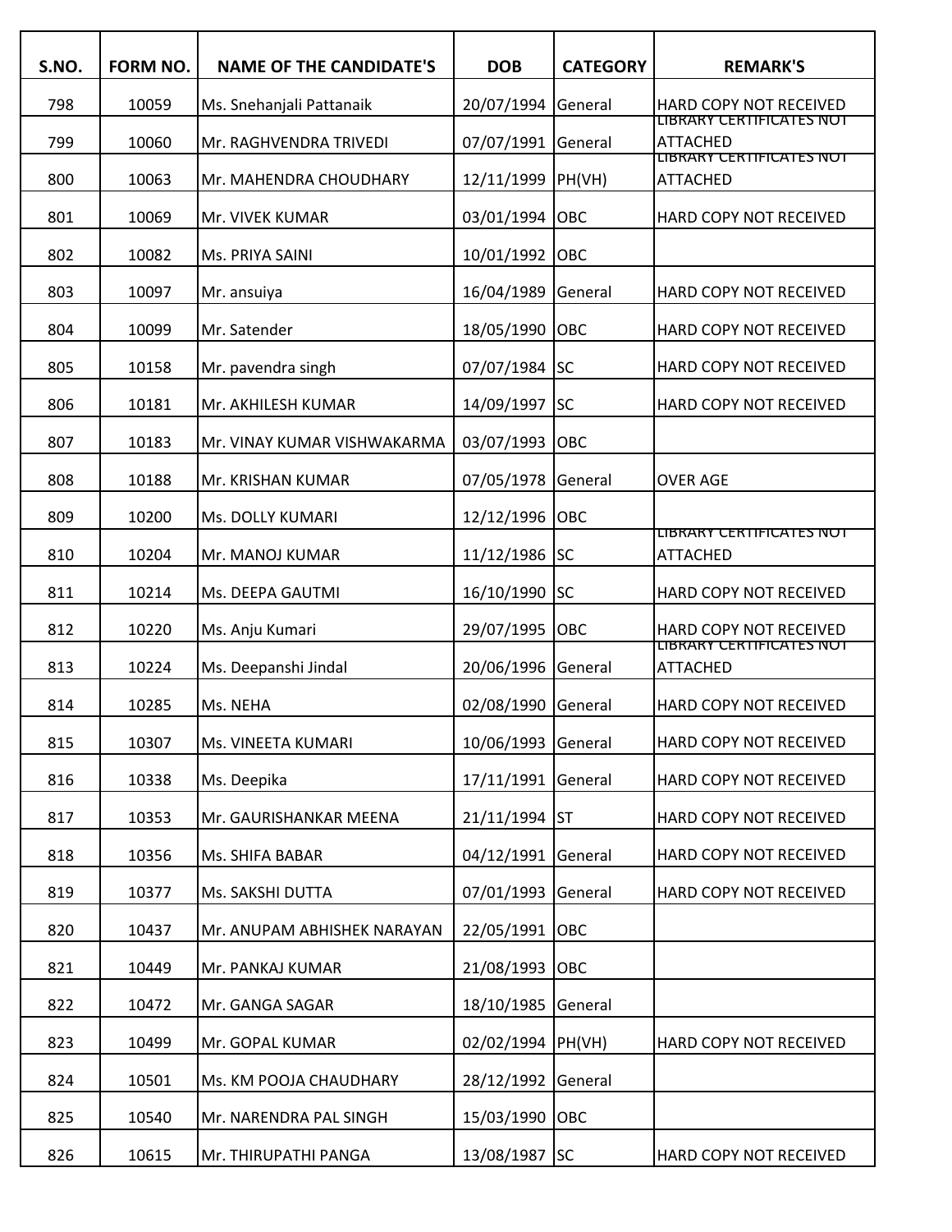| S.NO. | FORM NO. | NAME OF THE CANDIDATE'S | DOB | CATEGORY | REMARK'S |
|---|---|---|---|---|---|
| 798 | 10059 | Ms. Snehanjali Pattanaik | 20/07/1994 | General | HARD COPY NOT RECEIVED |
| 799 | 10060 | Mr. RAGHVENDRA TRIVEDI | 07/07/1991 | General | LIBRARY CERTIFICATES NOT ATTACHED |
| 800 | 10063 | Mr. MAHENDRA CHOUDHARY | 12/11/1999 | PH(VH) | LIBRARY CERTIFICATES NOT ATTACHED |
| 801 | 10069 | Mr. VIVEK KUMAR | 03/01/1994 | OBC | HARD COPY NOT RECEIVED |
| 802 | 10082 | Ms. PRIYA SAINI | 10/01/1992 | OBC | |
| 803 | 10097 | Mr. ansuiya | 16/04/1989 | General | HARD COPY NOT RECEIVED |
| 804 | 10099 | Mr. Satender | 18/05/1990 | OBC | HARD COPY NOT RECEIVED |
| 805 | 10158 | Mr. pavendra singh | 07/07/1984 | SC | HARD COPY NOT RECEIVED |
| 806 | 10181 | Mr. AKHILESH KUMAR | 14/09/1997 | SC | HARD COPY NOT RECEIVED |
| 807 | 10183 | Mr. VINAY KUMAR VISHWAKARMA | 03/07/1993 | OBC | |
| 808 | 10188 | Mr. KRISHAN KUMAR | 07/05/1978 | General | OVER AGE |
| 809 | 10200 | Ms. DOLLY KUMARI | 12/12/1996 | OBC | |
| 810 | 10204 | Mr. MANOJ KUMAR | 11/12/1986 | SC | LIBRARY CERTIFICATES NOT ATTACHED |
| 811 | 10214 | Ms. DEEPA GAUTMI | 16/10/1990 | SC | HARD COPY NOT RECEIVED |
| 812 | 10220 | Ms. Anju Kumari | 29/07/1995 | OBC | HARD COPY NOT RECEIVED |
| 813 | 10224 | Ms. Deepanshi Jindal | 20/06/1996 | General | LIBRARY CERTIFICATES NOT ATTACHED |
| 814 | 10285 | Ms. NEHA | 02/08/1990 | General | HARD COPY NOT RECEIVED |
| 815 | 10307 | Ms. VINEETA KUMARI | 10/06/1993 | General | HARD COPY NOT RECEIVED |
| 816 | 10338 | Ms. Deepika | 17/11/1991 | General | HARD COPY NOT RECEIVED |
| 817 | 10353 | Mr. GAURISHANKAR MEENA | 21/11/1994 | ST | HARD COPY NOT RECEIVED |
| 818 | 10356 | Ms. SHIFA BABAR | 04/12/1991 | General | HARD COPY NOT RECEIVED |
| 819 | 10377 | Ms. SAKSHI DUTTA | 07/01/1993 | General | HARD COPY NOT RECEIVED |
| 820 | 10437 | Mr. ANUPAM ABHISHEK NARAYAN | 22/05/1991 | OBC | |
| 821 | 10449 | Mr. PANKAJ KUMAR | 21/08/1993 | OBC | |
| 822 | 10472 | Mr. GANGA SAGAR | 18/10/1985 | General | |
| 823 | 10499 | Mr. GOPAL KUMAR | 02/02/1994 | PH(VH) | HARD COPY NOT RECEIVED |
| 824 | 10501 | Ms. KM POOJA CHAUDHARY | 28/12/1992 | General | |
| 825 | 10540 | Mr. NARENDRA PAL SINGH | 15/03/1990 | OBC | |
| 826 | 10615 | Mr. THIRUPATHI PANGA | 13/08/1987 | SC | HARD COPY NOT RECEIVED |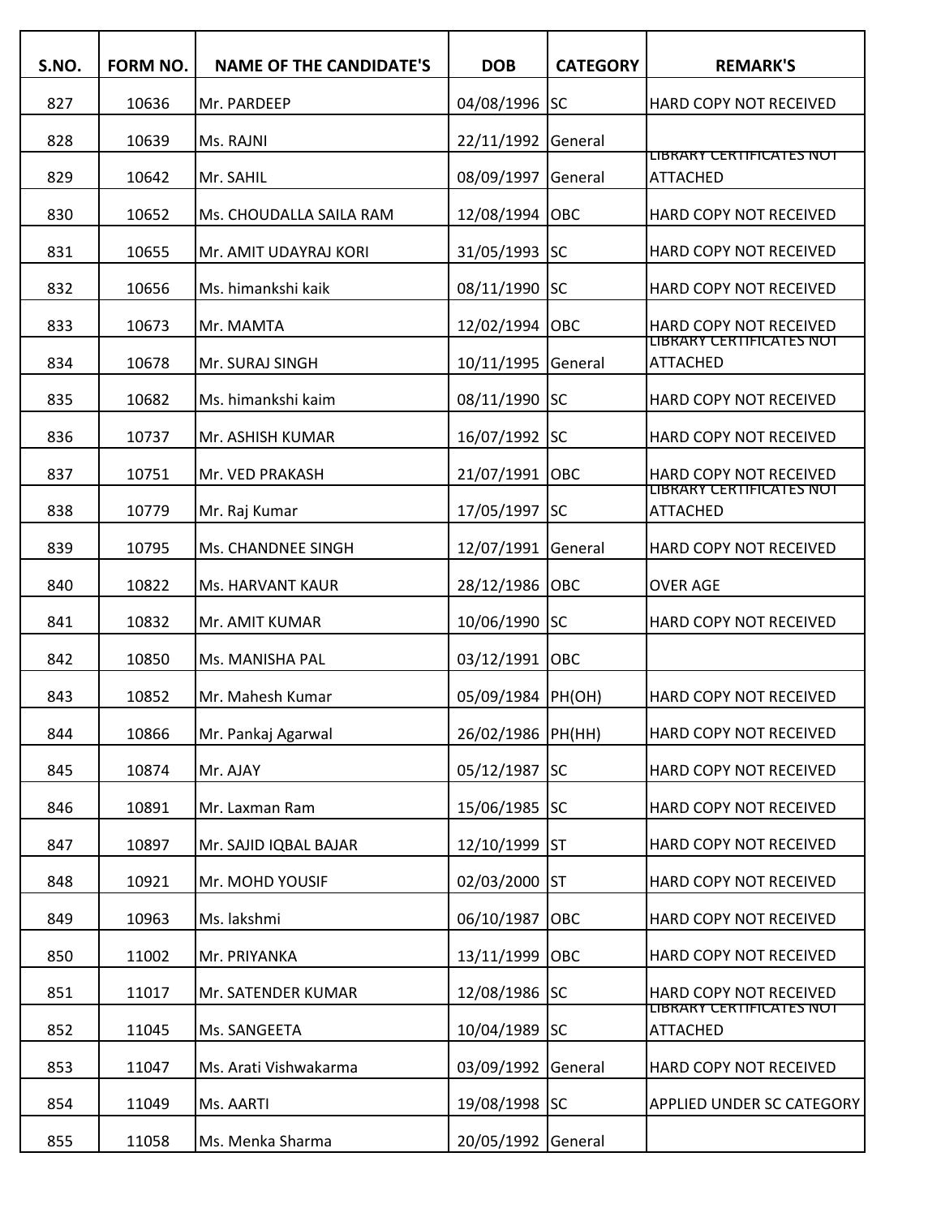| S.NO. | FORM NO. | NAME OF THE CANDIDATE'S | DOB | CATEGORY | REMARK'S |
|---|---|---|---|---|---|
| 827 | 10636 | Mr. PARDEEP | 04/08/1996 | SC | HARD COPY NOT RECEIVED |
| 828 | 10639 | Ms. RAJNI | 22/11/1992 | General | |
| 829 | 10642 | Mr. SAHIL | 08/09/1997 | General | LIBRARY CERTIFICATES NOT ATTACHED |
| 830 | 10652 | Ms. CHOUDALLA SAILA RAM | 12/08/1994 | OBC | HARD COPY NOT RECEIVED |
| 831 | 10655 | Mr. AMIT UDAYRAJ KORI | 31/05/1993 | SC | HARD COPY NOT RECEIVED |
| 832 | 10656 | Ms. himankshi kaik | 08/11/1990 | SC | HARD COPY NOT RECEIVED |
| 833 | 10673 | Mr. MAMTA | 12/02/1994 | OBC | HARD COPY NOT RECEIVED |
| 834 | 10678 | Mr. SURAJ SINGH | 10/11/1995 | General | LIBRARY CERTIFICATES NOT ATTACHED |
| 835 | 10682 | Ms. himankshi kaim | 08/11/1990 | SC | HARD COPY NOT RECEIVED |
| 836 | 10737 | Mr. ASHISH KUMAR | 16/07/1992 | SC | HARD COPY NOT RECEIVED |
| 837 | 10751 | Mr. VED PRAKASH | 21/07/1991 | OBC | HARD COPY NOT RECEIVED |
| 838 | 10779 | Mr. Raj Kumar | 17/05/1997 | SC | LIBRARY CERTIFICATES NOT ATTACHED |
| 839 | 10795 | Ms. CHANDNEE SINGH | 12/07/1991 | General | HARD COPY NOT RECEIVED |
| 840 | 10822 | Ms. HARVANT KAUR | 28/12/1986 | OBC | OVER AGE |
| 841 | 10832 | Mr. AMIT KUMAR | 10/06/1990 | SC | HARD COPY NOT RECEIVED |
| 842 | 10850 | Ms. MANISHA PAL | 03/12/1991 | OBC | |
| 843 | 10852 | Mr. Mahesh Kumar | 05/09/1984 | PH(OH) | HARD COPY NOT RECEIVED |
| 844 | 10866 | Mr. Pankaj Agarwal | 26/02/1986 | PH(HH) | HARD COPY NOT RECEIVED |
| 845 | 10874 | Mr. AJAY | 05/12/1987 | SC | HARD COPY NOT RECEIVED |
| 846 | 10891 | Mr. Laxman Ram | 15/06/1985 | SC | HARD COPY NOT RECEIVED |
| 847 | 10897 | Mr. SAJID IQBAL BAJAR | 12/10/1999 | ST | HARD COPY NOT RECEIVED |
| 848 | 10921 | Mr. MOHD YOUSIF | 02/03/2000 | ST | HARD COPY NOT RECEIVED |
| 849 | 10963 | Ms. lakshmi | 06/10/1987 | OBC | HARD COPY NOT RECEIVED |
| 850 | 11002 | Mr. PRIYANKA | 13/11/1999 | OBC | HARD COPY NOT RECEIVED |
| 851 | 11017 | Mr. SATENDER KUMAR | 12/08/1986 | SC | HARD COPY NOT RECEIVED |
| 852 | 11045 | Ms. SANGEETA | 10/04/1989 | SC | LIBRARY CERTIFICATES NOT ATTACHED |
| 853 | 11047 | Ms. Arati Vishwakarma | 03/09/1992 | General | HARD COPY NOT RECEIVED |
| 854 | 11049 | Ms. AARTI | 19/08/1998 | SC | APPLIED UNDER SC CATEGORY |
| 855 | 11058 | Ms. Menka Sharma | 20/05/1992 | General | |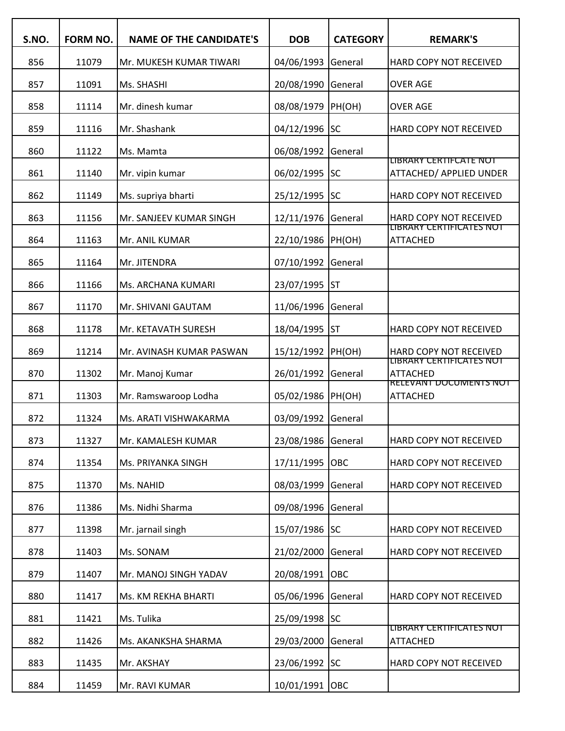| S.NO. | FORM NO. | NAME OF THE CANDIDATE'S | DOB | CATEGORY | REMARK'S |
|---|---|---|---|---|---|
| 856 | 11079 | Mr. MUKESH KUMAR TIWARI | 04/06/1993 | General | HARD COPY NOT RECEIVED |
| 857 | 11091 | Ms. SHASHI | 20/08/1990 | General | OVER AGE |
| 858 | 11114 | Mr. dinesh kumar | 08/08/1979 | PH(OH) | OVER AGE |
| 859 | 11116 | Mr. Shashank | 04/12/1996 | SC | HARD COPY NOT RECEIVED |
| 860 | 11122 | Ms. Mamta | 06/08/1992 | General | |
| 861 | 11140 | Mr. vipin kumar | 06/02/1995 | SC | LIBRARY CERTIFCATE NOT ATTACHED/ APPLIED UNDER |
| 862 | 11149 | Ms. supriya bharti | 25/12/1995 | SC | HARD COPY NOT RECEIVED |
| 863 | 11156 | Mr. SANJEEV KUMAR SINGH | 12/11/1976 | General | HARD COPY NOT RECEIVED |
| 864 | 11163 | Mr. ANIL KUMAR | 22/10/1986 | PH(OH) | LIBRARY CERTIFICATES NOT ATTACHED |
| 865 | 11164 | Mr. JITENDRA | 07/10/1992 | General | |
| 866 | 11166 | Ms. ARCHANA KUMARI | 23/07/1995 | ST | |
| 867 | 11170 | Mr. SHIVANI GAUTAM | 11/06/1996 | General | |
| 868 | 11178 | Mr. KETAVATH SURESH | 18/04/1995 | ST | HARD COPY NOT RECEIVED |
| 869 | 11214 | Mr. AVINASH KUMAR PASWAN | 15/12/1992 | PH(OH) | HARD COPY NOT RECEIVED |
| 870 | 11302 | Mr. Manoj Kumar | 26/01/1992 | General | LIBRARY CERTIFICATES NOT ATTACHED |
| 871 | 11303 | Mr. Ramswaroop Lodha | 05/02/1986 | PH(OH) | RELEVANT DOCUMENTS NOT ATTACHED |
| 872 | 11324 | Ms. ARATI VISHWAKARMA | 03/09/1992 | General | |
| 873 | 11327 | Mr. KAMALESH KUMAR | 23/08/1986 | General | HARD COPY NOT RECEIVED |
| 874 | 11354 | Ms. PRIYANKA SINGH | 17/11/1995 | OBC | HARD COPY NOT RECEIVED |
| 875 | 11370 | Ms. NAHID | 08/03/1999 | General | HARD COPY NOT RECEIVED |
| 876 | 11386 | Ms. Nidhi Sharma | 09/08/1996 | General | |
| 877 | 11398 | Mr. jarnail singh | 15/07/1986 | SC | HARD COPY NOT RECEIVED |
| 878 | 11403 | Ms. SONAM | 21/02/2000 | General | HARD COPY NOT RECEIVED |
| 879 | 11407 | Mr. MANOJ SINGH YADAV | 20/08/1991 | OBC | |
| 880 | 11417 | Ms. KM REKHA BHARTI | 05/06/1996 | General | HARD COPY NOT RECEIVED |
| 881 | 11421 | Ms. Tulika | 25/09/1998 | SC | |
| 882 | 11426 | Ms. AKANKSHA SHARMA | 29/03/2000 | General | LIBRARY CERTIFICATES NOT ATTACHED |
| 883 | 11435 | Mr. AKSHAY | 23/06/1992 | SC | HARD COPY NOT RECEIVED |
| 884 | 11459 | Mr. RAVI KUMAR | 10/01/1991 | OBC | |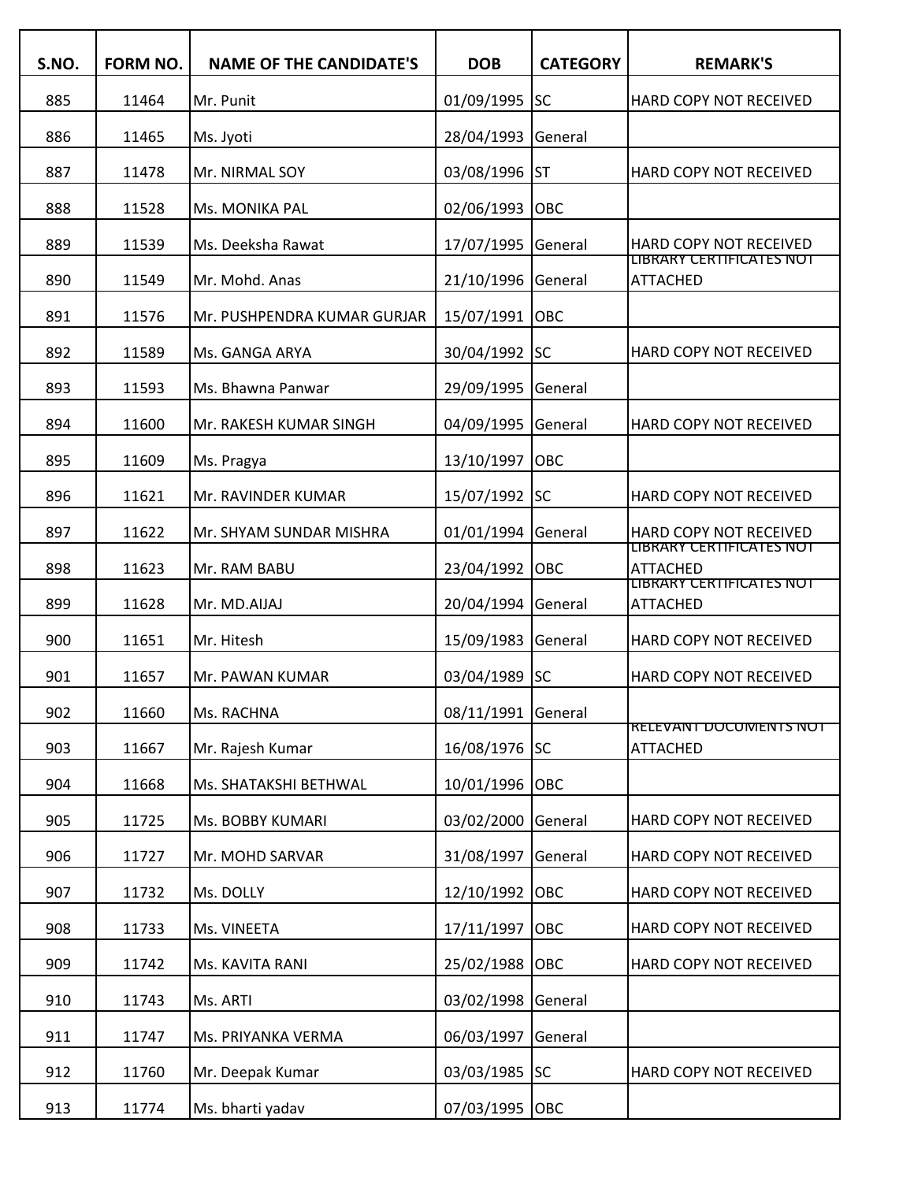| S.NO. | FORM NO. | NAME OF THE CANDIDATE'S | DOB | CATEGORY | REMARK'S |
|---|---|---|---|---|---|
| 885 | 11464 | Mr. Punit | 01/09/1995 | SC | HARD COPY NOT RECEIVED |
| 886 | 11465 | Ms. Jyoti | 28/04/1993 | General | |
| 887 | 11478 | Mr. NIRMAL SOY | 03/08/1996 | ST | HARD COPY NOT RECEIVED |
| 888 | 11528 | Ms. MONIKA PAL | 02/06/1993 | OBC | |
| 889 | 11539 | Ms. Deeksha Rawat | 17/07/1995 | General | HARD COPY NOT RECEIVED |
| 890 | 11549 | Mr. Mohd. Anas | 21/10/1996 | General | LIBRARY CERTIFICATES NOT ATTACHED |
| 891 | 11576 | Mr. PUSHPENDRA KUMAR GURJAR | 15/07/1991 | OBC | |
| 892 | 11589 | Ms. GANGA ARYA | 30/04/1992 | SC | HARD COPY NOT RECEIVED |
| 893 | 11593 | Ms. Bhawna Panwar | 29/09/1995 | General | |
| 894 | 11600 | Mr. RAKESH KUMAR SINGH | 04/09/1995 | General | HARD COPY NOT RECEIVED |
| 895 | 11609 | Ms. Pragya | 13/10/1997 | OBC | |
| 896 | 11621 | Mr. RAVINDER KUMAR | 15/07/1992 | SC | HARD COPY NOT RECEIVED |
| 897 | 11622 | Mr. SHYAM SUNDAR MISHRA | 01/01/1994 | General | HARD COPY NOT RECEIVED |
| 898 | 11623 | Mr. RAM BABU | 23/04/1992 | OBC | LIBRARY CERTIFICATES NOT ATTACHED |
| 899 | 11628 | Mr. MD.AIJAJ | 20/04/1994 | General | LIBRARY CERTIFICATES NOT ATTACHED |
| 900 | 11651 | Mr. Hitesh | 15/09/1983 | General | HARD COPY NOT RECEIVED |
| 901 | 11657 | Mr. PAWAN KUMAR | 03/04/1989 | SC | HARD COPY NOT RECEIVED |
| 902 | 11660 | Ms. RACHNA | 08/11/1991 | General | |
| 903 | 11667 | Mr. Rajesh Kumar | 16/08/1976 | SC | RELEVANT DOCUMENTS NOT ATTACHED |
| 904 | 11668 | Ms. SHATAKSHI BETHWAL | 10/01/1996 | OBC | |
| 905 | 11725 | Ms. BOBBY KUMARI | 03/02/2000 | General | HARD COPY NOT RECEIVED |
| 906 | 11727 | Mr. MOHD SARVAR | 31/08/1997 | General | HARD COPY NOT RECEIVED |
| 907 | 11732 | Ms. DOLLY | 12/10/1992 | OBC | HARD COPY NOT RECEIVED |
| 908 | 11733 | Ms. VINEETA | 17/11/1997 | OBC | HARD COPY NOT RECEIVED |
| 909 | 11742 | Ms. KAVITA RANI | 25/02/1988 | OBC | HARD COPY NOT RECEIVED |
| 910 | 11743 | Ms. ARTI | 03/02/1998 | General | |
| 911 | 11747 | Ms. PRIYANKA VERMA | 06/03/1997 | General | |
| 912 | 11760 | Mr. Deepak Kumar | 03/03/1985 | SC | HARD COPY NOT RECEIVED |
| 913 | 11774 | Ms. bharti yadav | 07/03/1995 | OBC | |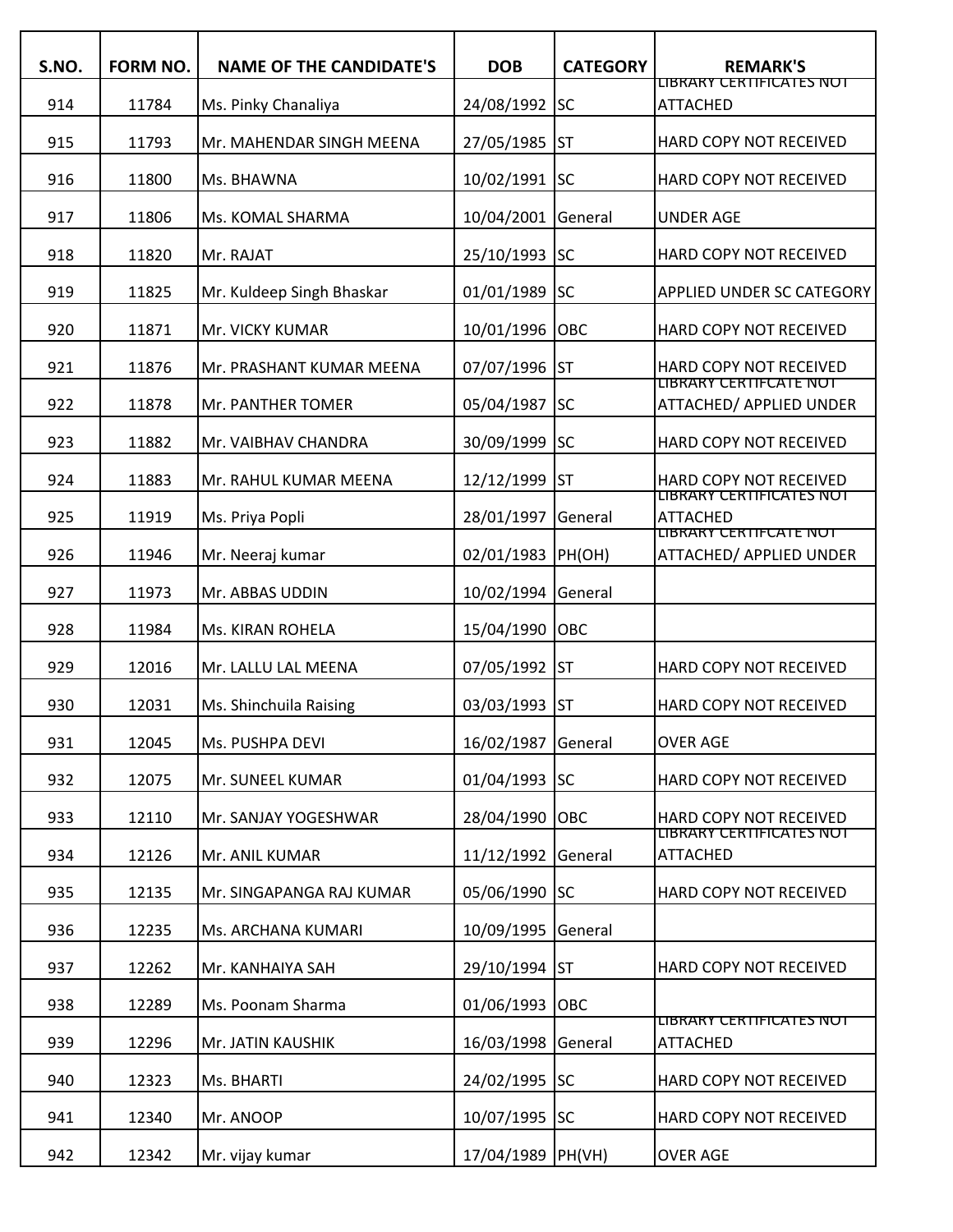| S.NO. | FORM NO. | NAME OF THE CANDIDATE'S | DOB | CATEGORY | REMARK'S |
|---|---|---|---|---|---|
| 914 | 11784 | Ms. Pinky Chanaliya | 24/08/1992 | SC | LIBRARY CERTIFICATES NOT ATTACHED |
| 915 | 11793 | Mr. MAHENDAR SINGH MEENA | 27/05/1985 | ST | HARD COPY NOT RECEIVED |
| 916 | 11800 | Ms. BHAWNA | 10/02/1991 | SC | HARD COPY NOT RECEIVED |
| 917 | 11806 | Ms. KOMAL SHARMA | 10/04/2001 | General | UNDER AGE |
| 918 | 11820 | Mr. RAJAT | 25/10/1993 | SC | HARD COPY NOT RECEIVED |
| 919 | 11825 | Mr. Kuldeep Singh Bhaskar | 01/01/1989 | SC | APPLIED UNDER SC CATEGORY |
| 920 | 11871 | Mr. VICKY KUMAR | 10/01/1996 | OBC | HARD COPY NOT RECEIVED |
| 921 | 11876 | Mr. PRASHANT KUMAR MEENA | 07/07/1996 | ST | HARD COPY NOT RECEIVED |
| 922 | 11878 | Mr. PANTHER TOMER | 05/04/1987 | SC | LIBRARY CERTIFCATE NOT ATTACHED/ APPLIED UNDER |
| 923 | 11882 | Mr. VAIBHAV CHANDRA | 30/09/1999 | SC | HARD COPY NOT RECEIVED |
| 924 | 11883 | Mr. RAHUL KUMAR MEENA | 12/12/1999 | ST | HARD COPY NOT RECEIVED |
| 925 | 11919 | Ms. Priya Popli | 28/01/1997 | General | LIBRARY CERTIFICATES NOT ATTACHED |
| 926 | 11946 | Mr. Neeraj kumar | 02/01/1983 | PH(OH) | LIBRARY CERTIFCATE NOT ATTACHED/ APPLIED UNDER |
| 927 | 11973 | Mr. ABBAS UDDIN | 10/02/1994 | General | |
| 928 | 11984 | Ms. KIRAN ROHELA | 15/04/1990 | OBC | |
| 929 | 12016 | Mr. LALLU LAL MEENA | 07/05/1992 | ST | HARD COPY NOT RECEIVED |
| 930 | 12031 | Ms. Shinchuila Raising | 03/03/1993 | ST | HARD COPY NOT RECEIVED |
| 931 | 12045 | Ms. PUSHPA DEVI | 16/02/1987 | General | OVER AGE |
| 932 | 12075 | Mr. SUNEEL KUMAR | 01/04/1993 | SC | HARD COPY NOT RECEIVED |
| 933 | 12110 | Mr. SANJAY YOGESHWAR | 28/04/1990 | OBC | HARD COPY NOT RECEIVED |
| 934 | 12126 | Mr. ANIL KUMAR | 11/12/1992 | General | LIBRARY CERTIFICATES NOT ATTACHED |
| 935 | 12135 | Mr. SINGAPANGA RAJ KUMAR | 05/06/1990 | SC | HARD COPY NOT RECEIVED |
| 936 | 12235 | Ms. ARCHANA KUMARI | 10/09/1995 | General | |
| 937 | 12262 | Mr. KANHAIYA SAH | 29/10/1994 | ST | HARD COPY NOT RECEIVED |
| 938 | 12289 | Ms. Poonam Sharma | 01/06/1993 | OBC | |
| 939 | 12296 | Mr. JATIN KAUSHIK | 16/03/1998 | General | LIBRARY CERTIFICATES NOT ATTACHED |
| 940 | 12323 | Ms. BHARTI | 24/02/1995 | SC | HARD COPY NOT RECEIVED |
| 941 | 12340 | Mr. ANOOP | 10/07/1995 | SC | HARD COPY NOT RECEIVED |
| 942 | 12342 | Mr. vijay kumar | 17/04/1989 | PH(VH) | OVER AGE |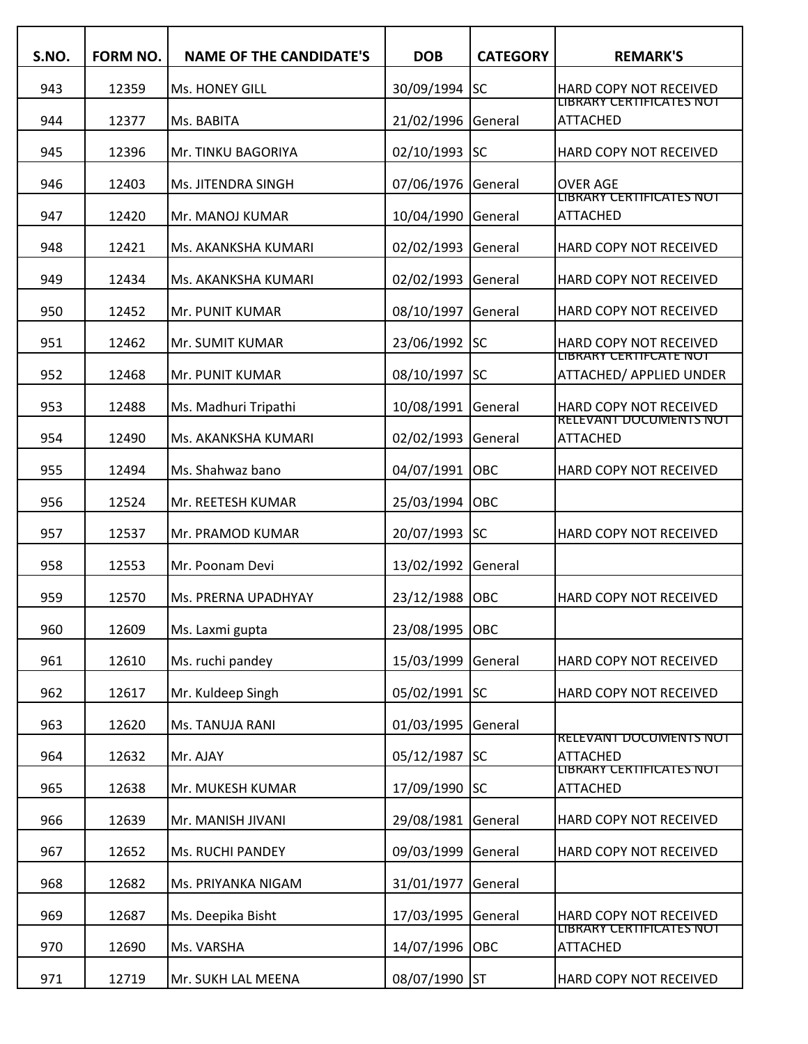| S.NO. | FORM NO. | NAME OF THE CANDIDATE'S | DOB | CATEGORY | REMARK'S |
|---|---|---|---|---|---|
| 943 | 12359 | Ms. HONEY GILL | 30/09/1994 | SC | HARD COPY NOT RECEIVED |
| 944 | 12377 | Ms. BABITA | 21/02/1996 | General | LIBRARY CERTIFICATES NOT ATTACHED |
| 945 | 12396 | Mr. TINKU BAGORIYA | 02/10/1993 | SC | HARD COPY NOT RECEIVED |
| 946 | 12403 | Ms. JITENDRA SINGH | 07/06/1976 | General | OVER AGE |
| 947 | 12420 | Mr. MANOJ KUMAR | 10/04/1990 | General | LIBRARY CERTIFICATES NOT ATTACHED |
| 948 | 12421 | Ms. AKANKSHA KUMARI | 02/02/1993 | General | HARD COPY NOT RECEIVED |
| 949 | 12434 | Ms. AKANKSHA KUMARI | 02/02/1993 | General | HARD COPY NOT RECEIVED |
| 950 | 12452 | Mr. PUNIT KUMAR | 08/10/1997 | General | HARD COPY NOT RECEIVED |
| 951 | 12462 | Mr. SUMIT KUMAR | 23/06/1992 | SC | HARD COPY NOT RECEIVED |
| 952 | 12468 | Mr. PUNIT KUMAR | 08/10/1997 | SC | LIBRARY CERTIFCATE NOT ATTACHED/ APPLIED UNDER |
| 953 | 12488 | Ms. Madhuri Tripathi | 10/08/1991 | General | HARD COPY NOT RECEIVED |
| 954 | 12490 | Ms. AKANKSHA KUMARI | 02/02/1993 | General | RELEVANT DOCUMENTS NOT ATTACHED |
| 955 | 12494 | Ms. Shahwaz bano | 04/07/1991 | OBC | HARD COPY NOT RECEIVED |
| 956 | 12524 | Mr. REETESH KUMAR | 25/03/1994 | OBC | |
| 957 | 12537 | Mr. PRAMOD KUMAR | 20/07/1993 | SC | HARD COPY NOT RECEIVED |
| 958 | 12553 | Mr. Poonam Devi | 13/02/1992 | General | |
| 959 | 12570 | Ms. PRERNA UPADHYAY | 23/12/1988 | OBC | HARD COPY NOT RECEIVED |
| 960 | 12609 | Ms. Laxmi gupta | 23/08/1995 | OBC | |
| 961 | 12610 | Ms. ruchi pandey | 15/03/1999 | General | HARD COPY NOT RECEIVED |
| 962 | 12617 | Mr. Kuldeep Singh | 05/02/1991 | SC | HARD COPY NOT RECEIVED |
| 963 | 12620 | Ms. TANUJA RANI | 01/03/1995 | General | |
| 964 | 12632 | Mr. AJAY | 05/12/1987 | SC | RELEVANT DOCUMENTS NOT ATTACHED |
| 965 | 12638 | Mr. MUKESH KUMAR | 17/09/1990 | SC | LIBRARY CERTIFICATES NOT ATTACHED |
| 966 | 12639 | Mr. MANISH JIVANI | 29/08/1981 | General | HARD COPY NOT RECEIVED |
| 967 | 12652 | Ms. RUCHI PANDEY | 09/03/1999 | General | HARD COPY NOT RECEIVED |
| 968 | 12682 | Ms. PRIYANKA NIGAM | 31/01/1977 | General | |
| 969 | 12687 | Ms. Deepika Bisht | 17/03/1995 | General | HARD COPY NOT RECEIVED |
| 970 | 12690 | Ms. VARSHA | 14/07/1996 | OBC | LIBRARY CERTIFICATES NOT ATTACHED |
| 971 | 12719 | Mr. SUKH LAL MEENA | 08/07/1990 | ST | HARD COPY NOT RECEIVED |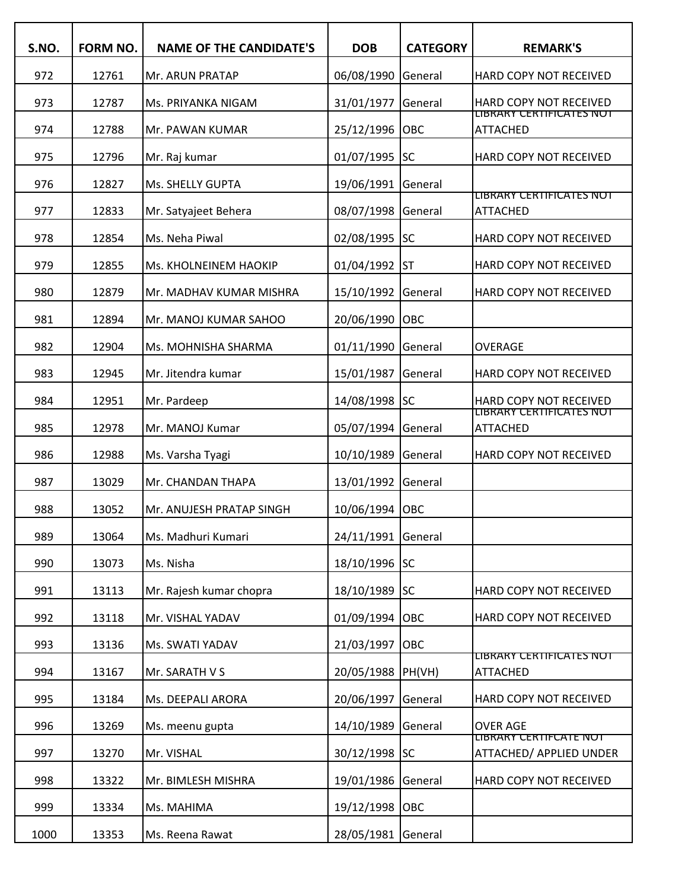| S.NO. | FORM NO. | NAME OF THE CANDIDATE'S | DOB | CATEGORY | REMARK'S |
|---|---|---|---|---|---|
| 972 | 12761 | Mr. ARUN PRATAP | 06/08/1990 | General | HARD COPY NOT RECEIVED |
| 973 | 12787 | Ms. PRIYANKA NIGAM | 31/01/1977 | General | HARD COPY NOT RECEIVED |
| 974 | 12788 | Mr. PAWAN KUMAR | 25/12/1996 | OBC | LIBRARY CERTIFICATES NOT ATTACHED |
| 975 | 12796 | Mr. Raj kumar | 01/07/1995 | SC | HARD COPY NOT RECEIVED |
| 976 | 12827 | Ms. SHELLY GUPTA | 19/06/1991 | General | |
| 977 | 12833 | Mr. Satyajeet Behera | 08/07/1998 | General | LIBRARY CERTIFICATES NOT ATTACHED |
| 978 | 12854 | Ms. Neha Piwal | 02/08/1995 | SC | HARD COPY NOT RECEIVED |
| 979 | 12855 | Ms. KHOLNEINEM HAOKIP | 01/04/1992 | ST | HARD COPY NOT RECEIVED |
| 980 | 12879 | Mr. MADHAV KUMAR MISHRA | 15/10/1992 | General | HARD COPY NOT RECEIVED |
| 981 | 12894 | Mr. MANOJ KUMAR SAHOO | 20/06/1990 | OBC | |
| 982 | 12904 | Ms. MOHNISHA SHARMA | 01/11/1990 | General | OVERAGE |
| 983 | 12945 | Mr. Jitendra kumar | 15/01/1987 | General | HARD COPY NOT RECEIVED |
| 984 | 12951 | Mr. Pardeep | 14/08/1998 | SC | HARD COPY NOT RECEIVED |
| 985 | 12978 | Mr. MANOJ Kumar | 05/07/1994 | General | LIBRARY CERTIFICATES NOT ATTACHED |
| 986 | 12988 | Ms. Varsha Tyagi | 10/10/1989 | General | HARD COPY NOT RECEIVED |
| 987 | 13029 | Mr. CHANDAN THAPA | 13/01/1992 | General | |
| 988 | 13052 | Mr. ANUJESH PRATAP SINGH | 10/06/1994 | OBC | |
| 989 | 13064 | Ms. Madhuri Kumari | 24/11/1991 | General | |
| 990 | 13073 | Ms. Nisha | 18/10/1996 | SC | |
| 991 | 13113 | Mr. Rajesh kumar chopra | 18/10/1989 | SC | HARD COPY NOT RECEIVED |
| 992 | 13118 | Mr. VISHAL YADAV | 01/09/1994 | OBC | HARD COPY NOT RECEIVED |
| 993 | 13136 | Ms. SWATI YADAV | 21/03/1997 | OBC | |
| 994 | 13167 | Mr. SARATH V S | 20/05/1988 | PH(VH) | LIBRARY CERTIFICATES NOT ATTACHED |
| 995 | 13184 | Ms. DEEPALI ARORA | 20/06/1997 | General | HARD COPY NOT RECEIVED |
| 996 | 13269 | Ms. meenu gupta | 14/10/1989 | General | OVER AGE |
| 997 | 13270 | Mr. VISHAL | 30/12/1998 | SC | LIBRARY CERTIFCATE NOT ATTACHED/ APPLIED UNDER |
| 998 | 13322 | Mr. BIMLESH MISHRA | 19/01/1986 | General | HARD COPY NOT RECEIVED |
| 999 | 13334 | Ms. MAHIMA | 19/12/1998 | OBC | |
| 1000 | 13353 | Ms. Reena Rawat | 28/05/1981 | General | |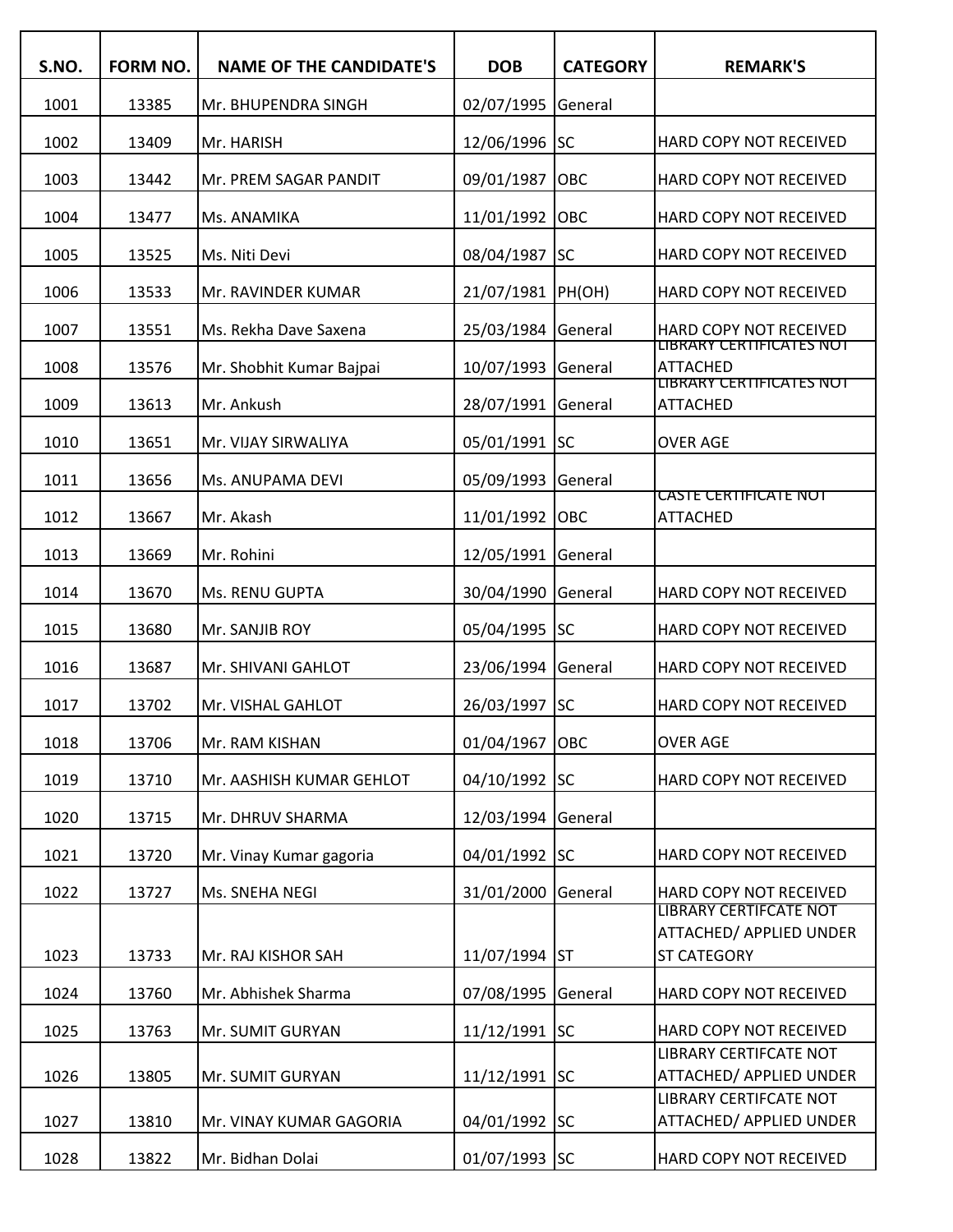| S.NO. | FORM NO. | NAME OF THE CANDIDATE'S | DOB | CATEGORY | REMARK'S |
|---|---|---|---|---|---|
| 1001 | 13385 | Mr. BHUPENDRA SINGH | 02/07/1995 | General | |
| 1002 | 13409 | Mr. HARISH | 12/06/1996 | SC | HARD COPY NOT RECEIVED |
| 1003 | 13442 | Mr. PREM SAGAR PANDIT | 09/01/1987 | OBC | HARD COPY NOT RECEIVED |
| 1004 | 13477 | Ms. ANAMIKA | 11/01/1992 | OBC | HARD COPY NOT RECEIVED |
| 1005 | 13525 | Ms. Niti Devi | 08/04/1987 | SC | HARD COPY NOT RECEIVED |
| 1006 | 13533 | Mr. RAVINDER KUMAR | 21/07/1981 | PH(OH) | HARD COPY NOT RECEIVED |
| 1007 | 13551 | Ms. Rekha Dave Saxena | 25/03/1984 | General | HARD COPY NOT RECEIVED |
| 1008 | 13576 | Mr. Shobhit Kumar Bajpai | 10/07/1993 | General | LIBRARY CERTIFICATES NOT ATTACHED |
| 1009 | 13613 | Mr. Ankush | 28/07/1991 | General | LIBRARY CERTIFICATES NOT ATTACHED |
| 1010 | 13651 | Mr. VIJAY SIRWALIYA | 05/01/1991 | SC | OVER AGE |
| 1011 | 13656 | Ms. ANUPAMA DEVI | 05/09/1993 | General | |
| 1012 | 13667 | Mr. Akash | 11/01/1992 | OBC | CASTE CERTIFICATE NOT ATTACHED |
| 1013 | 13669 | Mr. Rohini | 12/05/1991 | General | |
| 1014 | 13670 | Ms. RENU GUPTA | 30/04/1990 | General | HARD COPY NOT RECEIVED |
| 1015 | 13680 | Mr. SANJIB ROY | 05/04/1995 | SC | HARD COPY NOT RECEIVED |
| 1016 | 13687 | Mr. SHIVANI GAHLOT | 23/06/1994 | General | HARD COPY NOT RECEIVED |
| 1017 | 13702 | Mr. VISHAL GAHLOT | 26/03/1997 | SC | HARD COPY NOT RECEIVED |
| 1018 | 13706 | Mr. RAM KISHAN | 01/04/1967 | OBC | OVER AGE |
| 1019 | 13710 | Mr. AASHISH KUMAR GEHLOT | 04/10/1992 | SC | HARD COPY NOT RECEIVED |
| 1020 | 13715 | Mr. DHRUV SHARMA | 12/03/1994 | General | |
| 1021 | 13720 | Mr. Vinay Kumar gagoria | 04/01/1992 | SC | HARD COPY NOT RECEIVED |
| 1022 | 13727 | Ms. SNEHA NEGI | 31/01/2000 | General | HARD COPY NOT RECEIVED |
| 1023 | 13733 | Mr. RAJ KISHOR SAH | 11/07/1994 | ST | LIBRARY CERTIFCATE NOT ATTACHED/ APPLIED UNDER ST CATEGORY |
| 1024 | 13760 | Mr. Abhishek Sharma | 07/08/1995 | General | HARD COPY NOT RECEIVED |
| 1025 | 13763 | Mr. SUMIT GURYAN | 11/12/1991 | SC | HARD COPY NOT RECEIVED |
| 1026 | 13805 | Mr. SUMIT GURYAN | 11/12/1991 | SC | LIBRARY CERTIFCATE NOT ATTACHED/ APPLIED UNDER |
| 1027 | 13810 | Mr. VINAY KUMAR GAGORIA | 04/01/1992 | SC | LIBRARY CERTIFCATE NOT ATTACHED/ APPLIED UNDER |
| 1028 | 13822 | Mr. Bidhan Dolai | 01/07/1993 | SC | HARD COPY NOT RECEIVED |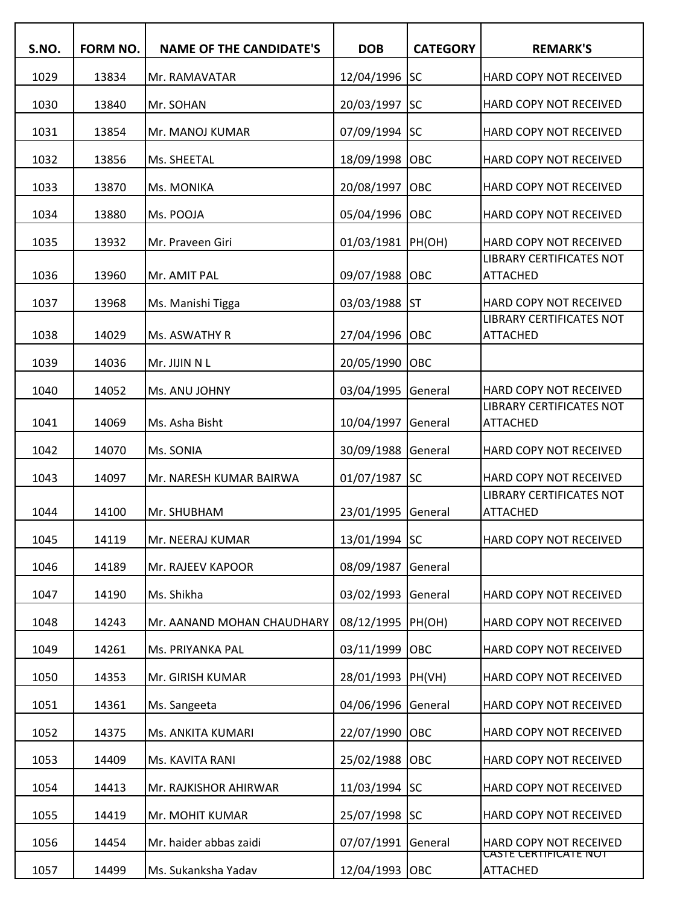| S.NO. | FORM NO. | NAME OF THE CANDIDATE'S | DOB | CATEGORY | REMARK'S |
| --- | --- | --- | --- | --- | --- |
| 1029 | 13834 | Mr. RAMAVATAR | 12/04/1996 | SC | HARD COPY NOT RECEIVED |
| 1030 | 13840 | Mr. SOHAN | 20/03/1997 | SC | HARD COPY NOT RECEIVED |
| 1031 | 13854 | Mr. MANOJ KUMAR | 07/09/1994 | SC | HARD COPY NOT RECEIVED |
| 1032 | 13856 | Ms. SHEETAL | 18/09/1998 | OBC | HARD COPY NOT RECEIVED |
| 1033 | 13870 | Ms. MONIKA | 20/08/1997 | OBC | HARD COPY NOT RECEIVED |
| 1034 | 13880 | Ms. POOJA | 05/04/1996 | OBC | HARD COPY NOT RECEIVED |
| 1035 | 13932 | Mr. Praveen Giri | 01/03/1981 | PH(OH) | HARD COPY NOT RECEIVED |
| 1036 | 13960 | Mr. AMIT PAL | 09/07/1988 | OBC | LIBRARY CERTIFICATES NOT ATTACHED |
| 1037 | 13968 | Ms. Manishi Tigga | 03/03/1988 | ST | HARD COPY NOT RECEIVED |
| 1038 | 14029 | Ms. ASWATHY R | 27/04/1996 | OBC | LIBRARY CERTIFICATES NOT ATTACHED |
| 1039 | 14036 | Mr. JIJIN N L | 20/05/1990 | OBC | |
| 1040 | 14052 | Ms. ANU JOHNY | 03/04/1995 | General | HARD COPY NOT RECEIVED |
| 1041 | 14069 | Ms. Asha Bisht | 10/04/1997 | General | LIBRARY CERTIFICATES NOT ATTACHED |
| 1042 | 14070 | Ms. SONIA | 30/09/1988 | General | HARD COPY NOT RECEIVED |
| 1043 | 14097 | Mr. NARESH KUMAR BAIRWA | 01/07/1987 | SC | HARD COPY NOT RECEIVED |
| 1044 | 14100 | Mr. SHUBHAM | 23/01/1995 | General | LIBRARY CERTIFICATES NOT ATTACHED |
| 1045 | 14119 | Mr. NEERAJ KUMAR | 13/01/1994 | SC | HARD COPY NOT RECEIVED |
| 1046 | 14189 | Mr. RAJEEV KAPOOR | 08/09/1987 | General | |
| 1047 | 14190 | Ms. Shikha | 03/02/1993 | General | HARD COPY NOT RECEIVED |
| 1048 | 14243 | Mr. AANAND MOHAN CHAUDHARY | 08/12/1995 | PH(OH) | HARD COPY NOT RECEIVED |
| 1049 | 14261 | Ms. PRIYANKA PAL | 03/11/1999 | OBC | HARD COPY NOT RECEIVED |
| 1050 | 14353 | Mr. GIRISH KUMAR | 28/01/1993 | PH(VH) | HARD COPY NOT RECEIVED |
| 1051 | 14361 | Ms. Sangeeta | 04/06/1996 | General | HARD COPY NOT RECEIVED |
| 1052 | 14375 | Ms. ANKITA KUMARI | 22/07/1990 | OBC | HARD COPY NOT RECEIVED |
| 1053 | 14409 | Ms. KAVITA RANI | 25/02/1988 | OBC | HARD COPY NOT RECEIVED |
| 1054 | 14413 | Mr. RAJKISHOR AHIRWAR | 11/03/1994 | SC | HARD COPY NOT RECEIVED |
| 1055 | 14419 | Mr. MOHIT KUMAR | 25/07/1998 | SC | HARD COPY NOT RECEIVED |
| 1056 | 14454 | Mr. haider abbas zaidi | 07/07/1991 | General | HARD COPY NOT RECEIVED |
| 1057 | 14499 | Ms. Sukanksha Yadav | 12/04/1993 | OBC | CASTE CERTIFICATE NOT ATTACHED |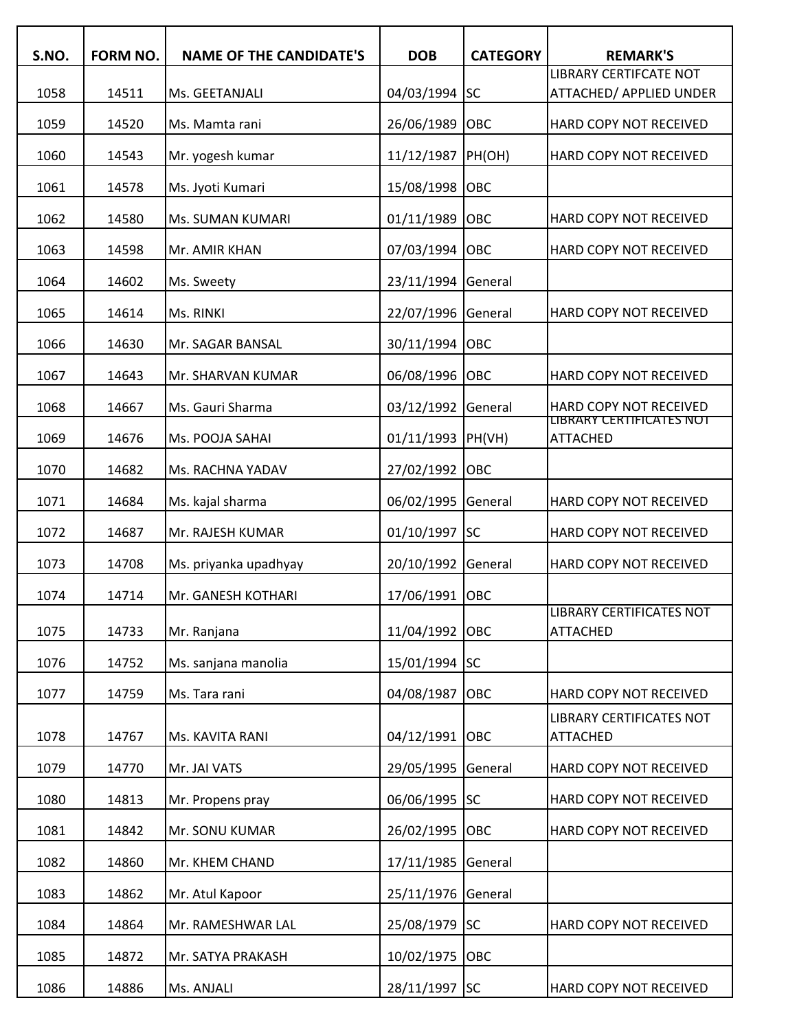| S.NO. | FORM NO. | NAME OF THE CANDIDATE'S | DOB | CATEGORY | REMARK'S |
|---|---|---|---|---|---|
| 1058 | 14511 | Ms. GEETANJALI | 04/03/1994 | SC | LIBRARY CERTIFCATE NOT ATTACHED/ APPLIED UNDER |
| 1059 | 14520 | Ms. Mamta rani | 26/06/1989 | OBC | HARD COPY NOT RECEIVED |
| 1060 | 14543 | Mr. yogesh kumar | 11/12/1987 | PH(OH) | HARD COPY NOT RECEIVED |
| 1061 | 14578 | Ms. Jyoti Kumari | 15/08/1998 | OBC | |
| 1062 | 14580 | Ms. SUMAN KUMARI | 01/11/1989 | OBC | HARD COPY NOT RECEIVED |
| 1063 | 14598 | Mr. AMIR KHAN | 07/03/1994 | OBC | HARD COPY NOT RECEIVED |
| 1064 | 14602 | Ms. Sweety | 23/11/1994 | General | |
| 1065 | 14614 | Ms. RINKI | 22/07/1996 | General | HARD COPY NOT RECEIVED |
| 1066 | 14630 | Mr. SAGAR BANSAL | 30/11/1994 | OBC | |
| 1067 | 14643 | Mr. SHARVAN KUMAR | 06/08/1996 | OBC | HARD COPY NOT RECEIVED |
| 1068 | 14667 | Ms. Gauri Sharma | 03/12/1992 | General | HARD COPY NOT RECEIVED |
| 1069 | 14676 | Ms. POOJA SAHAI | 01/11/1993 | PH(VH) | LIBRARY CERTIFICATES NOT ATTACHED |
| 1070 | 14682 | Ms. RACHNA YADAV | 27/02/1992 | OBC | |
| 1071 | 14684 | Ms. kajal sharma | 06/02/1995 | General | HARD COPY NOT RECEIVED |
| 1072 | 14687 | Mr. RAJESH KUMAR | 01/10/1997 | SC | HARD COPY NOT RECEIVED |
| 1073 | 14708 | Ms. priyanka upadhyay | 20/10/1992 | General | HARD COPY NOT RECEIVED |
| 1074 | 14714 | Mr. GANESH KOTHARI | 17/06/1991 | OBC | |
| 1075 | 14733 | Mr. Ranjana | 11/04/1992 | OBC | LIBRARY CERTIFICATES NOT ATTACHED |
| 1076 | 14752 | Ms. sanjana manolia | 15/01/1994 | SC | |
| 1077 | 14759 | Ms. Tara rani | 04/08/1987 | OBC | HARD COPY NOT RECEIVED |
| 1078 | 14767 | Ms. KAVITA RANI | 04/12/1991 | OBC | LIBRARY CERTIFICATES NOT ATTACHED |
| 1079 | 14770 | Mr. JAI VATS | 29/05/1995 | General | HARD COPY NOT RECEIVED |
| 1080 | 14813 | Mr. Propens pray | 06/06/1995 | SC | HARD COPY NOT RECEIVED |
| 1081 | 14842 | Mr. SONU KUMAR | 26/02/1995 | OBC | HARD COPY NOT RECEIVED |
| 1082 | 14860 | Mr. KHEM CHAND | 17/11/1985 | General | |
| 1083 | 14862 | Mr. Atul Kapoor | 25/11/1976 | General | |
| 1084 | 14864 | Mr. RAMESHWAR LAL | 25/08/1979 | SC | HARD COPY NOT RECEIVED |
| 1085 | 14872 | Mr. SATYA PRAKASH | 10/02/1975 | OBC | |
| 1086 | 14886 | Ms. ANJALI | 28/11/1997 | SC | HARD COPY NOT RECEIVED |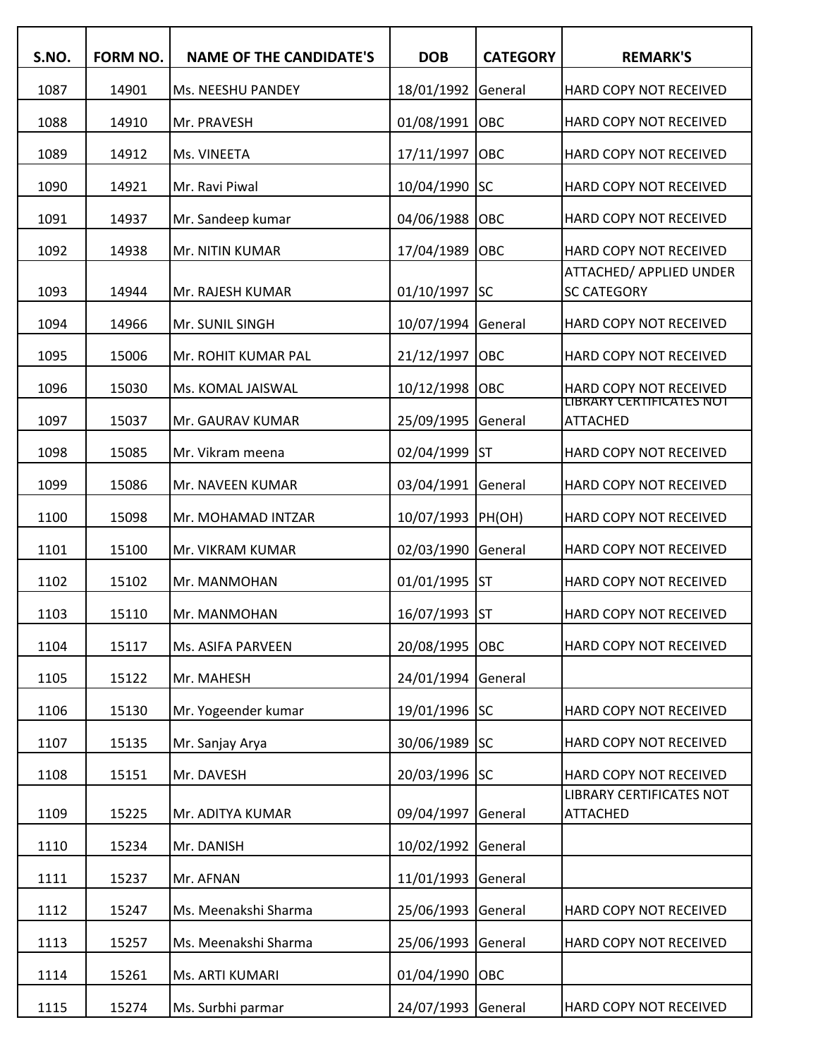| S.NO. | FORM NO. | NAME OF THE CANDIDATE'S | DOB | CATEGORY | REMARK'S |
|---|---|---|---|---|---|
| 1087 | 14901 | Ms. NEESHU PANDEY | 18/01/1992 | General | HARD COPY NOT RECEIVED |
| 1088 | 14910 | Mr. PRAVESH | 01/08/1991 | OBC | HARD COPY NOT RECEIVED |
| 1089 | 14912 | Ms. VINEETA | 17/11/1997 | OBC | HARD COPY NOT RECEIVED |
| 1090 | 14921 | Mr. Ravi Piwal | 10/04/1990 | SC | HARD COPY NOT RECEIVED |
| 1091 | 14937 | Mr. Sandeep kumar | 04/06/1988 | OBC | HARD COPY NOT RECEIVED |
| 1092 | 14938 | Mr. NITIN KUMAR | 17/04/1989 | OBC | HARD COPY NOT RECEIVED |
| 1093 | 14944 | Mr. RAJESH KUMAR | 01/10/1997 | SC | ATTACHED/ APPLIED UNDER SC CATEGORY |
| 1094 | 14966 | Mr. SUNIL SINGH | 10/07/1994 | General | HARD COPY NOT RECEIVED |
| 1095 | 15006 | Mr. ROHIT KUMAR PAL | 21/12/1997 | OBC | HARD COPY NOT RECEIVED |
| 1096 | 15030 | Ms. KOMAL JAISWAL | 10/12/1998 | OBC | HARD COPY NOT RECEIVED |
| 1097 | 15037 | Mr. GAURAV KUMAR | 25/09/1995 | General | LIBRARY CERTIFICATES NOT ATTACHED |
| 1098 | 15085 | Mr. Vikram meena | 02/04/1999 | ST | HARD COPY NOT RECEIVED |
| 1099 | 15086 | Mr. NAVEEN KUMAR | 03/04/1991 | General | HARD COPY NOT RECEIVED |
| 1100 | 15098 | Mr. MOHAMAD INTZAR | 10/07/1993 | PH(OH) | HARD COPY NOT RECEIVED |
| 1101 | 15100 | Mr. VIKRAM KUMAR | 02/03/1990 | General | HARD COPY NOT RECEIVED |
| 1102 | 15102 | Mr. MANMOHAN | 01/01/1995 | ST | HARD COPY NOT RECEIVED |
| 1103 | 15110 | Mr. MANMOHAN | 16/07/1993 | ST | HARD COPY NOT RECEIVED |
| 1104 | 15117 | Ms. ASIFA PARVEEN | 20/08/1995 | OBC | HARD COPY NOT RECEIVED |
| 1105 | 15122 | Mr. MAHESH | 24/01/1994 | General | |
| 1106 | 15130 | Mr. Yogeender kumar | 19/01/1996 | SC | HARD COPY NOT RECEIVED |
| 1107 | 15135 | Mr. Sanjay Arya | 30/06/1989 | SC | HARD COPY NOT RECEIVED |
| 1108 | 15151 | Mr. DAVESH | 20/03/1996 | SC | HARD COPY NOT RECEIVED |
| 1109 | 15225 | Mr. ADITYA KUMAR | 09/04/1997 | General | LIBRARY CERTIFICATES NOT ATTACHED |
| 1110 | 15234 | Mr. DANISH | 10/02/1992 | General | |
| 1111 | 15237 | Mr. AFNAN | 11/01/1993 | General | |
| 1112 | 15247 | Ms. Meenakshi Sharma | 25/06/1993 | General | HARD COPY NOT RECEIVED |
| 1113 | 15257 | Ms. Meenakshi Sharma | 25/06/1993 | General | HARD COPY NOT RECEIVED |
| 1114 | 15261 | Ms. ARTI KUMARI | 01/04/1990 | OBC | |
| 1115 | 15274 | Ms. Surbhi parmar | 24/07/1993 | General | HARD COPY NOT RECEIVED |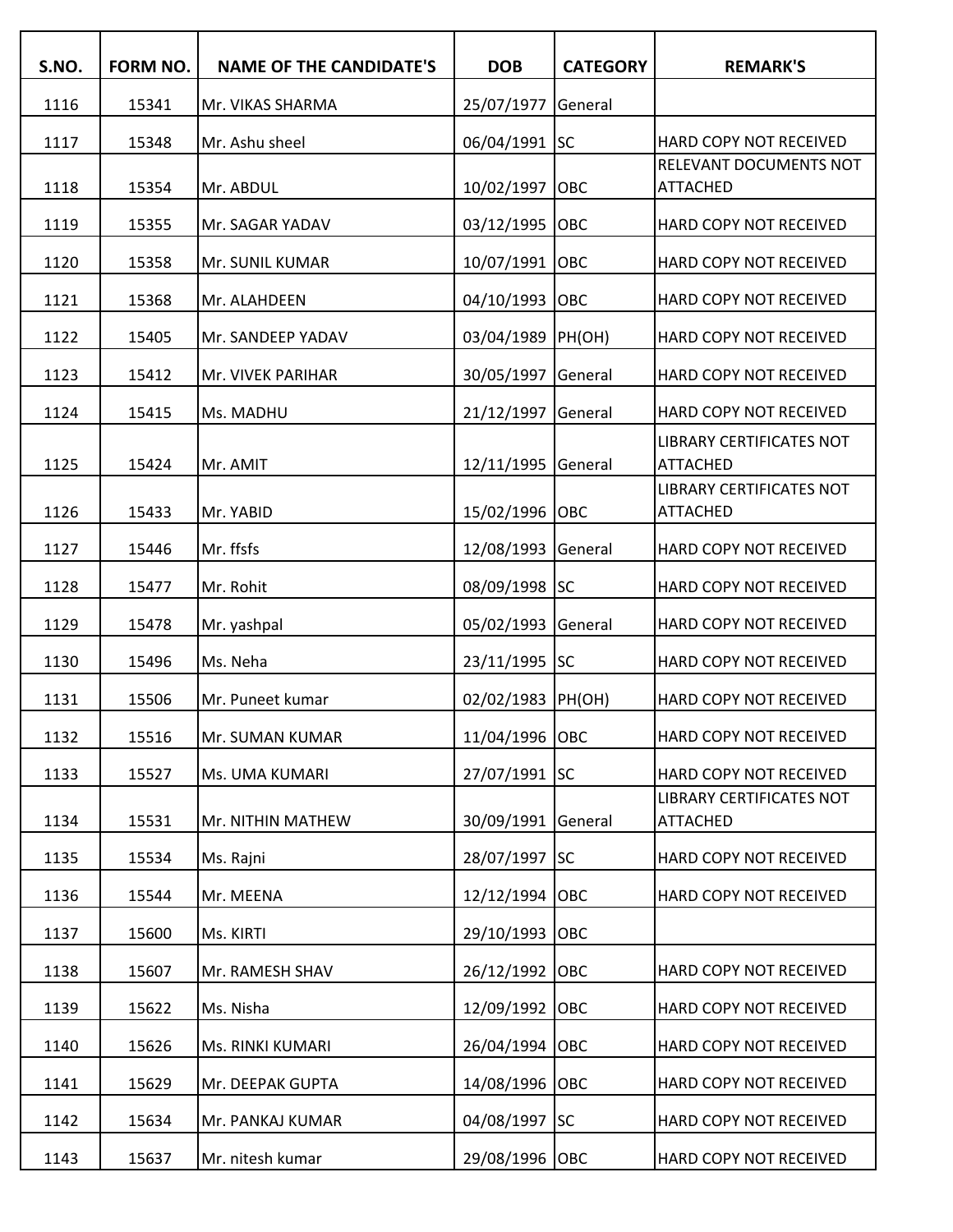| S.NO. | FORM NO. | NAME OF THE CANDIDATE'S | DOB | CATEGORY | REMARK'S |
|---|---|---|---|---|---|
| 1116 | 15341 | Mr. VIKAS SHARMA | 25/07/1977 | General | |
| 1117 | 15348 | Mr. Ashu sheel | 06/04/1991 | SC | HARD COPY NOT RECEIVED |
| 1118 | 15354 | Mr. ABDUL | 10/02/1997 | OBC | RELEVANT DOCUMENTS NOT ATTACHED |
| 1119 | 15355 | Mr. SAGAR YADAV | 03/12/1995 | OBC | HARD COPY NOT RECEIVED |
| 1120 | 15358 | Mr. SUNIL KUMAR | 10/07/1991 | OBC | HARD COPY NOT RECEIVED |
| 1121 | 15368 | Mr. ALAHDEEN | 04/10/1993 | OBC | HARD COPY NOT RECEIVED |
| 1122 | 15405 | Mr. SANDEEP YADAV | 03/04/1989 | PH(OH) | HARD COPY NOT RECEIVED |
| 1123 | 15412 | Mr. VIVEK PARIHAR | 30/05/1997 | General | HARD COPY NOT RECEIVED |
| 1124 | 15415 | Ms. MADHU | 21/12/1997 | General | HARD COPY NOT RECEIVED |
| 1125 | 15424 | Mr. AMIT | 12/11/1995 | General | LIBRARY CERTIFICATES NOT ATTACHED |
| 1126 | 15433 | Mr. YABID | 15/02/1996 | OBC | LIBRARY CERTIFICATES NOT ATTACHED |
| 1127 | 15446 | Mr. ffsfs | 12/08/1993 | General | HARD COPY NOT RECEIVED |
| 1128 | 15477 | Mr. Rohit | 08/09/1998 | SC | HARD COPY NOT RECEIVED |
| 1129 | 15478 | Mr. yashpal | 05/02/1993 | General | HARD COPY NOT RECEIVED |
| 1130 | 15496 | Ms. Neha | 23/11/1995 | SC | HARD COPY NOT RECEIVED |
| 1131 | 15506 | Mr. Puneet kumar | 02/02/1983 | PH(OH) | HARD COPY NOT RECEIVED |
| 1132 | 15516 | Mr. SUMAN KUMAR | 11/04/1996 | OBC | HARD COPY NOT RECEIVED |
| 1133 | 15527 | Ms. UMA KUMARI | 27/07/1991 | SC | HARD COPY NOT RECEIVED |
| 1134 | 15531 | Mr. NITHIN MATHEW | 30/09/1991 | General | LIBRARY CERTIFICATES NOT ATTACHED |
| 1135 | 15534 | Ms. Rajni | 28/07/1997 | SC | HARD COPY NOT RECEIVED |
| 1136 | 15544 | Mr. MEENA | 12/12/1994 | OBC | HARD COPY NOT RECEIVED |
| 1137 | 15600 | Ms. KIRTI | 29/10/1993 | OBC | |
| 1138 | 15607 | Mr. RAMESH SHAV | 26/12/1992 | OBC | HARD COPY NOT RECEIVED |
| 1139 | 15622 | Ms. Nisha | 12/09/1992 | OBC | HARD COPY NOT RECEIVED |
| 1140 | 15626 | Ms. RINKI KUMARI | 26/04/1994 | OBC | HARD COPY NOT RECEIVED |
| 1141 | 15629 | Mr. DEEPAK GUPTA | 14/08/1996 | OBC | HARD COPY NOT RECEIVED |
| 1142 | 15634 | Mr. PANKAJ KUMAR | 04/08/1997 | SC | HARD COPY NOT RECEIVED |
| 1143 | 15637 | Mr. nitesh kumar | 29/08/1996 | OBC | HARD COPY NOT RECEIVED |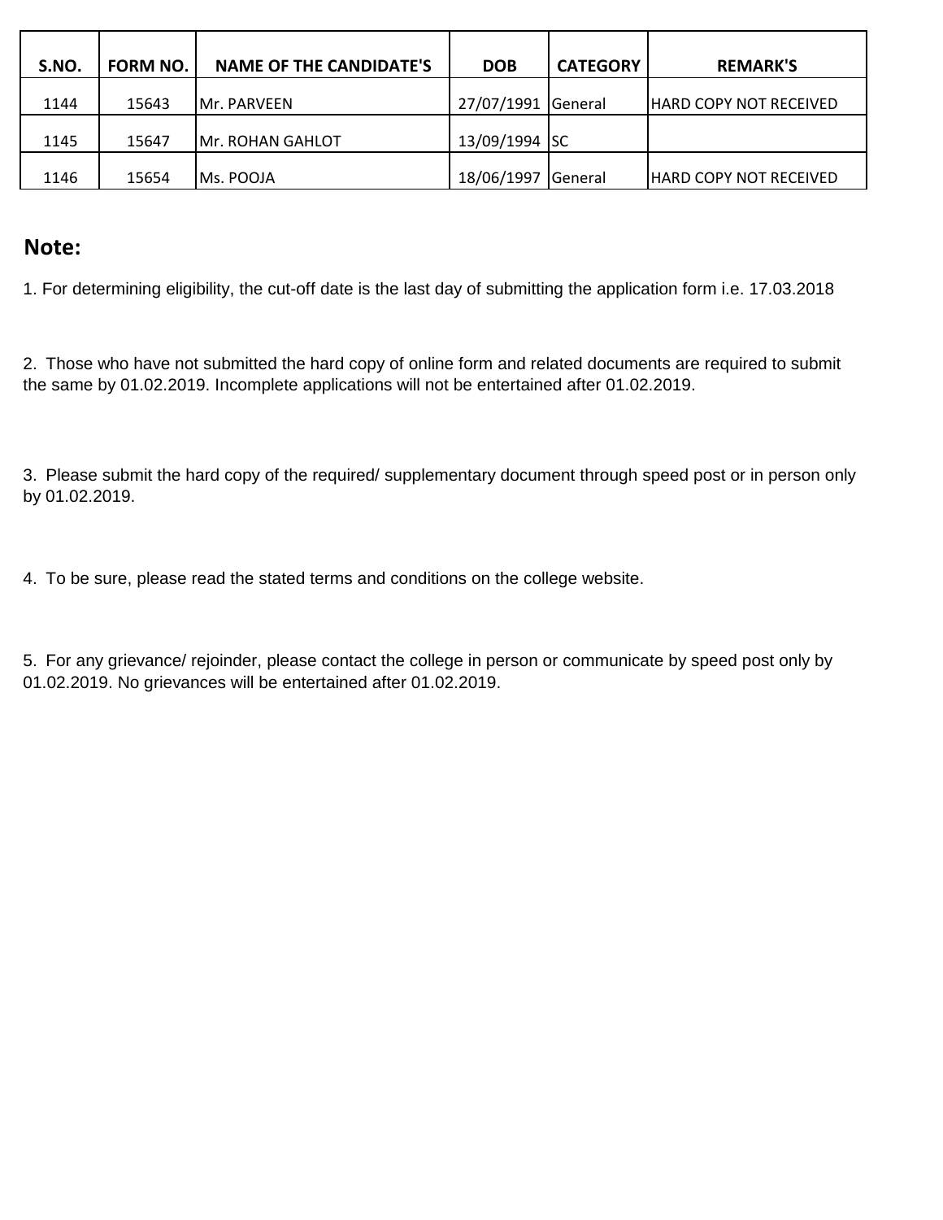| S.NO. | FORM NO. | NAME OF THE CANDIDATE'S | DOB | CATEGORY | REMARK'S |
|---|---|---|---|---|---|
| 1144 | 15643 | Mr. PARVEEN | 27/07/1991 | General | HARD COPY NOT RECEIVED |
| 1145 | 15647 | Mr. ROHAN GAHLOT | 13/09/1994 | SC | |
| 1146 | 15654 | Ms. POOJA | 18/06/1997 | General | HARD COPY NOT RECEIVED |

## Note:

1. For determining eligibility, the cut-off date is the last day of submitting the application form i.e. 17.03.2018

2. Those who have not submitted the hard copy of online form and related documents are required to submit the same by 01.02.2019. Incomplete applications will not be entertained after 01.02.2019.

3. Please submit the hard copy of the required/ supplementary document through speed post or in person only by 01.02.2019.

4. To be sure, please read the stated terms and conditions on the college website.

5. For any grievance/ rejoinder, please contact the college in person or communicate by speed post only by 01.02.2019. No grievances will be entertained after 01.02.2019.